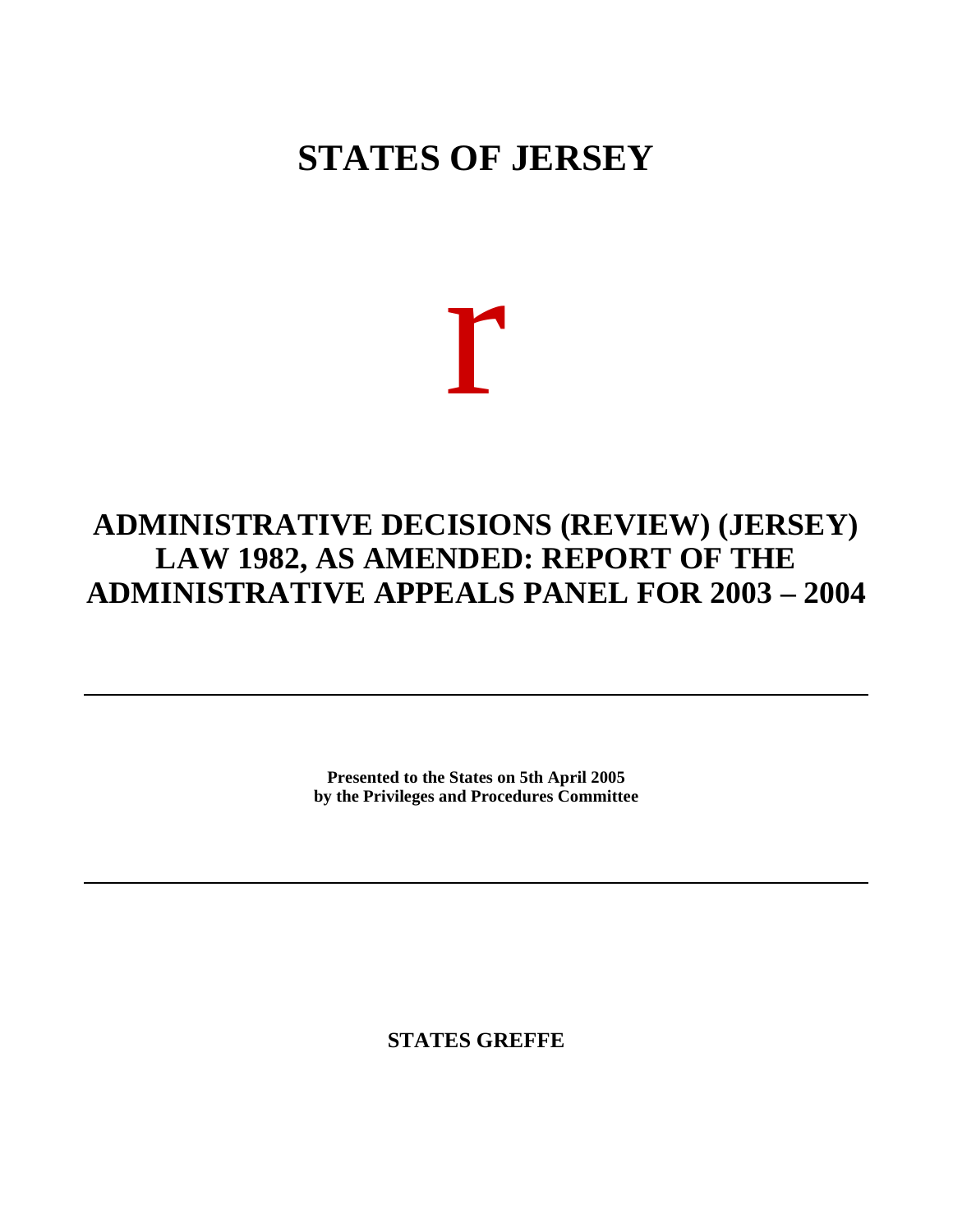# STATES OF JERSEY

r

# ADMINISTRATIVE DECISIONS (REVIEW) (JERSEY) LAW 1982, AS AMENDED: REPORT OF THE ADMINISTRATIVE APPEALS PANEL FOR 2003 – 2004

---

**Presented to the States on 5th April 2005**
**by the Privileges and Procedures Committee**

---

**STATES GREFFE**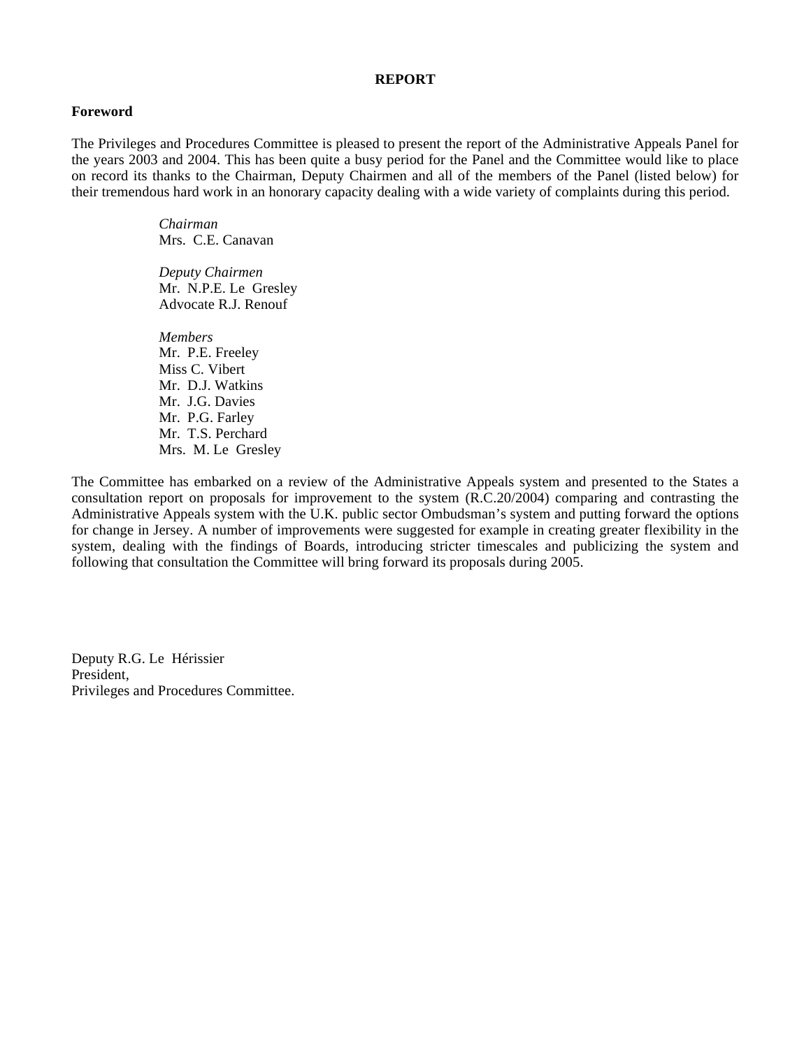## REPORT

### Foreword

The Privileges and Procedures Committee is pleased to present the report of the Administrative Appeals Panel for the years 2003 and 2004. This has been quite a busy period for the Panel and the Committee would like to place on record its thanks to the Chairman, Deputy Chairmen and all of the members of the Panel (listed below) for their tremendous hard work in an honorary capacity dealing with a wide variety of complaints during this period.

*Chairman*
Mrs. C.E. Canavan

*Deputy Chairmen*
Mr. N.P.E. Le Gresley
Advocate R.J. Renouf

*Members*
Mr. P.E. Freeley
Miss C. Vibert
Mr. D.J. Watkins
Mr. J.G. Davies
Mr. P.G. Farley
Mr. T.S. Perchard
Mrs. M. Le Gresley

The Committee has embarked on a review of the Administrative Appeals system and presented to the States a consultation report on proposals for improvement to the system (R.C.20/2004) comparing and contrasting the Administrative Appeals system with the U.K. public sector Ombudsman's system and putting forward the options for change in Jersey. A number of improvements were suggested for example in creating greater flexibility in the system, dealing with the findings of Boards, introducing stricter timescales and publicizing the system and following that consultation the Committee will bring forward its proposals during 2005.

Deputy R.G. Le Hérissier
President,
Privileges and Procedures Committee.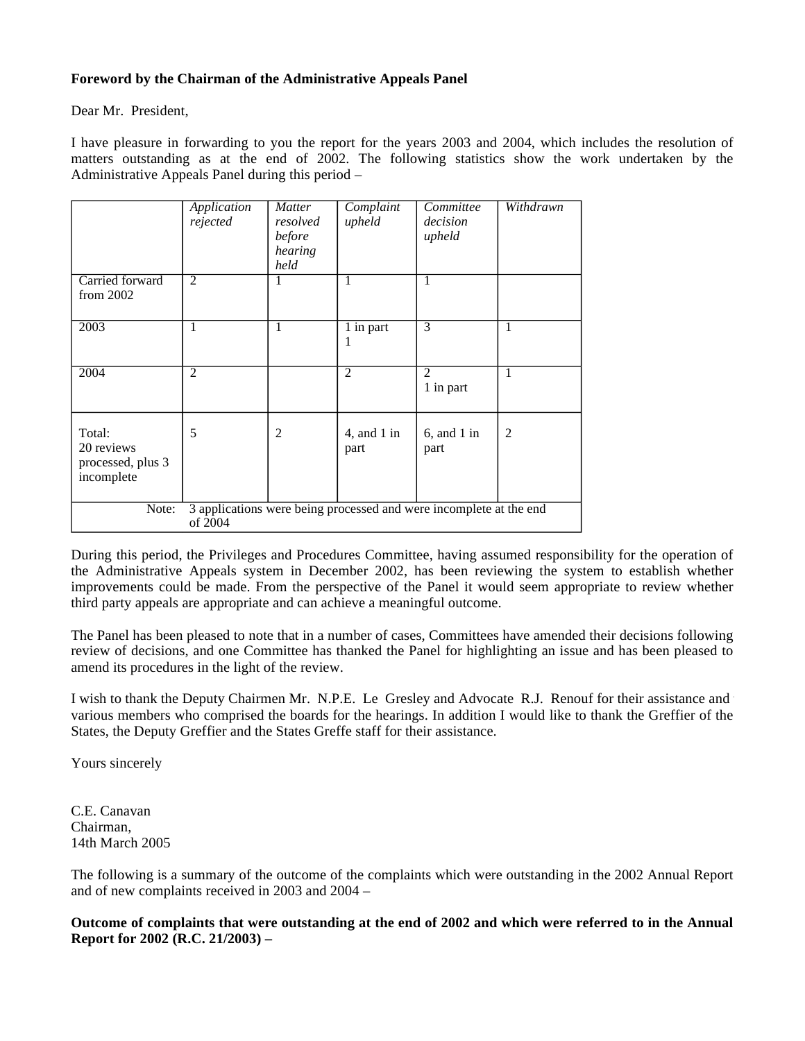**Foreword by the Chairman of the Administrative Appeals Panel**

Dear Mr. President,

I have pleasure in forwarding to you the report for the years 2003 and 2004, which includes the resolution of matters outstanding as at the end of 2002. The following statistics show the work undertaken by the Administrative Appeals Panel during this period –

| | *Application rejected* | *Matter resolved before hearing held* | *Complaint upheld* | *Committee decision upheld* | *Withdrawn* |
|---|---|---|---|---|---|
| Carried forward from 2002 | 2 | 1 | 1 | 1 | |
| 2003 | 1 | 1 | 1 in part<br>1 | 3 | 1 |
| 2004 | 2 | | 2 | 2<br>1 in part | 1 |
| Total:<br>20 reviews processed, plus 3 incomplete | 5 | 2 | 4, and 1 in part | 6, and 1 in part | 2 |
| Note: | 3 applications were being processed and were incomplete at the end of 2004 | | | | |

During this period, the Privileges and Procedures Committee, having assumed responsibility for the operation of the Administrative Appeals system in December 2002, has been reviewing the system to establish whether improvements could be made. From the perspective of the Panel it would seem appropriate to review whether third party appeals are appropriate and can achieve a meaningful outcome.

The Panel has been pleased to note that in a number of cases, Committees have amended their decisions following review of decisions, and one Committee has thanked the Panel for highlighting an issue and has been pleased to amend its procedures in the light of the review.

I wish to thank the Deputy Chairmen Mr. N.P.E. Le Gresley and Advocate R.J. Renouf for their assistance and the various members who comprised the boards for the hearings. In addition I would like to thank the Greffier of the States, the Deputy Greffier and the States Greffe staff for their assistance.

Yours sincerely

C.E. Canavan
Chairman,
14th March 2005

The following is a summary of the outcome of the complaints which were outstanding in the 2002 Annual Report and of new complaints received in 2003 and 2004 –

**Outcome of complaints that were outstanding at the end of 2002 and which were referred to in the Annual Report for 2002 (R.C. 21/2003) –**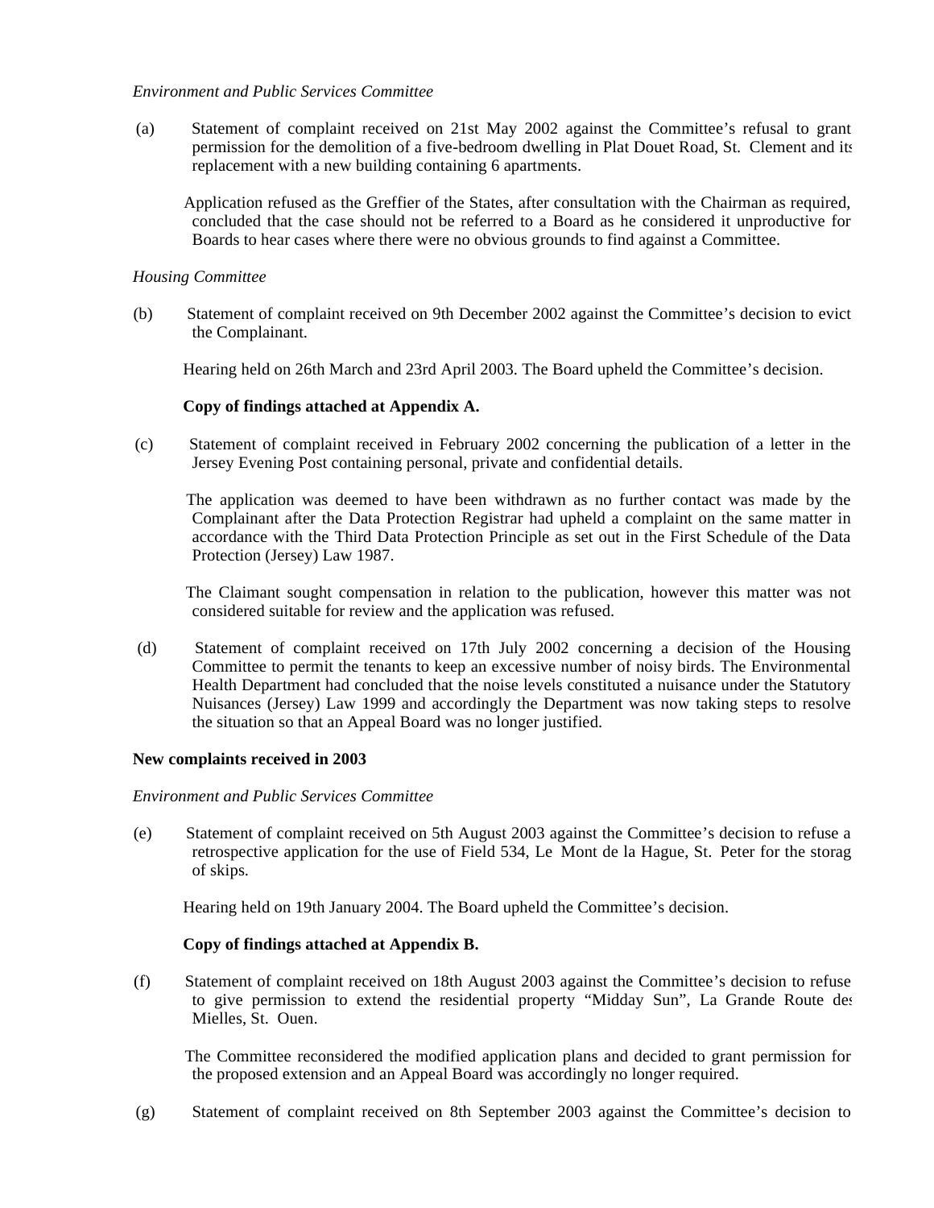*Environment and Public Services Committee*

(a) Statement of complaint received on 21st May 2002 against the Committee's refusal to grant permission for the demolition of a five-bedroom dwelling in Plat Douet Road, St. Clement and its replacement with a new building containing 6 apartments.

Application refused as the Greffier of the States, after consultation with the Chairman as required, concluded that the case should not be referred to a Board as he considered it unproductive for Boards to hear cases where there were no obvious grounds to find against a Committee.

*Housing Committee*

(b) Statement of complaint received on 9th December 2002 against the Committee's decision to evict the Complainant.

Hearing held on 26th March and 23rd April 2003. The Board upheld the Committee's decision.

**Copy of findings attached at Appendix A.**

(c) Statement of complaint received in February 2002 concerning the publication of a letter in the Jersey Evening Post containing personal, private and confidential details.

The application was deemed to have been withdrawn as no further contact was made by the Complainant after the Data Protection Registrar had upheld a complaint on the same matter in accordance with the Third Data Protection Principle as set out in the First Schedule of the Data Protection (Jersey) Law 1987.

The Claimant sought compensation in relation to the publication, however this matter was not considered suitable for review and the application was refused.

(d) Statement of complaint received on 17th July 2002 concerning a decision of the Housing Committee to permit the tenants to keep an excessive number of noisy birds. The Environmental Health Department had concluded that the noise levels constituted a nuisance under the Statutory Nuisances (Jersey) Law 1999 and accordingly the Department was now taking steps to resolve the situation so that an Appeal Board was no longer justified.

**New complaints received in 2003**

*Environment and Public Services Committee*

(e) Statement of complaint received on 5th August 2003 against the Committee's decision to refuse a retrospective application for the use of Field 534, Le Mont de la Hague, St. Peter for the storag of skips.

Hearing held on 19th January 2004. The Board upheld the Committee's decision.

**Copy of findings attached at Appendix B.**

(f) Statement of complaint received on 18th August 2003 against the Committee's decision to refuse to give permission to extend the residential property "Midday Sun", La Grande Route des Mielles, St. Ouen.

The Committee reconsidered the modified application plans and decided to grant permission for the proposed extension and an Appeal Board was accordingly no longer required.

(g) Statement of complaint received on 8th September 2003 against the Committee's decision to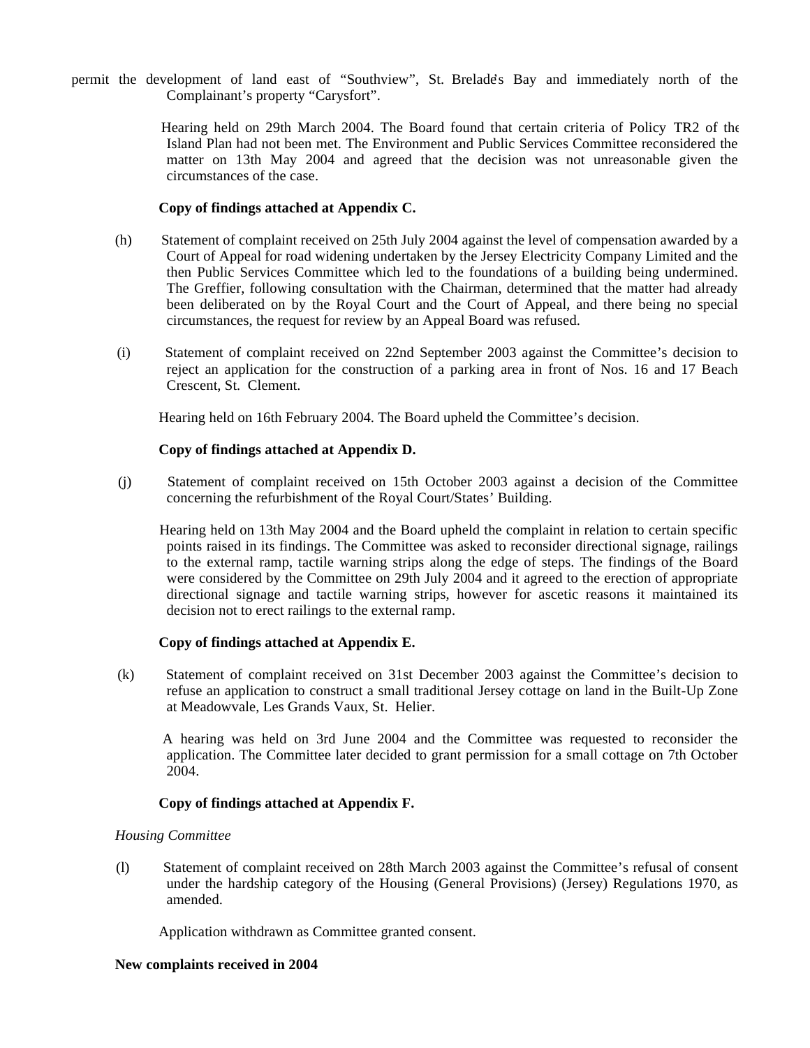permit the development of land east of "Southview", St. Brelade's Bay and immediately north of the Complainant's property "Carysfort".

Hearing held on 29th March 2004. The Board found that certain criteria of Policy TR2 of the Island Plan had not been met. The Environment and Public Services Committee reconsidered the matter on 13th May 2004 and agreed that the decision was not unreasonable given the circumstances of the case.

**Copy of findings attached at Appendix C.**

(h) Statement of complaint received on 25th July 2004 against the level of compensation awarded by a Court of Appeal for road widening undertaken by the Jersey Electricity Company Limited and the then Public Services Committee which led to the foundations of a building being undermined. The Greffier, following consultation with the Chairman, determined that the matter had already been deliberated on by the Royal Court and the Court of Appeal, and there being no special circumstances, the request for review by an Appeal Board was refused.

(i) Statement of complaint received on 22nd September 2003 against the Committee's decision to reject an application for the construction of a parking area in front of Nos. 16 and 17 Beach Crescent, St. Clement.

Hearing held on 16th February 2004. The Board upheld the Committee's decision.

**Copy of findings attached at Appendix D.**

(j) Statement of complaint received on 15th October 2003 against a decision of the Committee concerning the refurbishment of the Royal Court/States' Building.

Hearing held on 13th May 2004 and the Board upheld the complaint in relation to certain specific points raised in its findings. The Committee was asked to reconsider directional signage, railings to the external ramp, tactile warning strips along the edge of steps. The findings of the Board were considered by the Committee on 29th July 2004 and it agreed to the erection of appropriate directional signage and tactile warning strips, however for ascetic reasons it maintained its decision not to erect railings to the external ramp.

**Copy of findings attached at Appendix E.**

(k) Statement of complaint received on 31st December 2003 against the Committee's decision to refuse an application to construct a small traditional Jersey cottage on land in the Built-Up Zone at Meadowvale, Les Grands Vaux, St. Helier.

A hearing was held on 3rd June 2004 and the Committee was requested to reconsider the application. The Committee later decided to grant permission for a small cottage on 7th October 2004.

**Copy of findings attached at Appendix F.**

*Housing Committee*

(l) Statement of complaint received on 28th March 2003 against the Committee's refusal of consent under the hardship category of the Housing (General Provisions) (Jersey) Regulations 1970, as amended.

Application withdrawn as Committee granted consent.

**New complaints received in 2004**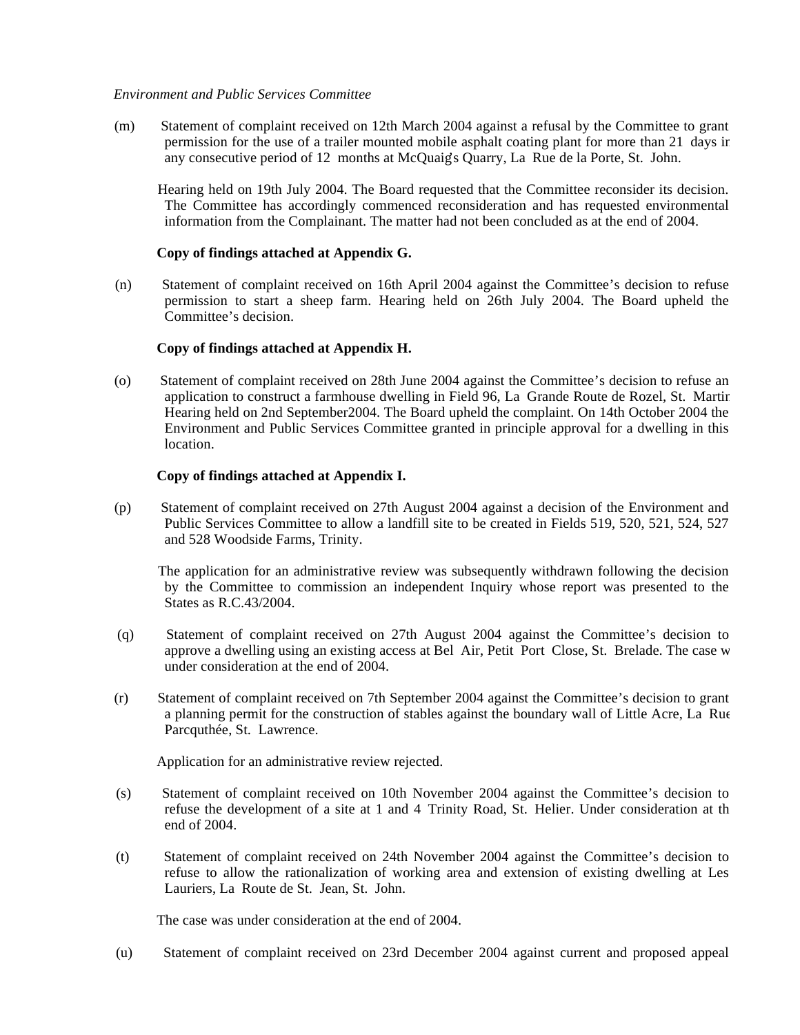*Environment and Public Services Committee*

(m) Statement of complaint received on 12th March 2004 against a refusal by the Committee to grant permission for the use of a trailer mounted mobile asphalt coating plant for more than 21 days in any consecutive period of 12 months at McQuaig's Quarry, La Rue de la Porte, St. John.

Hearing held on 19th July 2004. The Board requested that the Committee reconsider its decision. The Committee has accordingly commenced reconsideration and has requested environmental information from the Complainant. The matter had not been concluded as at the end of 2004.

**Copy of findings attached at Appendix G.**

(n) Statement of complaint received on 16th April 2004 against the Committee's decision to refuse permission to start a sheep farm. Hearing held on 26th July 2004. The Board upheld the Committee's decision.

**Copy of findings attached at Appendix H.**

(o) Statement of complaint received on 28th June 2004 against the Committee's decision to refuse an application to construct a farmhouse dwelling in Field 96, La Grande Route de Rozel, St. Martin. Hearing held on 2nd September2004. The Board upheld the complaint. On 14th October 2004 the Environment and Public Services Committee granted in principle approval for a dwelling in this location.

**Copy of findings attached at Appendix I.**

(p) Statement of complaint received on 27th August 2004 against a decision of the Environment and Public Services Committee to allow a landfill site to be created in Fields 519, 520, 521, 524, 527 and 528 Woodside Farms, Trinity.

The application for an administrative review was subsequently withdrawn following the decision by the Committee to commission an independent Inquiry whose report was presented to the States as R.C.43/2004.

(q) Statement of complaint received on 27th August 2004 against the Committee's decision to approve a dwelling using an existing access at Bel Air, Petit Port Close, St. Brelade. The case was under consideration at the end of 2004.

(r) Statement of complaint received on 7th September 2004 against the Committee's decision to grant a planning permit for the construction of stables against the boundary wall of Little Acre, La Rue Parcquthée, St. Lawrence.

Application for an administrative review rejected.

(s) Statement of complaint received on 10th November 2004 against the Committee's decision to refuse the development of a site at 1 and 4 Trinity Road, St. Helier. Under consideration at the end of 2004.

(t) Statement of complaint received on 24th November 2004 against the Committee's decision to refuse to allow the rationalization of working area and extension of existing dwelling at Les Lauriers, La Route de St. Jean, St. John.

The case was under consideration at the end of 2004.

(u) Statement of complaint received on 23rd December 2004 against current and proposed appeal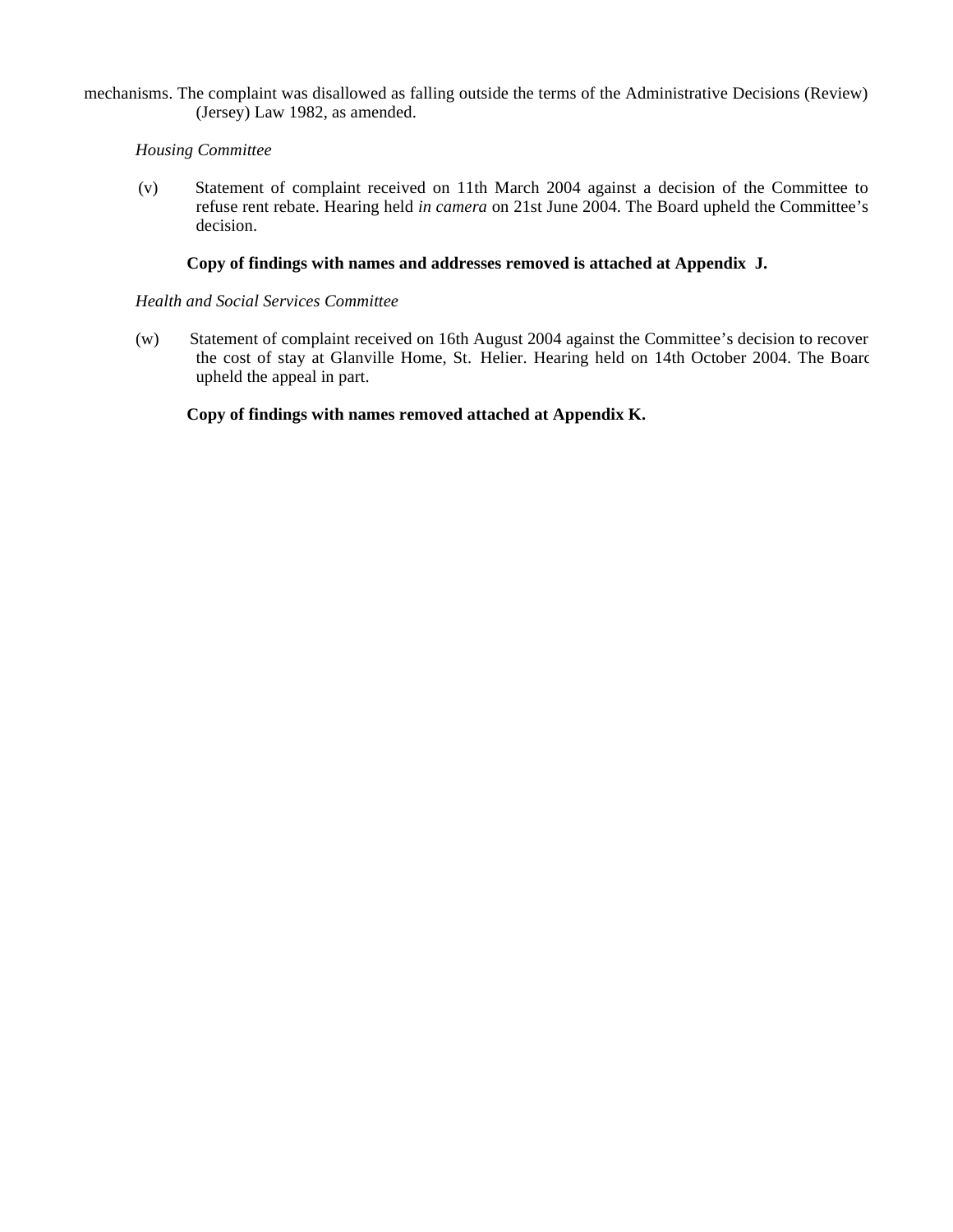mechanisms. The complaint was disallowed as falling outside the terms of the Administrative Decisions (Review) (Jersey) Law 1982, as amended.

*Housing Committee*

(v) Statement of complaint received on 11th March 2004 against a decision of the Committee to refuse rent rebate. Hearing held *in camera* on 21st June 2004. The Board upheld the Committee's decision.

**Copy of findings with names and addresses removed is attached at Appendix J.**

*Health and Social Services Committee*

(w) Statement of complaint received on 16th August 2004 against the Committee's decision to recover the cost of stay at Glanville Home, St. Helier. Hearing held on 14th October 2004. The Board upheld the appeal in part.

**Copy of findings with names removed attached at Appendix K.**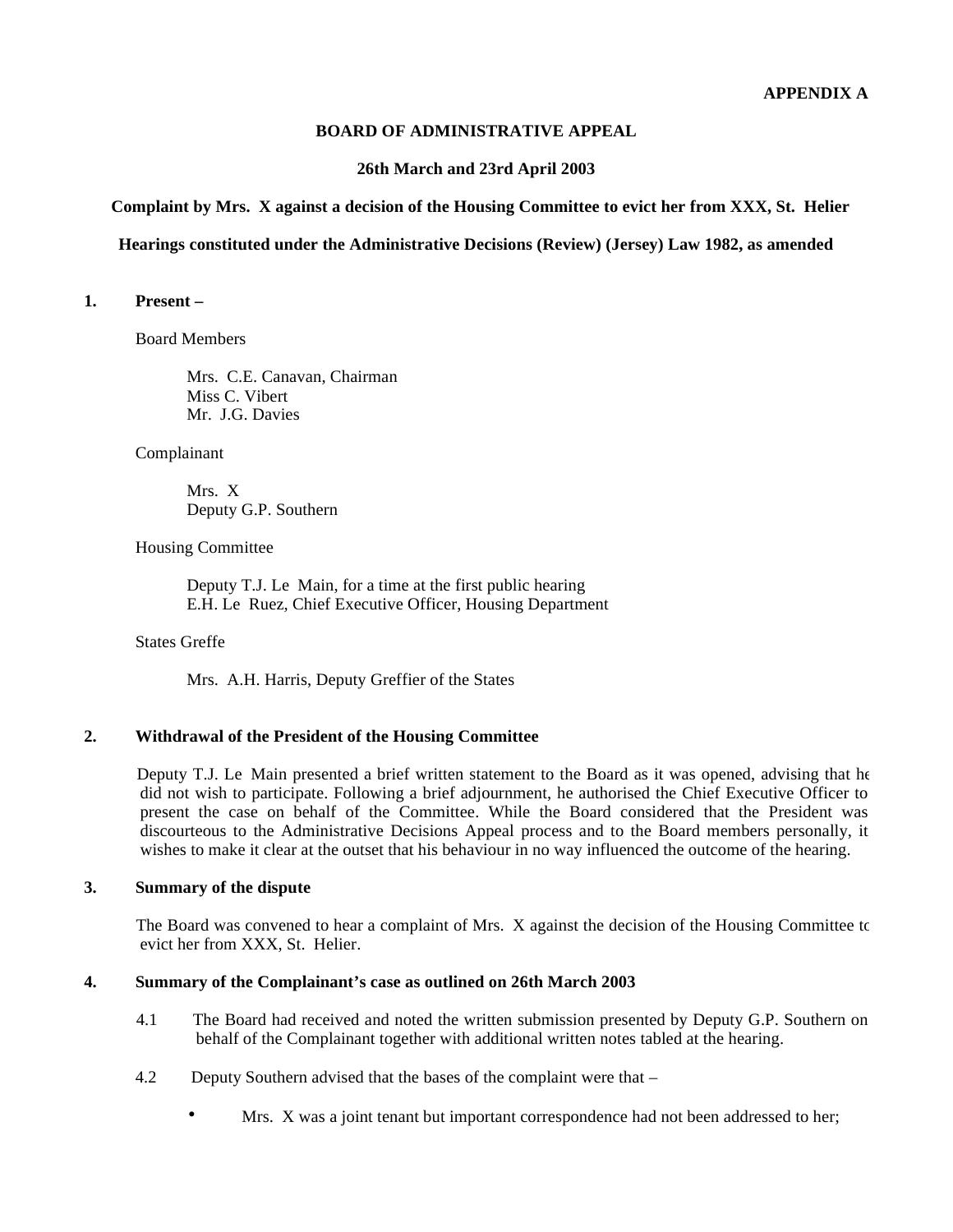**APPENDIX A**

**BOARD OF ADMINISTRATIVE APPEAL**

**26th March and 23rd April 2003**

**Complaint by Mrs. X against a decision of the Housing Committee to evict her from XXX, St. Helier**

**Hearings constituted under the Administrative Decisions (Review) (Jersey) Law 1982, as amended**

**1. Present –**

Board Members

Mrs. C.E. Canavan, Chairman
Miss C. Vibert
Mr. J.G. Davies

Complainant

Mrs. X
Deputy G.P. Southern

Housing Committee

Deputy T.J. Le Main, for a time at the first public hearing
E.H. Le Ruez, Chief Executive Officer, Housing Department

States Greffe

Mrs. A.H. Harris, Deputy Greffier of the States

**2. Withdrawal of the President of the Housing Committee**

Deputy T.J. Le Main presented a brief written statement to the Board as it was opened, advising that he did not wish to participate. Following a brief adjournment, he authorised the Chief Executive Officer to present the case on behalf of the Committee. While the Board considered that the President was discourteous to the Administrative Decisions Appeal process and to the Board members personally, it wishes to make it clear at the outset that his behaviour in no way influenced the outcome of the hearing.

**3. Summary of the dispute**

The Board was convened to hear a complaint of Mrs. X against the decision of the Housing Committee to evict her from XXX, St. Helier.

**4. Summary of the Complainant's case as outlined on 26th March 2003**

4.1 The Board had received and noted the written submission presented by Deputy G.P. Southern on behalf of the Complainant together with additional written notes tabled at the hearing.

4.2 Deputy Southern advised that the bases of the complaint were that –

- Mrs. X was a joint tenant but important correspondence had not been addressed to her;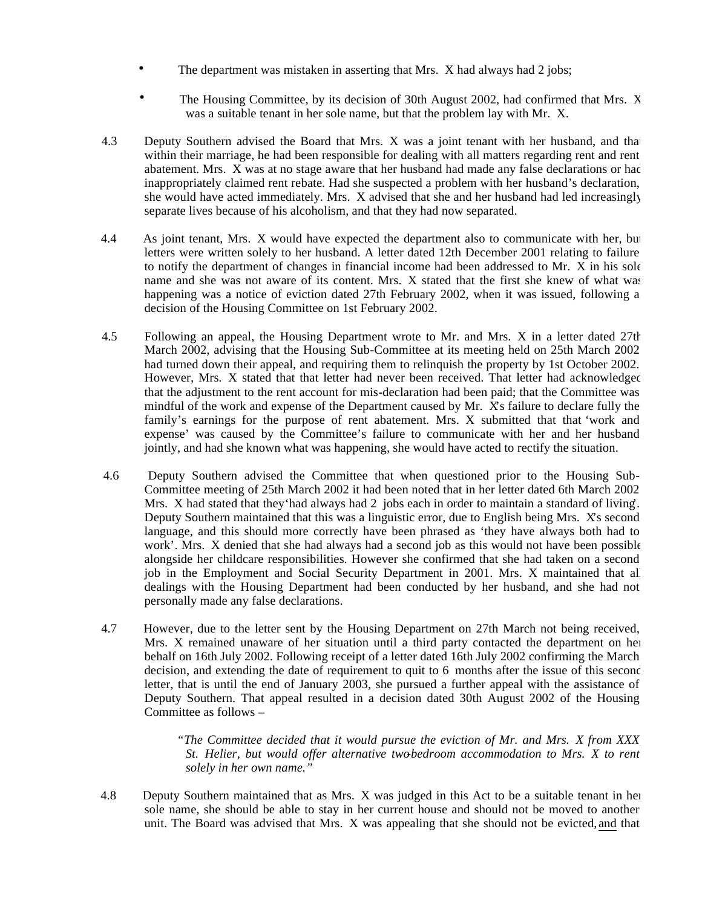- The department was mistaken in asserting that Mrs. X had always had 2 jobs;
- The Housing Committee, by its decision of 30th August 2002, had confirmed that Mrs. X was a suitable tenant in her sole name, but that the problem lay with Mr. X.

4.3 Deputy Southern advised the Board that Mrs. X was a joint tenant with her husband, and that within their marriage, he had been responsible for dealing with all matters regarding rent and rent abatement. Mrs. X was at no stage aware that her husband had made any false declarations or had inappropriately claimed rent rebate. Had she suspected a problem with her husband's declaration, she would have acted immediately. Mrs. X advised that she and her husband had led increasingly separate lives because of his alcoholism, and that they had now separated.

4.4 As joint tenant, Mrs. X would have expected the department also to communicate with her, but letters were written solely to her husband. A letter dated 12th December 2001 relating to failure to notify the department of changes in financial income had been addressed to Mr. X in his sole name and she was not aware of its content. Mrs. X stated that the first she knew of what was happening was a notice of eviction dated 27th February 2002, when it was issued, following a decision of the Housing Committee on 1st February 2002.

4.5 Following an appeal, the Housing Department wrote to Mr. and Mrs. X in a letter dated 27th March 2002, advising that the Housing Sub-Committee at its meeting held on 25th March 2002 had turned down their appeal, and requiring them to relinquish the property by 1st October 2002. However, Mrs. X stated that that letter had never been received. That letter had acknowledged that the adjustment to the rent account for mis-declaration had been paid; that the Committee was mindful of the work and expense of the Department caused by Mr. X's failure to declare fully the family's earnings for the purpose of rent abatement. Mrs. X submitted that that 'work and expense' was caused by the Committee's failure to communicate with her and her husband jointly, and had she known what was happening, she would have acted to rectify the situation.

4.6 Deputy Southern advised the Committee that when questioned prior to the Housing Sub-Committee meeting of 25th March 2002 it had been noted that in her letter dated 6th March 2002 Mrs. X had stated that they 'had always had 2 jobs each in order to maintain a standard of living'. Deputy Southern maintained that this was a linguistic error, due to English being Mrs. X's second language, and this should more correctly have been phrased as 'they have always both had to work'. Mrs. X denied that she had always had a second job as this would not have been possible alongside her childcare responsibilities. However she confirmed that she had taken on a second job in the Employment and Social Security Department in 2001. Mrs. X maintained that all dealings with the Housing Department had been conducted by her husband, and she had not personally made any false declarations.

4.7 However, due to the letter sent by the Housing Department on 27th March not being received, Mrs. X remained unaware of her situation until a third party contacted the department on her behalf on 16th July 2002. Following receipt of a letter dated 16th July 2002 confirming the March decision, and extending the date of requirement to quit to 6 months after the issue of this second letter, that is until the end of January 2003, she pursued a further appeal with the assistance of Deputy Southern. That appeal resulted in a decision dated 30th August 2002 of the Housing Committee as follows –

> *"The Committee decided that it would pursue the eviction of Mr. and Mrs. X from XXX St. Helier, but would offer alternative two-bedroom accommodation to Mrs. X to rent solely in her own name."*

4.8 Deputy Southern maintained that as Mrs. X was judged in this Act to be a suitable tenant in her sole name, she should be able to stay in her current house and should not be moved to another unit. The Board was advised that Mrs. X was appealing that she should not be evicted, and that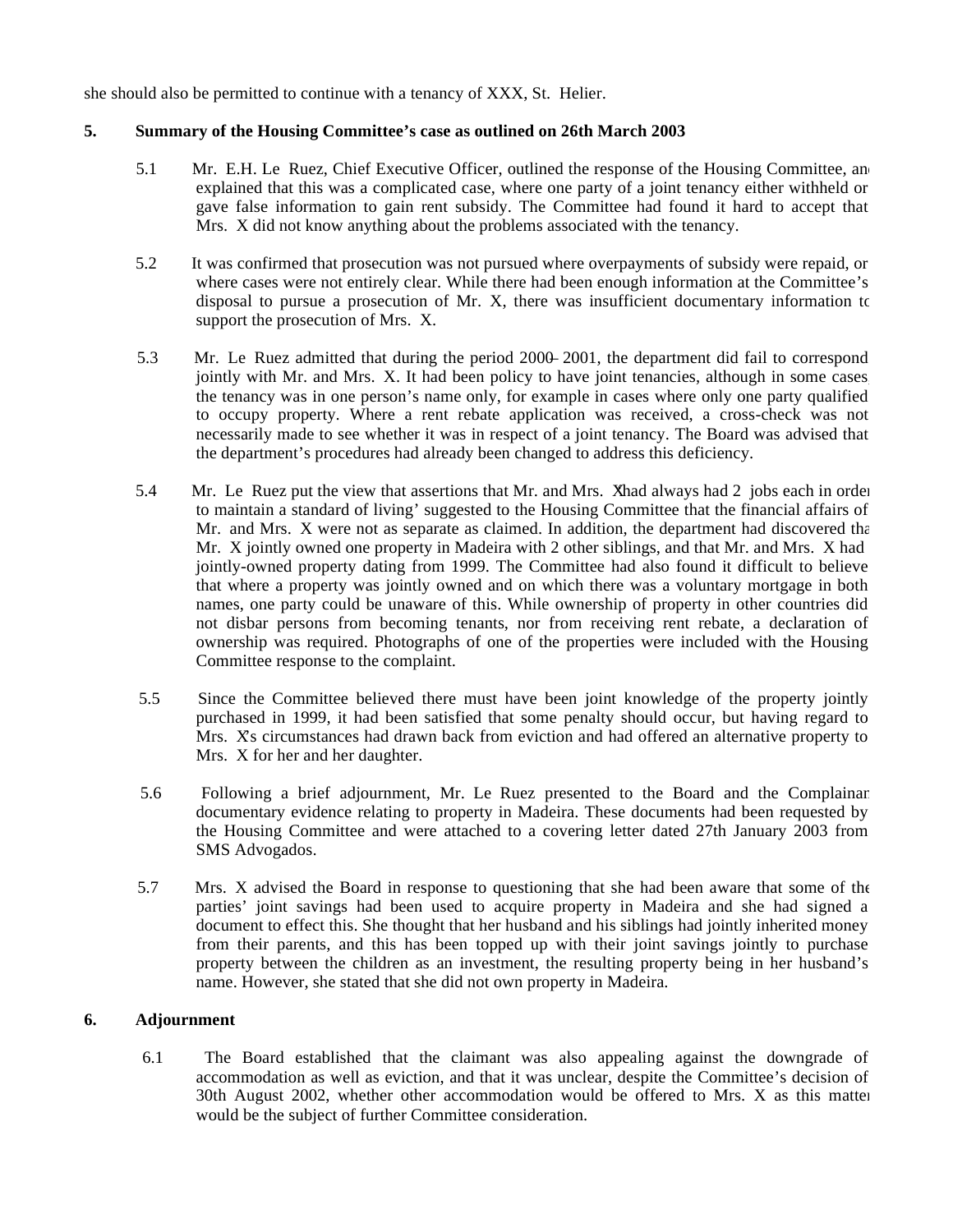she should also be permitted to continue with a tenancy of XXX, St. Helier.

**5. Summary of the Housing Committee's case as outlined on 26th March 2003**

5.1 Mr. E.H. Le Ruez, Chief Executive Officer, outlined the response of the Housing Committee, and explained that this was a complicated case, where one party of a joint tenancy either withheld or gave false information to gain rent subsidy. The Committee had found it hard to accept that Mrs. X did not know anything about the problems associated with the tenancy.

5.2 It was confirmed that prosecution was not pursued where overpayments of subsidy were repaid, or where cases were not entirely clear. While there had been enough information at the Committee's disposal to pursue a prosecution of Mr. X, there was insufficient documentary information to support the prosecution of Mrs. X.

5.3 Mr. Le Ruez admitted that during the period 2000–2001, the department did fail to correspond jointly with Mr. and Mrs. X. It had been policy to have joint tenancies, although in some cases the tenancy was in one person's name only, for example in cases where only one party qualified to occupy property. Where a rent rebate application was received, a cross-check was not necessarily made to see whether it was in respect of a joint tenancy. The Board was advised that the department's procedures had already been changed to address this deficiency.

5.4 Mr. Le Ruez put the view that assertions that Mr. and Mrs. X had always had 2 jobs each in order to maintain a standard of living' suggested to the Housing Committee that the financial affairs of Mr. and Mrs. X were not as separate as claimed. In addition, the department had discovered that Mr. X jointly owned one property in Madeira with 2 other siblings, and that Mr. and Mrs. X had jointly-owned property dating from 1999. The Committee had also found it difficult to believe that where a property was jointly owned and on which there was a voluntary mortgage in both names, one party could be unaware of this. While ownership of property in other countries did not disbar persons from becoming tenants, nor from receiving rent rebate, a declaration of ownership was required. Photographs of one of the properties were included with the Housing Committee response to the complaint.

5.5 Since the Committee believed there must have been joint knowledge of the property jointly purchased in 1999, it had been satisfied that some penalty should occur, but having regard to Mrs. X's circumstances had drawn back from eviction and had offered an alternative property to Mrs. X for her and her daughter.

5.6 Following a brief adjournment, Mr. Le Ruez presented to the Board and the Complainant documentary evidence relating to property in Madeira. These documents had been requested by the Housing Committee and were attached to a covering letter dated 27th January 2003 from SMS Advogados.

5.7 Mrs. X advised the Board in response to questioning that she had been aware that some of the parties' joint savings had been used to acquire property in Madeira and she had signed a document to effect this. She thought that her husband and his siblings had jointly inherited money from their parents, and this has been topped up with their joint savings jointly to purchase property between the children as an investment, the resulting property being in her husband's name. However, she stated that she did not own property in Madeira.

**6. Adjournment**

6.1 The Board established that the claimant was also appealing against the downgrade of accommodation as well as eviction, and that it was unclear, despite the Committee's decision of 30th August 2002, whether other accommodation would be offered to Mrs. X as this matter would be the subject of further Committee consideration.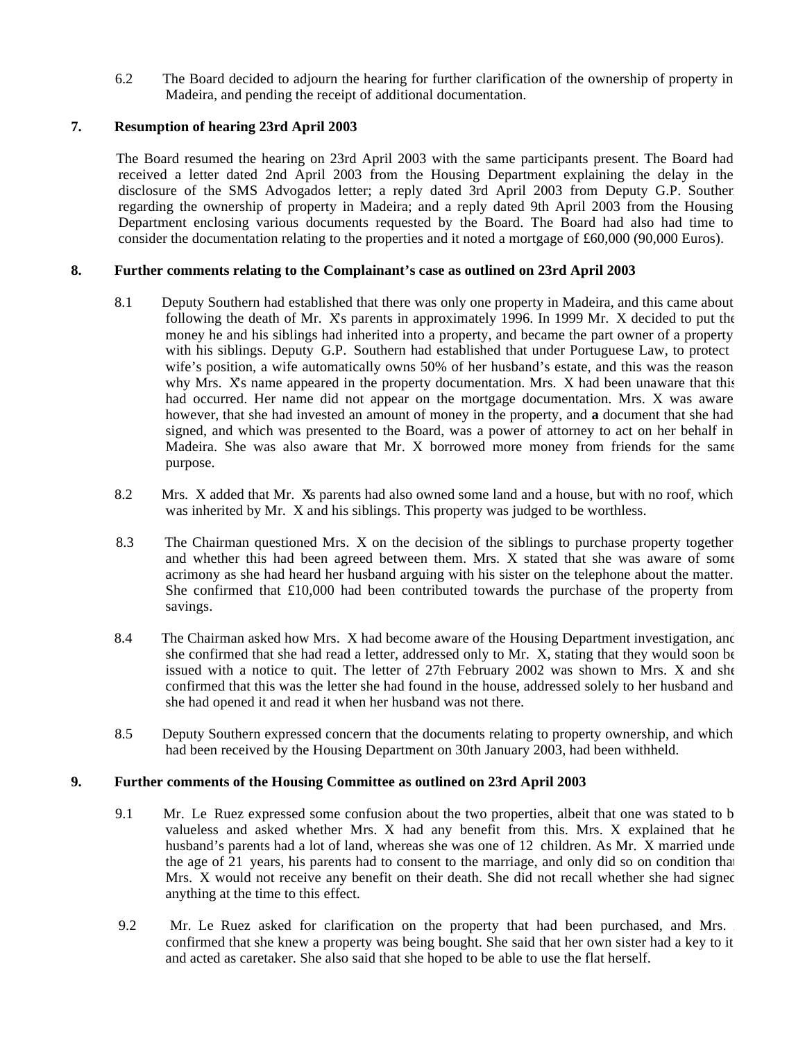6.2 The Board decided to adjourn the hearing for further clarification of the ownership of property in Madeira, and pending the receipt of additional documentation.

## 7. Resumption of hearing 23rd April 2003

The Board resumed the hearing on 23rd April 2003 with the same participants present. The Board had received a letter dated 2nd April 2003 from the Housing Department explaining the delay in the disclosure of the SMS Advogados letter; a reply dated 3rd April 2003 from Deputy G.P. Southern regarding the ownership of property in Madeira; and a reply dated 9th April 2003 from the Housing Department enclosing various documents requested by the Board. The Board had also had time to consider the documentation relating to the properties and it noted a mortgage of £60,000 (90,000 Euros).

## 8. Further comments relating to the Complainant's case as outlined on 23rd April 2003

8.1 Deputy Southern had established that there was only one property in Madeira, and this came about following the death of Mr. X's parents in approximately 1996. In 1999 Mr. X decided to put the money he and his siblings had inherited into a property, and became the part owner of a property with his siblings. Deputy G.P. Southern had established that under Portuguese Law, to protect a wife's position, a wife automatically owns 50% of her husband's estate, and this was the reason why Mrs. X's name appeared in the property documentation. Mrs. X had been unaware that this had occurred. Her name did not appear on the mortgage documentation. Mrs. X was aware, however, that she had invested an amount of money in the property, and **a** document that she had signed, and which was presented to the Board, was a power of attorney to act on her behalf in Madeira. She was also aware that Mr. X borrowed more money from friends for the same purpose.

8.2 Mrs. X added that Mr. X's parents had also owned some land and a house, but with no roof, which was inherited by Mr. X and his siblings. This property was judged to be worthless.

8.3 The Chairman questioned Mrs. X on the decision of the siblings to purchase property together, and whether this had been agreed between them. Mrs. X stated that she was aware of some acrimony as she had heard her husband arguing with his sister on the telephone about the matter. She confirmed that £10,000 had been contributed towards the purchase of the property from savings.

8.4 The Chairman asked how Mrs. X had become aware of the Housing Department investigation, and she confirmed that she had read a letter, addressed only to Mr. X, stating that they would soon be issued with a notice to quit. The letter of 27th February 2002 was shown to Mrs. X and she confirmed that this was the letter she had found in the house, addressed solely to her husband and she had opened it and read it when her husband was not there.

8.5 Deputy Southern expressed concern that the documents relating to property ownership, and which had been received by the Housing Department on 30th January 2003, had been withheld.

## 9. Further comments of the Housing Committee as outlined on 23rd April 2003

9.1 Mr. Le Ruez expressed some confusion about the two properties, albeit that one was stated to be valueless and asked whether Mrs. X had any benefit from this. Mrs. X explained that her husband's parents had a lot of land, whereas she was one of 12 children. As Mr. X married under the age of 21 years, his parents had to consent to the marriage, and only did so on condition that Mrs. X would not receive any benefit on their death. She did not recall whether she had signed anything at the time to this effect.

9.2 Mr. Le Ruez asked for clarification on the property that had been purchased, and Mrs. X confirmed that she knew a property was being bought. She said that her own sister had a key to it and acted as caretaker. She also said that she hoped to be able to use the flat herself.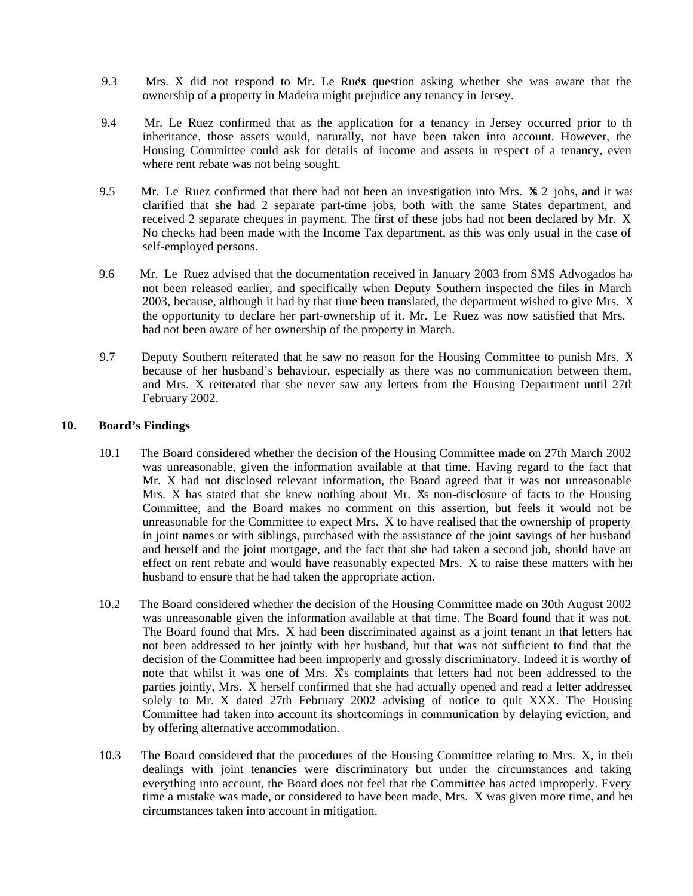9.3 Mrs. X did not respond to Mr. Le Ruez's question asking whether she was aware that the ownership of a property in Madeira might prejudice any tenancy in Jersey.

9.4 Mr. Le Ruez confirmed that as the application for a tenancy in Jersey occurred prior to the inheritance, those assets would, naturally, not have been taken into account. However, the Housing Committee could ask for details of income and assets in respect of a tenancy, even where rent rebate was not being sought.

9.5 Mr. Le Ruez confirmed that there had not been an investigation into Mrs. X's 2 jobs, and it was clarified that she had 2 separate part-time jobs, both with the same States department, and received 2 separate cheques in payment. The first of these jobs had not been declared by Mr. X. No checks had been made with the Income Tax department, as this was only usual in the case of self-employed persons.

9.6 Mr. Le Ruez advised that the documentation received in January 2003 from SMS Advogados had not been released earlier, and specifically when Deputy Southern inspected the files in March 2003, because, although it had by that time been translated, the department wished to give Mrs. X the opportunity to declare her part-ownership of it. Mr. Le Ruez was now satisfied that Mrs. X had not been aware of her ownership of the property in March.

9.7 Deputy Southern reiterated that he saw no reason for the Housing Committee to punish Mrs. X because of her husband's behaviour, especially as there was no communication between them, and Mrs. X reiterated that she never saw any letters from the Housing Department until 27th February 2002.

## 10. Board's Findings

10.1 The Board considered whether the decision of the Housing Committee made on 27th March 2002 was unreasonable, <u>given the information available at that time</u>. Having regard to the fact that Mr. X had not disclosed relevant information, the Board agreed that it was not unreasonable. Mrs. X has stated that she knew nothing about Mr. X's non-disclosure of facts to the Housing Committee, and the Board makes no comment on this assertion, but feels it would not be unreasonable for the Committee to expect Mrs. X to have realised that the ownership of property, in joint names or with siblings, purchased with the assistance of the joint savings of her husband and herself and the joint mortgage, and the fact that she had taken a second job, should have an effect on rent rebate and would have reasonably expected Mrs. X to raise these matters with her husband to ensure that he had taken the appropriate action.

10.2 The Board considered whether the decision of the Housing Committee made on 30th August 2002 was unreasonable <u>given the information available at that time</u>. The Board found that it was not. The Board found that Mrs. X had been discriminated against as a joint tenant in that letters had not been addressed to her jointly with her husband, but that was not sufficient to find that the decision of the Committee had been improperly and grossly discriminatory. Indeed it is worthy of note that whilst it was one of Mrs. X's complaints that letters had not been addressed to the parties jointly, Mrs. X herself confirmed that she had actually opened and read a letter addressed solely to Mr. X dated 27th February 2002 advising of notice to quit XXX. The Housing Committee had taken into account its shortcomings in communication by delaying eviction, and by offering alternative accommodation.

10.3 The Board considered that the procedures of the Housing Committee relating to Mrs. X, in their dealings with joint tenancies were discriminatory but under the circumstances and taking everything into account, the Board does not feel that the Committee has acted improperly. Every time a mistake was made, or considered to have been made, Mrs. X was given more time, and her circumstances taken into account in mitigation.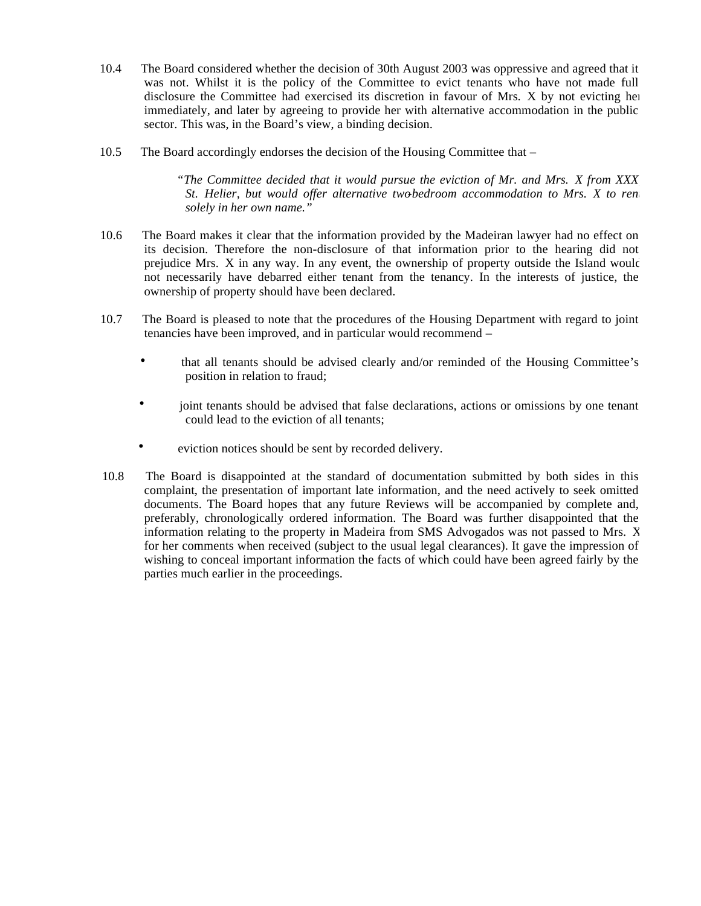10.4 The Board considered whether the decision of 30th August 2003 was oppressive and agreed that it was not. Whilst it is the policy of the Committee to evict tenants who have not made full disclosure the Committee had exercised its discretion in favour of Mrs. X by not evicting her immediately, and later by agreeing to provide her with alternative accommodation in the public sector. This was, in the Board's view, a binding decision.

10.5 The Board accordingly endorses the decision of the Housing Committee that –

> *"The Committee decided that it would pursue the eviction of Mr. and Mrs. X from XXX St. Helier, but would offer alternative two-bedroom accommodation to Mrs. X to rent solely in her own name."*

10.6 The Board makes it clear that the information provided by the Madeiran lawyer had no effect on its decision. Therefore the non-disclosure of that information prior to the hearing did not prejudice Mrs. X in any way. In any event, the ownership of property outside the Island would not necessarily have debarred either tenant from the tenancy. In the interests of justice, the ownership of property should have been declared.

10.7 The Board is pleased to note that the procedures of the Housing Department with regard to joint tenancies have been improved, and in particular would recommend –

- that all tenants should be advised clearly and/or reminded of the Housing Committee's position in relation to fraud;
- joint tenants should be advised that false declarations, actions or omissions by one tenant could lead to the eviction of all tenants;
- eviction notices should be sent by recorded delivery.

10.8 The Board is disappointed at the standard of documentation submitted by both sides in this complaint, the presentation of important late information, and the need actively to seek omitted documents. The Board hopes that any future Reviews will be accompanied by complete and, preferably, chronologically ordered information. The Board was further disappointed that the information relating to the property in Madeira from SMS Advogados was not passed to Mrs. X for her comments when received (subject to the usual legal clearances). It gave the impression of wishing to conceal important information the facts of which could have been agreed fairly by the parties much earlier in the proceedings.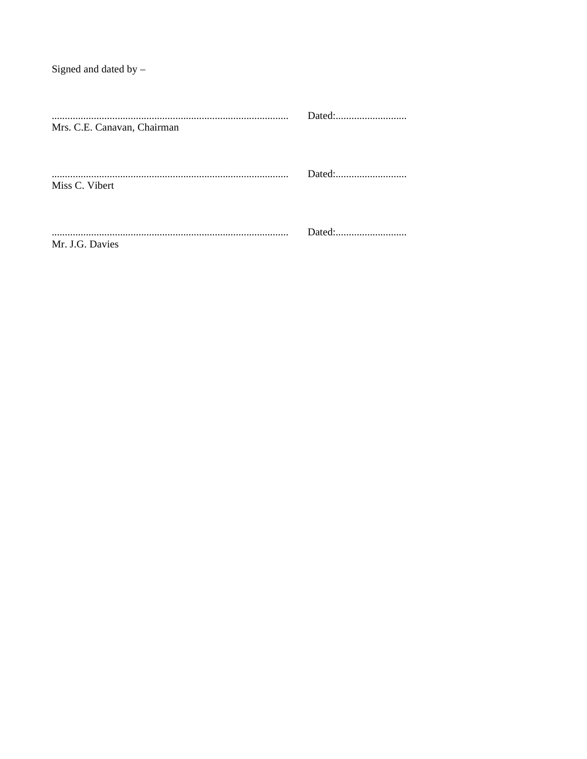Signed and dated by –

.......................................................................................... Dated:...........................
Mrs. C.E. Canavan, Chairman

.......................................................................................... Dated:...........................
Miss C. Vibert

.......................................................................................... Dated:...........................
Mr. J.G. Davies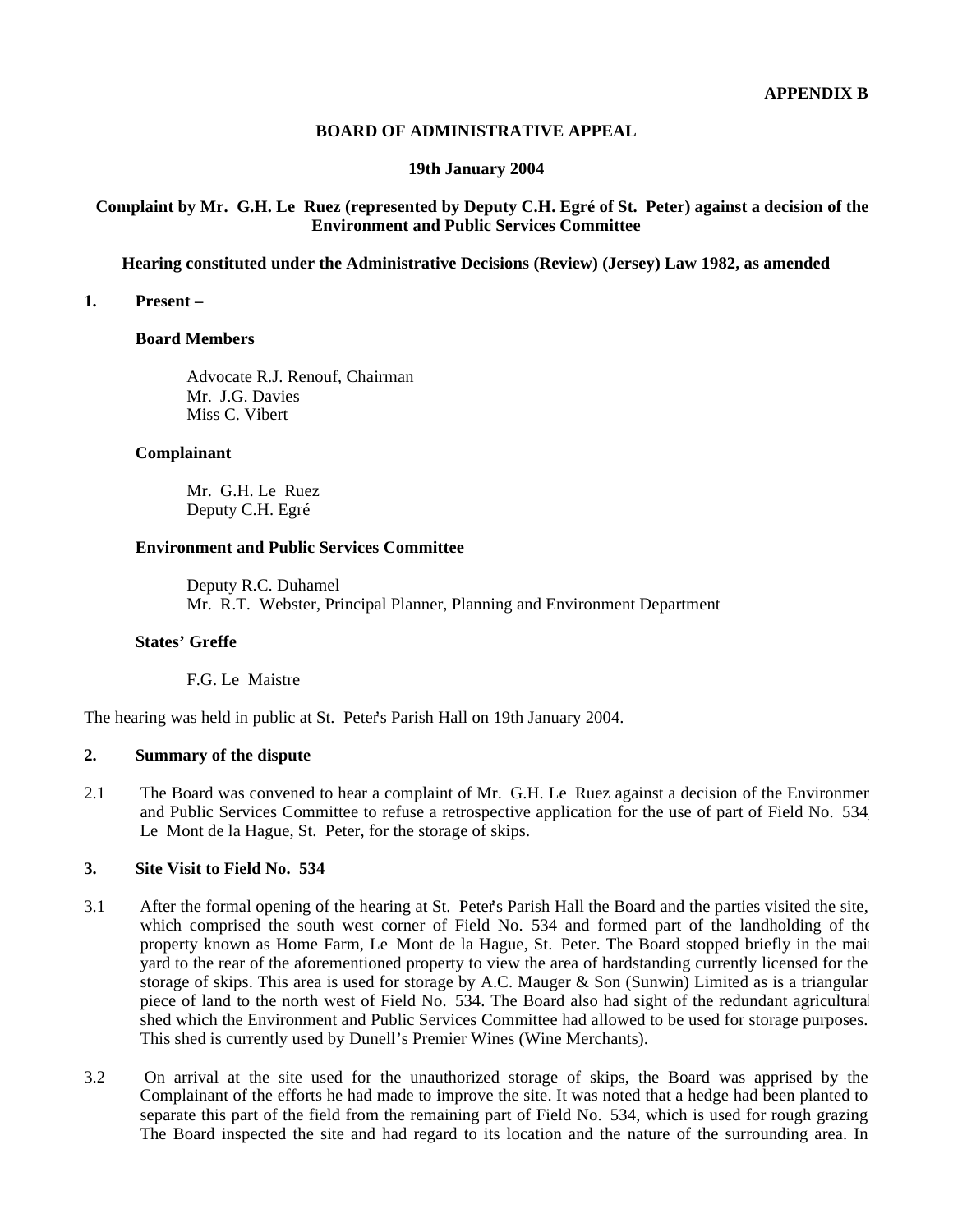**APPENDIX B**

**BOARD OF ADMINISTRATIVE APPEAL**

**19th January 2004**

**Complaint by Mr. G.H. Le Ruez (represented by Deputy C.H. Egré of St. Peter) against a decision of the Environment and Public Services Committee**

**Hearing constituted under the Administrative Decisions (Review) (Jersey) Law 1982, as amended**

**1. Present –**

**Board Members**

Advocate R.J. Renouf, Chairman
Mr. J.G. Davies
Miss C. Vibert

**Complainant**

Mr. G.H. Le Ruez
Deputy C.H. Egré

**Environment and Public Services Committee**

Deputy R.C. Duhamel
Mr. R.T. Webster, Principal Planner, Planning and Environment Department

**States' Greffe**

F.G. Le Maistre

The hearing was held in public at St. Peter's Parish Hall on 19th January 2004.

**2. Summary of the dispute**

2.1 The Board was convened to hear a complaint of Mr. G.H. Le Ruez against a decision of the Environment and Public Services Committee to refuse a retrospective application for the use of part of Field No. 534, Le Mont de la Hague, St. Peter, for the storage of skips.

**3. Site Visit to Field No. 534**

3.1 After the formal opening of the hearing at St. Peter's Parish Hall the Board and the parties visited the site, which comprised the south west corner of Field No. 534 and formed part of the landholding of the property known as Home Farm, Le Mont de la Hague, St. Peter. The Board stopped briefly in the main yard to the rear of the aforementioned property to view the area of hardstanding currently licensed for the storage of skips. This area is used for storage by A.C. Mauger & Son (Sunwin) Limited as is a triangular piece of land to the north west of Field No. 534. The Board also had sight of the redundant agricultural shed which the Environment and Public Services Committee had allowed to be used for storage purposes. This shed is currently used by Dunell's Premier Wines (Wine Merchants).

3.2 On arrival at the site used for the unauthorized storage of skips, the Board was apprised by the Complainant of the efforts he had made to improve the site. It was noted that a hedge had been planted to separate this part of the field from the remaining part of Field No. 534, which is used for rough grazing. The Board inspected the site and had regard to its location and the nature of the surrounding area. In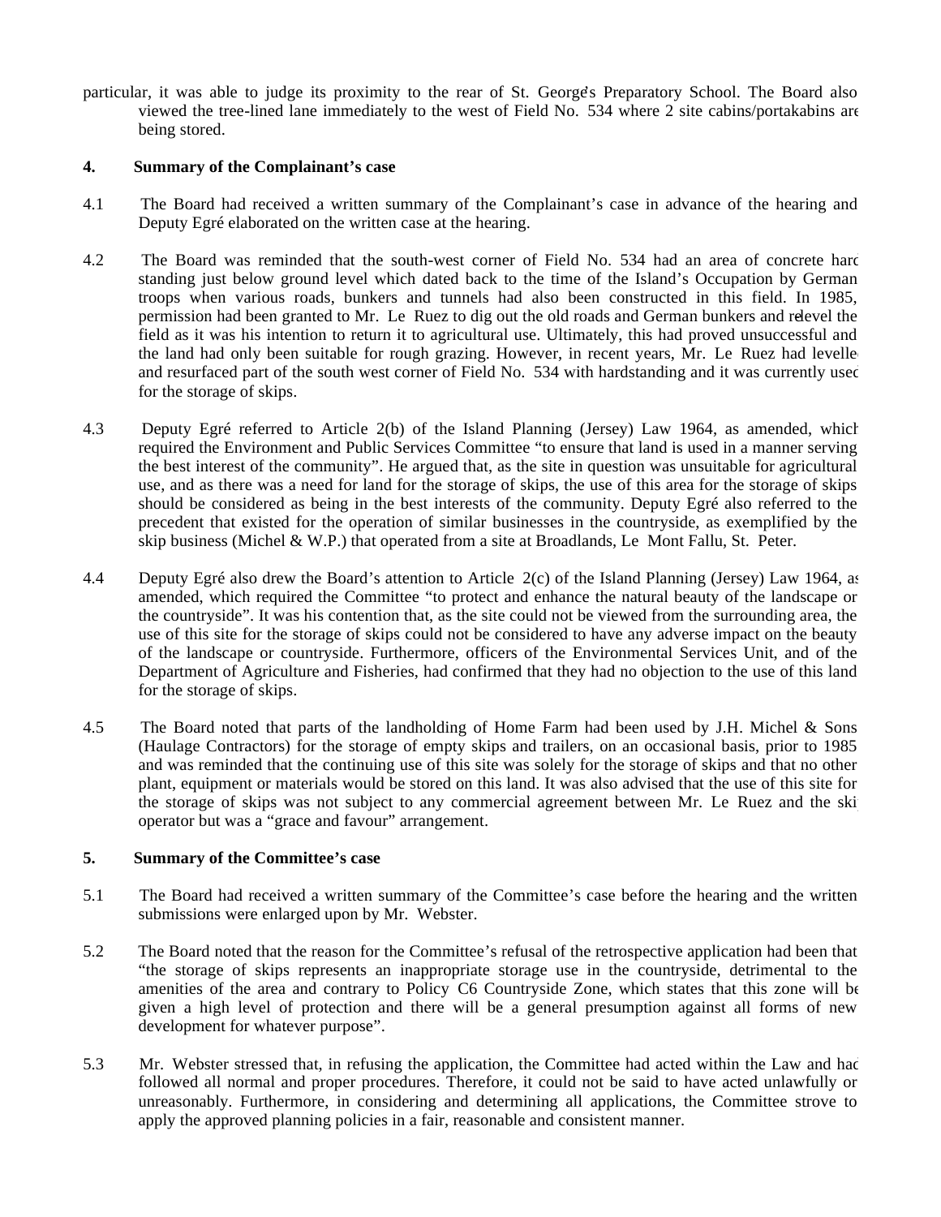particular, it was able to judge its proximity to the rear of St. George's Preparatory School. The Board also viewed the tree-lined lane immediately to the west of Field No. 534 where 2 site cabins/portakabins are being stored.

## 4. Summary of the Complainant's case

4.1 The Board had received a written summary of the Complainant's case in advance of the hearing and Deputy Egré elaborated on the written case at the hearing.

4.2 The Board was reminded that the south-west corner of Field No. 534 had an area of concrete hard standing just below ground level which dated back to the time of the Island's Occupation by German troops when various roads, bunkers and tunnels had also been constructed in this field. In 1985, permission had been granted to Mr. Le Ruez to dig out the old roads and German bunkers and relevel the field as it was his intention to return it to agricultural use. Ultimately, this had proved unsuccessful and the land had only been suitable for rough grazing. However, in recent years, Mr. Le Ruez had levelled and resurfaced part of the south west corner of Field No. 534 with hardstanding and it was currently used for the storage of skips.

4.3 Deputy Egré referred to Article 2(b) of the Island Planning (Jersey) Law 1964, as amended, which required the Environment and Public Services Committee "to ensure that land is used in a manner serving the best interest of the community". He argued that, as the site in question was unsuitable for agricultural use, and as there was a need for land for the storage of skips, the use of this area for the storage of skips should be considered as being in the best interests of the community. Deputy Egré also referred to the precedent that existed for the operation of similar businesses in the countryside, as exemplified by the skip business (Michel & W.P.) that operated from a site at Broadlands, Le Mont Fallu, St. Peter.

4.4 Deputy Egré also drew the Board's attention to Article 2(c) of the Island Planning (Jersey) Law 1964, as amended, which required the Committee "to protect and enhance the natural beauty of the landscape or the countryside". It was his contention that, as the site could not be viewed from the surrounding area, the use of this site for the storage of skips could not be considered to have any adverse impact on the beauty of the landscape or countryside. Furthermore, officers of the Environmental Services Unit, and of the Department of Agriculture and Fisheries, had confirmed that they had no objection to the use of this land for the storage of skips.

4.5 The Board noted that parts of the landholding of Home Farm had been used by J.H. Michel & Sons (Haulage Contractors) for the storage of empty skips and trailers, on an occasional basis, prior to 1985 and was reminded that the continuing use of this site was solely for the storage of skips and that no other plant, equipment or materials would be stored on this land. It was also advised that the use of this site for the storage of skips was not subject to any commercial agreement between Mr. Le Ruez and the skip operator but was a "grace and favour" arrangement.

## 5. Summary of the Committee's case

5.1 The Board had received a written summary of the Committee's case before the hearing and the written submissions were enlarged upon by Mr. Webster.

5.2 The Board noted that the reason for the Committee's refusal of the retrospective application had been that "the storage of skips represents an inappropriate storage use in the countryside, detrimental to the amenities of the area and contrary to Policy C6 Countryside Zone, which states that this zone will be given a high level of protection and there will be a general presumption against all forms of new development for whatever purpose".

5.3 Mr. Webster stressed that, in refusing the application, the Committee had acted within the Law and had followed all normal and proper procedures. Therefore, it could not be said to have acted unlawfully or unreasonably. Furthermore, in considering and determining all applications, the Committee strove to apply the approved planning policies in a fair, reasonable and consistent manner.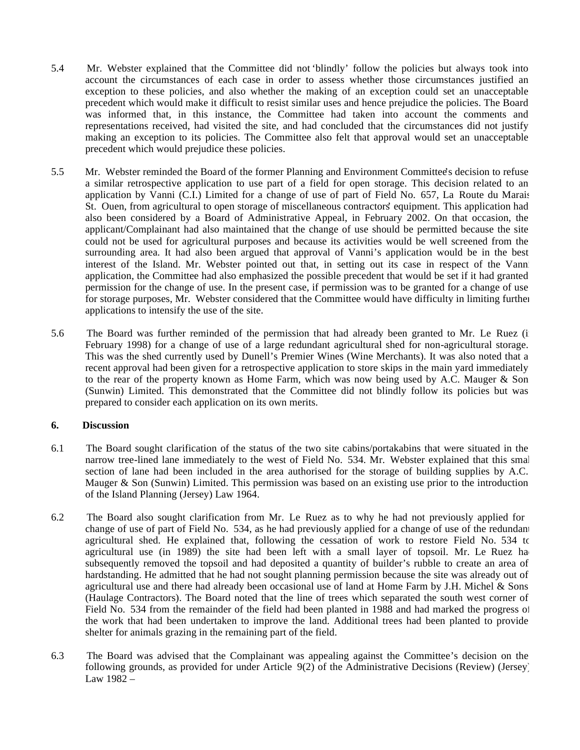5.4 Mr. Webster explained that the Committee did not 'blindly' follow the policies but always took into account the circumstances of each case in order to assess whether those circumstances justified an exception to these policies, and also whether the making of an exception could set an unacceptable precedent which would make it difficult to resist similar uses and hence prejudice the policies. The Board was informed that, in this instance, the Committee had taken into account the comments and representations received, had visited the site, and had concluded that the circumstances did not justify making an exception to its policies. The Committee also felt that approval would set an unacceptable precedent which would prejudice these policies.

5.5 Mr. Webster reminded the Board of the former Planning and Environment Committee's decision to refuse a similar retrospective application to use part of a field for open storage. This decision related to an application by Vanni (C.I.) Limited for a change of use of part of Field No. 657, La Route du Marais, St. Ouen, from agricultural to open storage of miscellaneous contractors' equipment. This application had also been considered by a Board of Administrative Appeal, in February 2002. On that occasion, the applicant/Complainant had also maintained that the change of use should be permitted because the site could not be used for agricultural purposes and because its activities would be well screened from the surrounding area. It had also been argued that approval of Vanni's application would be in the best interest of the Island. Mr. Webster pointed out that, in setting out its case in respect of the Vanni application, the Committee had also emphasized the possible precedent that would be set if it had granted permission for the change of use. In the present case, if permission was to be granted for a change of use for storage purposes, Mr. Webster considered that the Committee would have difficulty in limiting further applications to intensify the use of the site.

5.6 The Board was further reminded of the permission that had already been granted to Mr. Le Ruez (in February 1998) for a change of use of a large redundant agricultural shed for non-agricultural storage. This was the shed currently used by Dunell's Premier Wines (Wine Merchants). It was also noted that a recent approval had been given for a retrospective application to store skips in the main yard immediately to the rear of the property known as Home Farm, which was now being used by A.C. Mauger & Son (Sunwin) Limited. This demonstrated that the Committee did not blindly follow its policies but was prepared to consider each application on its own merits.

## 6. Discussion

6.1 The Board sought clarification of the status of the two site cabins/portakabins that were situated in the narrow tree-lined lane immediately to the west of Field No. 534. Mr. Webster explained that this small section of lane had been included in the area authorised for the storage of building supplies by A.C. Mauger & Son (Sunwin) Limited. This permission was based on an existing use prior to the introduction of the Island Planning (Jersey) Law 1964.

6.2 The Board also sought clarification from Mr. Le Ruez as to why he had not previously applied for a change of use of part of Field No. 534, as he had previously applied for a change of use of the redundant agricultural shed. He explained that, following the cessation of work to restore Field No. 534 to agricultural use (in 1989) the site had been left with a small layer of topsoil. Mr. Le Ruez had subsequently removed the topsoil and had deposited a quantity of builder's rubble to create an area of hardstanding. He admitted that he had not sought planning permission because the site was already out of agricultural use and there had already been occasional use of land at Home Farm by J.H. Michel & Sons (Haulage Contractors). The Board noted that the line of trees which separated the south west corner of Field No. 534 from the remainder of the field had been planted in 1988 and had marked the progress of the work that had been undertaken to improve the land. Additional trees had been planted to provide shelter for animals grazing in the remaining part of the field.

6.3 The Board was advised that the Complainant was appealing against the Committee's decision on the following grounds, as provided for under Article 9(2) of the Administrative Decisions (Review) (Jersey) Law 1982 –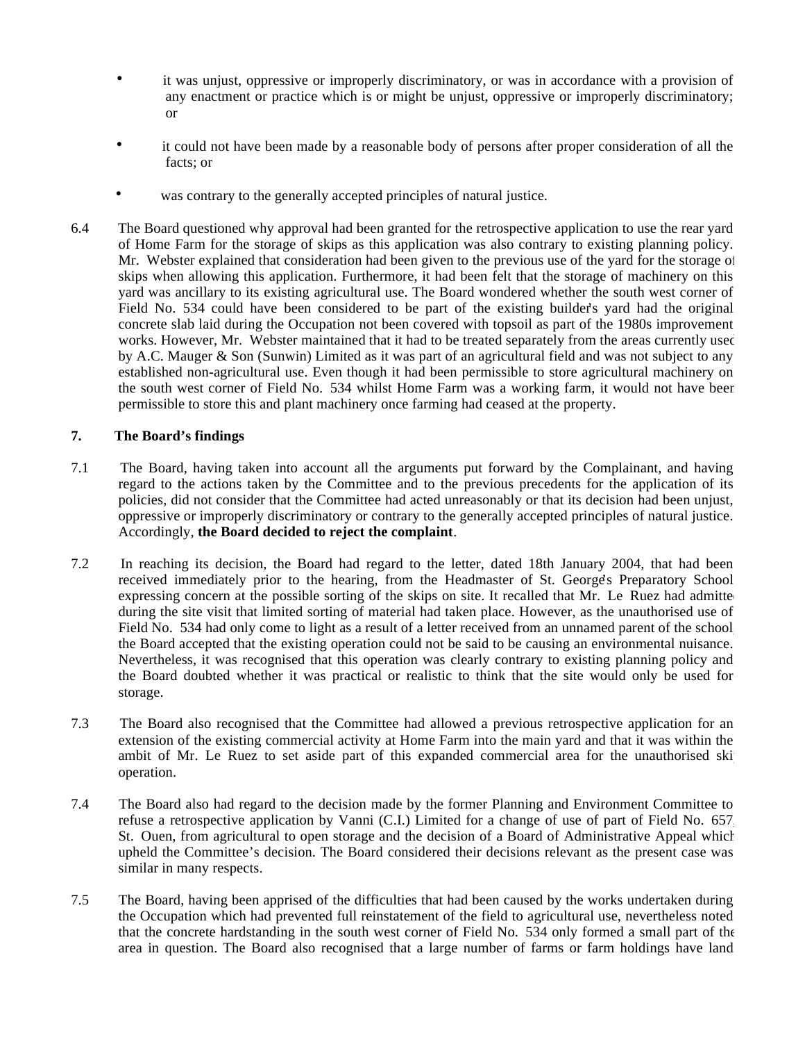- it was unjust, oppressive or improperly discriminatory, or was in accordance with a provision of any enactment or practice which is or might be unjust, oppressive or improperly discriminatory; or

- it could not have been made by a reasonable body of persons after proper consideration of all the facts; or

- was contrary to the generally accepted principles of natural justice.

6.4 The Board questioned why approval had been granted for the retrospective application to use the rear yard of Home Farm for the storage of skips as this application was also contrary to existing planning policy. Mr. Webster explained that consideration had been given to the previous use of the yard for the storage of skips when allowing this application. Furthermore, it had been felt that the storage of machinery on this yard was ancillary to its existing agricultural use. The Board wondered whether the south west corner of Field No. 534 could have been considered to be part of the existing builder's yard had the original concrete slab laid during the Occupation not been covered with topsoil as part of the 1980s improvement works. However, Mr. Webster maintained that it had to be treated separately from the areas currently used by A.C. Mauger & Son (Sunwin) Limited as it was part of an agricultural field and was not subject to any established non-agricultural use. Even though it had been permissible to store agricultural machinery on the south west corner of Field No. 534 whilst Home Farm was a working farm, it would not have been permissible to store this and plant machinery once farming had ceased at the property.

## 7. The Board's findings

7.1 The Board, having taken into account all the arguments put forward by the Complainant, and having regard to the actions taken by the Committee and to the previous precedents for the application of its policies, did not consider that the Committee had acted unreasonably or that its decision had been unjust, oppressive or improperly discriminatory or contrary to the generally accepted principles of natural justice. Accordingly, **the Board decided to reject the complaint**.

7.2 In reaching its decision, the Board had regard to the letter, dated 18th January 2004, that had been received immediately prior to the hearing, from the Headmaster of St. George's Preparatory School expressing concern at the possible sorting of the skips on site. It recalled that Mr. Le Ruez had admitted during the site visit that limited sorting of material had taken place. However, as the unauthorised use of Field No. 534 had only come to light as a result of a letter received from an unnamed parent of the school, the Board accepted that the existing operation could not be said to be causing an environmental nuisance. Nevertheless, it was recognised that this operation was clearly contrary to existing planning policy and the Board doubted whether it was practical or realistic to think that the site would only be used for storage.

7.3 The Board also recognised that the Committee had allowed a previous retrospective application for an extension of the existing commercial activity at Home Farm into the main yard and that it was within the ambit of Mr. Le Ruez to set aside part of this expanded commercial area for the unauthorised skip operation.

7.4 The Board also had regard to the decision made by the former Planning and Environment Committee to refuse a retrospective application by Vanni (C.I.) Limited for a change of use of part of Field No. 657, St. Ouen, from agricultural to open storage and the decision of a Board of Administrative Appeal which upheld the Committee's decision. The Board considered their decisions relevant as the present case was similar in many respects.

7.5 The Board, having been apprised of the difficulties that had been caused by the works undertaken during the Occupation which had prevented full reinstatement of the field to agricultural use, nevertheless noted that the concrete hardstanding in the south west corner of Field No. 534 only formed a small part of the area in question. The Board also recognised that a large number of farms or farm holdings have land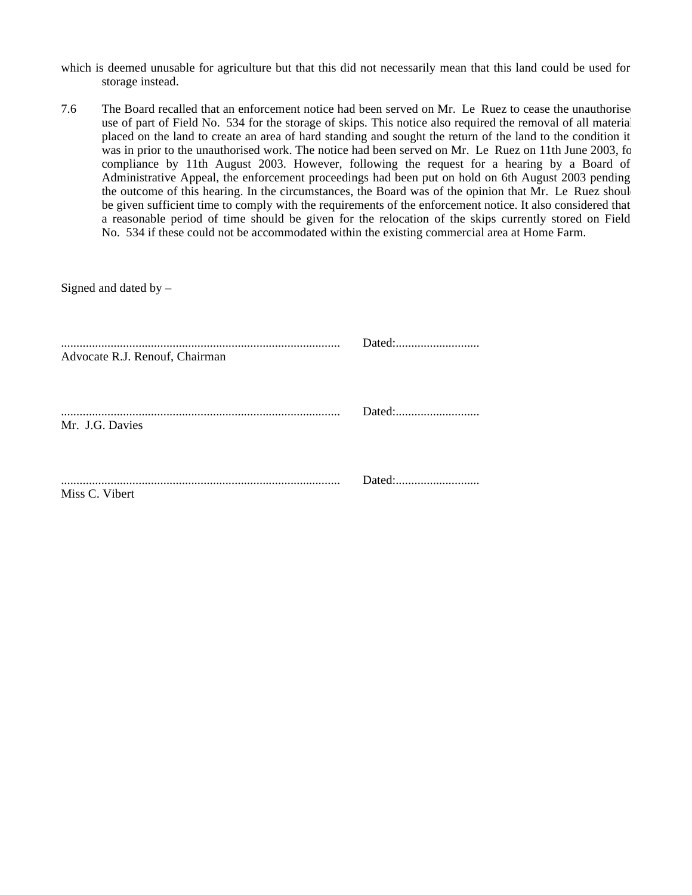which is deemed unusable for agriculture but that this did not necessarily mean that this land could be used for storage instead.

7.6 The Board recalled that an enforcement notice had been served on Mr. Le Ruez to cease the unauthorised use of part of Field No. 534 for the storage of skips. This notice also required the removal of all material placed on the land to create an area of hard standing and sought the return of the land to the condition it was in prior to the unauthorised work. The notice had been served on Mr. Le Ruez on 11th June 2003, for compliance by 11th August 2003. However, following the request for a hearing by a Board of Administrative Appeal, the enforcement proceedings had been put on hold on 6th August 2003 pending the outcome of this hearing. In the circumstances, the Board was of the opinion that Mr. Le Ruez should be given sufficient time to comply with the requirements of the enforcement notice. It also considered that a reasonable period of time should be given for the relocation of the skips currently stored on Field No. 534 if these could not be accommodated within the existing commercial area at Home Farm.

Signed and dated by –

.......................................................................................... Dated:...........................
Advocate R.J. Renouf, Chairman

.......................................................................................... Dated:...........................
Mr. J.G. Davies

.......................................................................................... Dated:...........................
Miss C. Vibert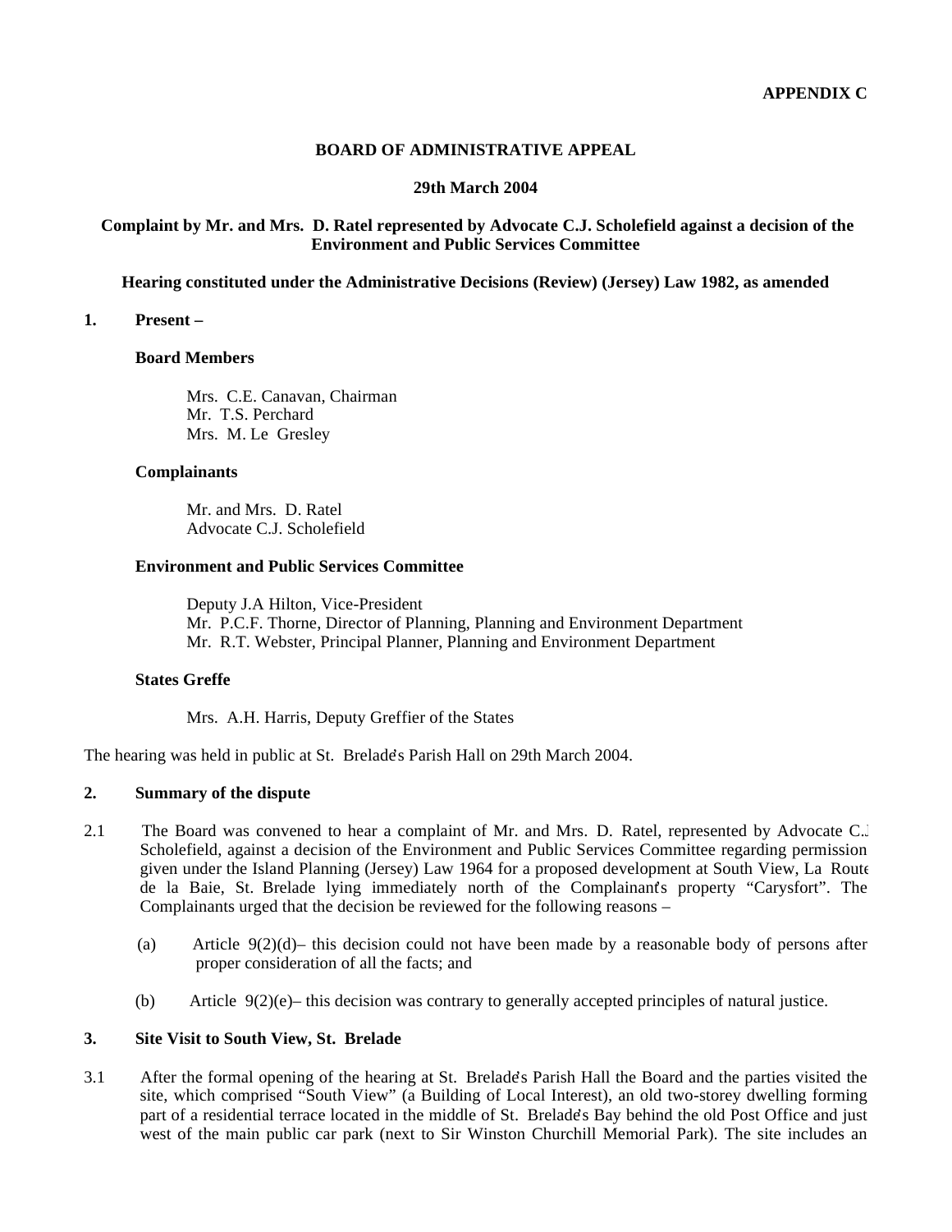**APPENDIX C**

**BOARD OF ADMINISTRATIVE APPEAL**

**29th March 2004**

**Complaint by Mr. and Mrs. D. Ratel represented by Advocate C.J. Scholefield against a decision of the Environment and Public Services Committee**

**Hearing constituted under the Administrative Decisions (Review) (Jersey) Law 1982, as amended**

**1. Present –**

**Board Members**

Mrs. C.E. Canavan, Chairman
Mr. T.S. Perchard
Mrs. M. Le Gresley

**Complainants**

Mr. and Mrs. D. Ratel
Advocate C.J. Scholefield

**Environment and Public Services Committee**

Deputy J.A Hilton, Vice-President
Mr. P.C.F. Thorne, Director of Planning, Planning and Environment Department
Mr. R.T. Webster, Principal Planner, Planning and Environment Department

**States Greffe**

Mrs. A.H. Harris, Deputy Greffier of the States

The hearing was held in public at St. Brelade's Parish Hall on 29th March 2004.

**2. Summary of the dispute**

2.1 The Board was convened to hear a complaint of Mr. and Mrs. D. Ratel, represented by Advocate C.J. Scholefield, against a decision of the Environment and Public Services Committee regarding permission given under the Island Planning (Jersey) Law 1964 for a proposed development at South View, La Route de la Baie, St. Brelade lying immediately north of the Complainant's property "Carysfort". The Complainants urged that the decision be reviewed for the following reasons –

(a) Article 9(2)(d)– this decision could not have been made by a reasonable body of persons after proper consideration of all the facts; and

(b) Article 9(2)(e)– this decision was contrary to generally accepted principles of natural justice.

**3. Site Visit to South View, St. Brelade**

3.1 After the formal opening of the hearing at St. Brelade's Parish Hall the Board and the parties visited the site, which comprised "South View" (a Building of Local Interest), an old two-storey dwelling forming part of a residential terrace located in the middle of St. Brelade's Bay behind the old Post Office and just west of the main public car park (next to Sir Winston Churchill Memorial Park). The site includes an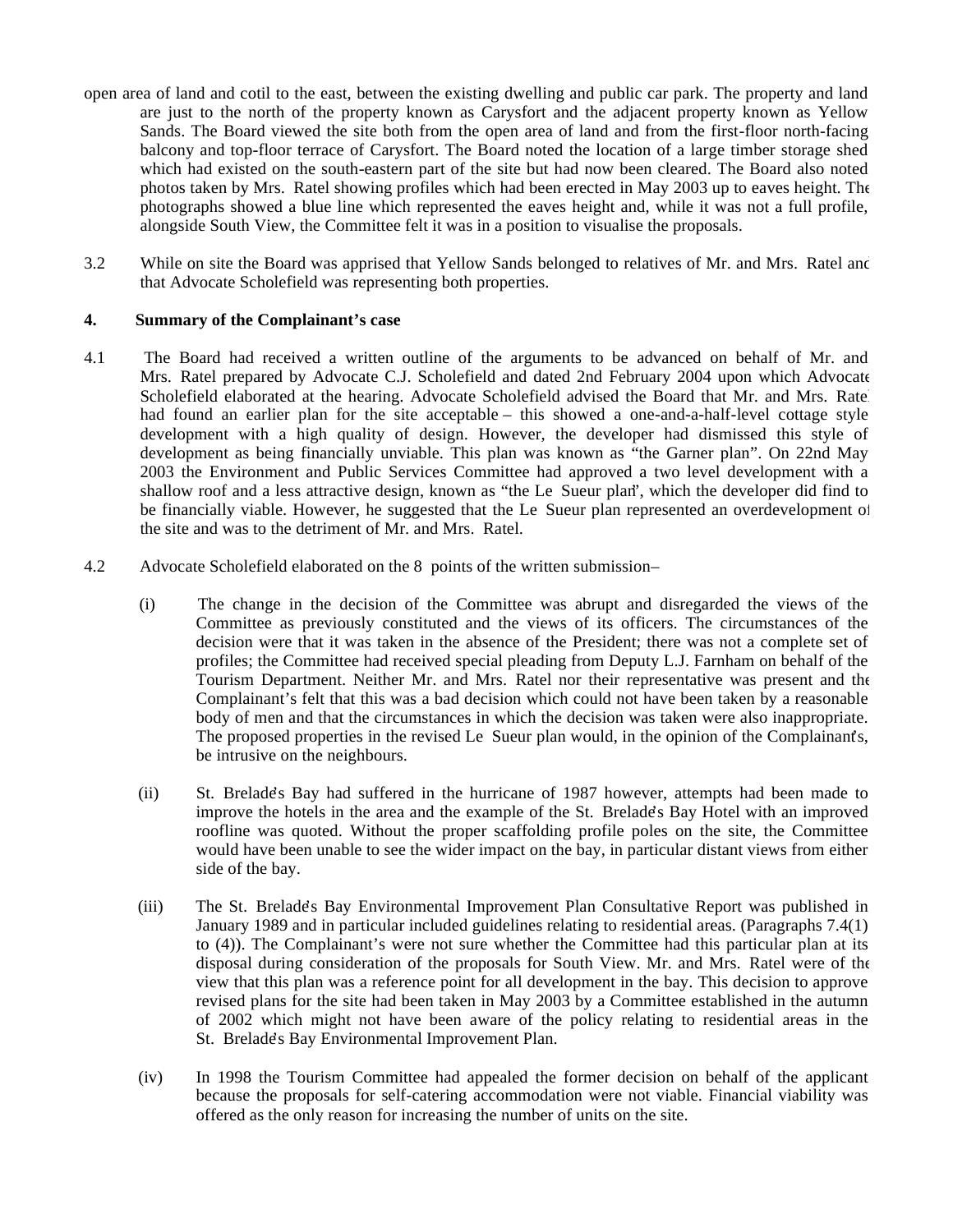open area of land and cotil to the east, between the existing dwelling and public car park. The property and land are just to the north of the property known as Carysfort and the adjacent property known as Yellow Sands. The Board viewed the site both from the open area of land and from the first-floor north-facing balcony and top-floor terrace of Carysfort. The Board noted the location of a large timber storage shed which had existed on the south-eastern part of the site but had now been cleared. The Board also noted photos taken by Mrs. Ratel showing profiles which had been erected in May 2003 up to eaves height. The photographs showed a blue line which represented the eaves height and, while it was not a full profile, alongside South View, the Committee felt it was in a position to visualise the proposals.

3.2 While on site the Board was apprised that Yellow Sands belonged to relatives of Mr. and Mrs. Ratel and that Advocate Scholefield was representing both properties.

**4. Summary of the Complainant's case**

4.1 The Board had received a written outline of the arguments to be advanced on behalf of Mr. and Mrs. Ratel prepared by Advocate C.J. Scholefield and dated 2nd February 2004 upon which Advocate Scholefield elaborated at the hearing. Advocate Scholefield advised the Board that Mr. and Mrs. Ratel had found an earlier plan for the site acceptable – this showed a one-and-a-half-level cottage style development with a high quality of design. However, the developer had dismissed this style of development as being financially unviable. This plan was known as "the Garner plan". On 22nd May 2003 the Environment and Public Services Committee had approved a two level development with a shallow roof and a less attractive design, known as "the Le Sueur plan", which the developer did find to be financially viable. However, he suggested that the Le Sueur plan represented an overdevelopment of the site and was to the detriment of Mr. and Mrs. Ratel.

4.2 Advocate Scholefield elaborated on the 8 points of the written submission–

(i) The change in the decision of the Committee was abrupt and disregarded the views of the Committee as previously constituted and the views of its officers. The circumstances of the decision were that it was taken in the absence of the President; there was not a complete set of profiles; the Committee had received special pleading from Deputy L.J. Farnham on behalf of the Tourism Department. Neither Mr. and Mrs. Ratel nor their representative was present and the Complainant's felt that this was a bad decision which could not have been taken by a reasonable body of men and that the circumstances in which the decision was taken were also inappropriate. The proposed properties in the revised Le Sueur plan would, in the opinion of the Complainant's, be intrusive on the neighbours.

(ii) St. Brelade's Bay had suffered in the hurricane of 1987 however, attempts had been made to improve the hotels in the area and the example of the St. Brelade's Bay Hotel with an improved roofline was quoted. Without the proper scaffolding profile poles on the site, the Committee would have been unable to see the wider impact on the bay, in particular distant views from either side of the bay.

(iii) The St. Brelade's Bay Environmental Improvement Plan Consultative Report was published in January 1989 and in particular included guidelines relating to residential areas. (Paragraphs 7.4(1) to (4)). The Complainant's were not sure whether the Committee had this particular plan at its disposal during consideration of the proposals for South View. Mr. and Mrs. Ratel were of the view that this plan was a reference point for all development in the bay. This decision to approve revised plans for the site had been taken in May 2003 by a Committee established in the autumn of 2002 which might not have been aware of the policy relating to residential areas in the St. Brelade's Bay Environmental Improvement Plan.

(iv) In 1998 the Tourism Committee had appealed the former decision on behalf of the applicant because the proposals for self-catering accommodation were not viable. Financial viability was offered as the only reason for increasing the number of units on the site.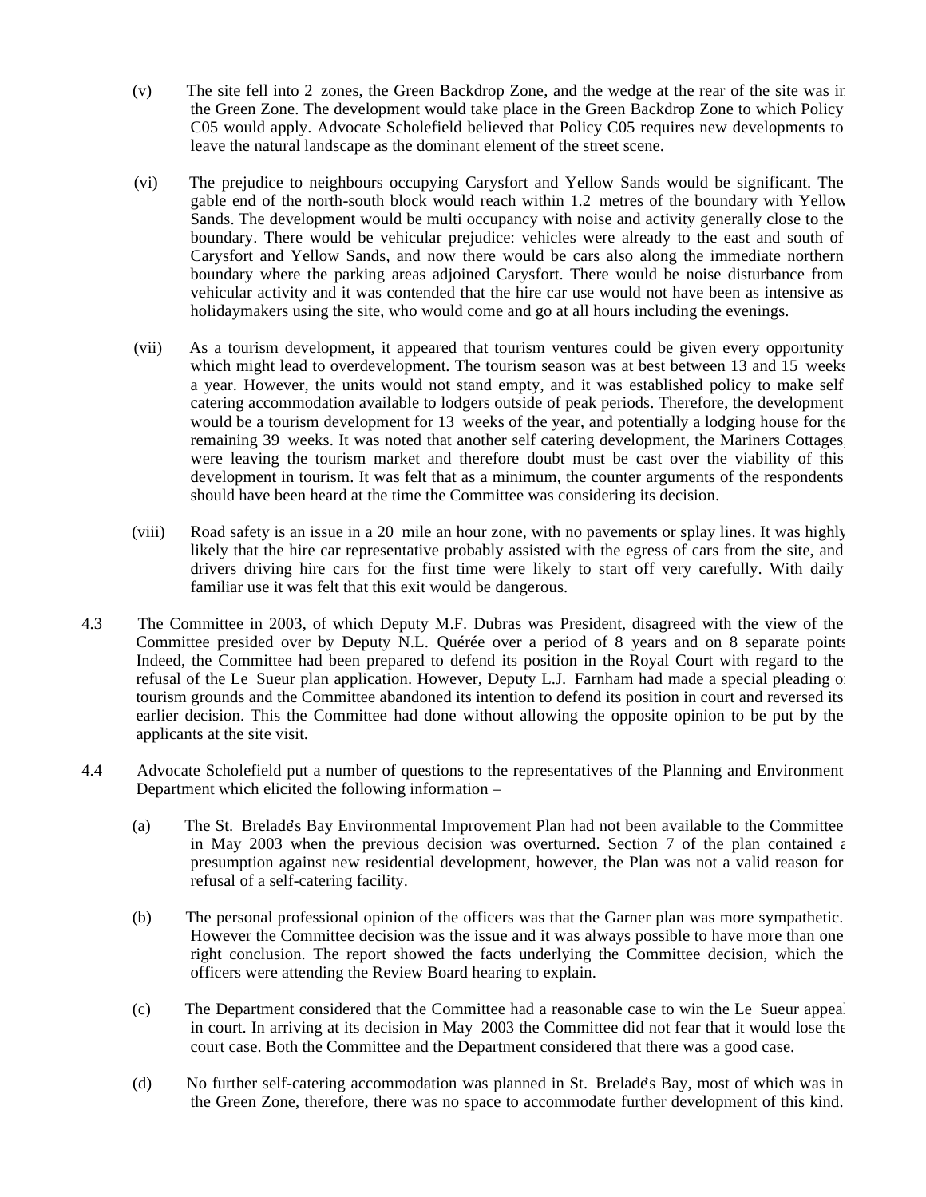(v) The site fell into 2 zones, the Green Backdrop Zone, and the wedge at the rear of the site was in the Green Zone. The development would take place in the Green Backdrop Zone to which Policy C05 would apply. Advocate Scholefield believed that Policy C05 requires new developments to leave the natural landscape as the dominant element of the street scene.

(vi) The prejudice to neighbours occupying Carysfort and Yellow Sands would be significant. The gable end of the north-south block would reach within 1.2 metres of the boundary with Yellow Sands. The development would be multi occupancy with noise and activity generally close to the boundary. There would be vehicular prejudice: vehicles were already to the east and south of Carysfort and Yellow Sands, and now there would be cars also along the immediate northern boundary where the parking areas adjoined Carysfort. There would be noise disturbance from vehicular activity and it was contended that the hire car use would not have been as intensive as holidaymakers using the site, who would come and go at all hours including the evenings.

(vii) As a tourism development, it appeared that tourism ventures could be given every opportunity which might lead to overdevelopment. The tourism season was at best between 13 and 15 weeks a year. However, the units would not stand empty, and it was established policy to make self catering accommodation available to lodgers outside of peak periods. Therefore, the development would be a tourism development for 13 weeks of the year, and potentially a lodging house for the remaining 39 weeks. It was noted that another self catering development, the Mariners Cottages, were leaving the tourism market and therefore doubt must be cast over the viability of this development in tourism. It was felt that as a minimum, the counter arguments of the respondents should have been heard at the time the Committee was considering its decision.

(viii) Road safety is an issue in a 20 mile an hour zone, with no pavements or splay lines. It was highly likely that the hire car representative probably assisted with the egress of cars from the site, and drivers driving hire cars for the first time were likely to start off very carefully. With daily familiar use it was felt that this exit would be dangerous.

4.3 The Committee in 2003, of which Deputy M.F. Dubras was President, disagreed with the view of the Committee presided over by Deputy N.L. Quérée over a period of 8 years and on 8 separate points. Indeed, the Committee had been prepared to defend its position in the Royal Court with regard to the refusal of the Le Sueur plan application. However, Deputy L.J. Farnham had made a special pleading on tourism grounds and the Committee abandoned its intention to defend its position in court and reversed its earlier decision. This the Committee had done without allowing the opposite opinion to be put by the applicants at the site visit.

4.4 Advocate Scholefield put a number of questions to the representatives of the Planning and Environment Department which elicited the following information –

(a) The St. Brelade's Bay Environmental Improvement Plan had not been available to the Committee in May 2003 when the previous decision was overturned. Section 7 of the plan contained a presumption against new residential development, however, the Plan was not a valid reason for refusal of a self-catering facility.

(b) The personal professional opinion of the officers was that the Garner plan was more sympathetic. However the Committee decision was the issue and it was always possible to have more than one right conclusion. The report showed the facts underlying the Committee decision, which the officers were attending the Review Board hearing to explain.

(c) The Department considered that the Committee had a reasonable case to win the Le Sueur appeal in court. In arriving at its decision in May 2003 the Committee did not fear that it would lose the court case. Both the Committee and the Department considered that there was a good case.

(d) No further self-catering accommodation was planned in St. Brelade's Bay, most of which was in the Green Zone, therefore, there was no space to accommodate further development of this kind.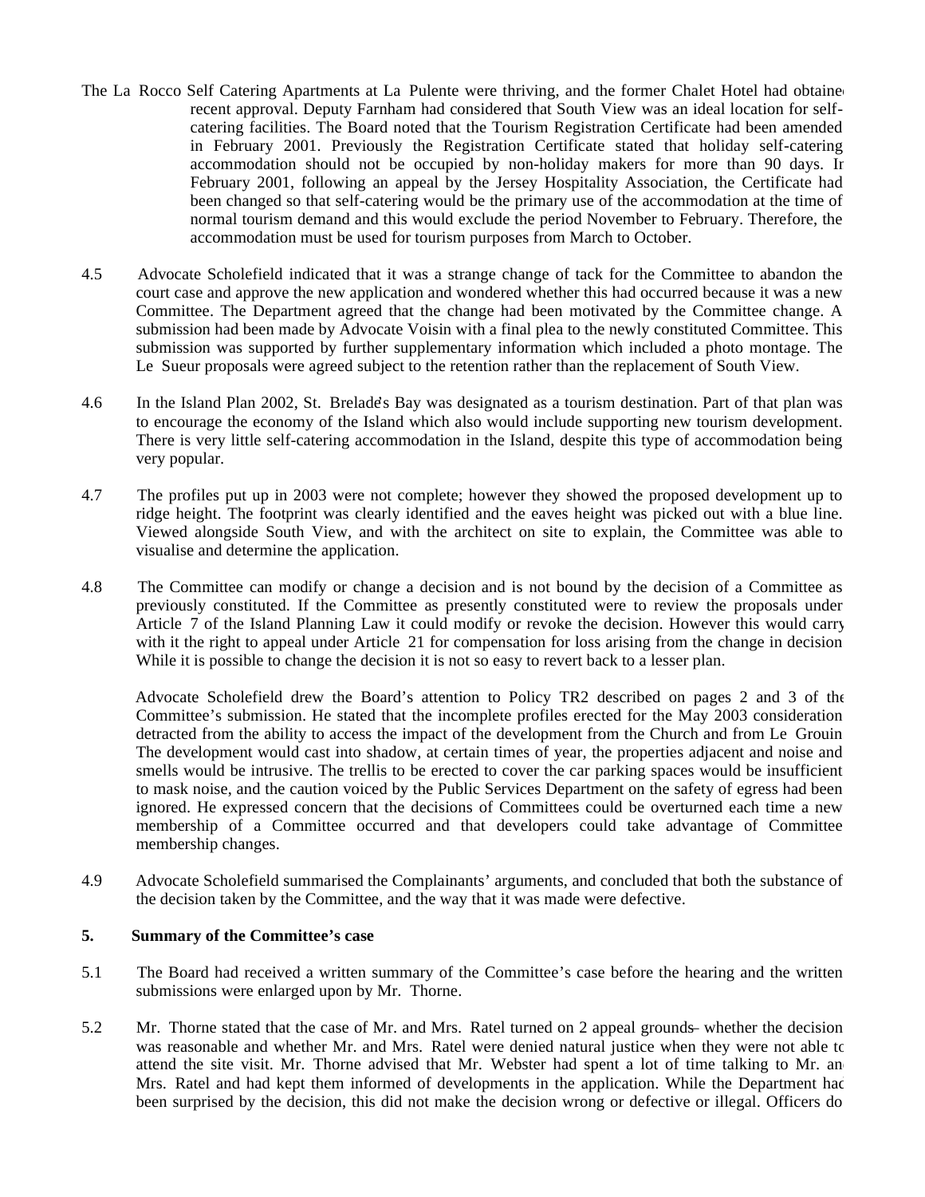The La Rocco Self Catering Apartments at La Pulente were thriving, and the former Chalet Hotel had obtained recent approval. Deputy Farnham had considered that South View was an ideal location for self-catering facilities. The Board noted that the Tourism Registration Certificate had been amended in February 2001. Previously the Registration Certificate stated that holiday self-catering accommodation should not be occupied by non-holiday makers for more than 90 days. In February 2001, following an appeal by the Jersey Hospitality Association, the Certificate had been changed so that self-catering would be the primary use of the accommodation at the time of normal tourism demand and this would exclude the period November to February. Therefore, the accommodation must be used for tourism purposes from March to October.

4.5 Advocate Scholefield indicated that it was a strange change of tack for the Committee to abandon the court case and approve the new application and wondered whether this had occurred because it was a new Committee. The Department agreed that the change had been motivated by the Committee change. A submission had been made by Advocate Voisin with a final plea to the newly constituted Committee. This submission was supported by further supplementary information which included a photo montage. The Le Sueur proposals were agreed subject to the retention rather than the replacement of South View.

4.6 In the Island Plan 2002, St. Brelade's Bay was designated as a tourism destination. Part of that plan was to encourage the economy of the Island which also would include supporting new tourism development. There is very little self-catering accommodation in the Island, despite this type of accommodation being very popular.

4.7 The profiles put up in 2003 were not complete; however they showed the proposed development up to ridge height. The footprint was clearly identified and the eaves height was picked out with a blue line. Viewed alongside South View, and with the architect on site to explain, the Committee was able to visualise and determine the application.

4.8 The Committee can modify or change a decision and is not bound by the decision of a Committee as previously constituted. If the Committee as presently constituted were to review the proposals under Article 7 of the Island Planning Law it could modify or revoke the decision. However this would carry with it the right to appeal under Article 21 for compensation for loss arising from the change in decision. While it is possible to change the decision it is not so easy to revert back to a lesser plan.

Advocate Scholefield drew the Board's attention to Policy TR2 described on pages 2 and 3 of the Committee's submission. He stated that the incomplete profiles erected for the May 2003 consideration detracted from the ability to access the impact of the development from the Church and from Le Grouin. The development would cast into shadow, at certain times of year, the properties adjacent and noise and smells would be intrusive. The trellis to be erected to cover the car parking spaces would be insufficient to mask noise, and the caution voiced by the Public Services Department on the safety of egress had been ignored. He expressed concern that the decisions of Committees could be overturned each time a new membership of a Committee occurred and that developers could take advantage of Committee membership changes.

4.9 Advocate Scholefield summarised the Complainants' arguments, and concluded that both the substance of the decision taken by the Committee, and the way that it was made were defective.

**5. Summary of the Committee's case**

5.1 The Board had received a written summary of the Committee's case before the hearing and the written submissions were enlarged upon by Mr. Thorne.

5.2 Mr. Thorne stated that the case of Mr. and Mrs. Ratel turned on 2 appeal grounds – whether the decision was reasonable and whether Mr. and Mrs. Ratel were denied natural justice when they were not able to attend the site visit. Mr. Thorne advised that Mr. Webster had spent a lot of time talking to Mr. and Mrs. Ratel and had kept them informed of developments in the application. While the Department had been surprised by the decision, this did not make the decision wrong or defective or illegal. Officers do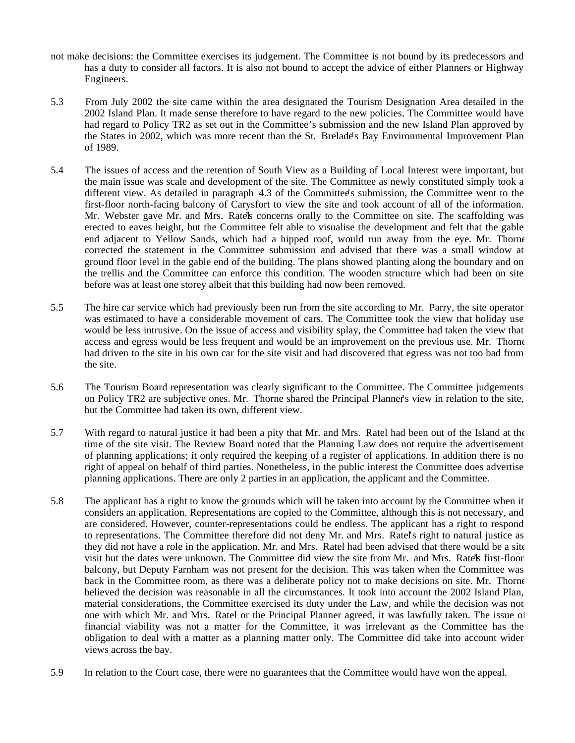not make decisions: the Committee exercises its judgement. The Committee is not bound by its predecessors and has a duty to consider all factors. It is also not bound to accept the advice of either Planners or Highway Engineers.

5.3 From July 2002 the site came within the area designated the Tourism Designation Area detailed in the 2002 Island Plan. It made sense therefore to have regard to the new policies. The Committee would have had regard to Policy TR2 as set out in the Committee's submission and the new Island Plan approved by the States in 2002, which was more recent than the St. Brelade's Bay Environmental Improvement Plan of 1989.

5.4 The issues of access and the retention of South View as a Building of Local Interest were important, but the main issue was scale and development of the site. The Committee as newly constituted simply took a different view. As detailed in paragraph 4.3 of the Committee's submission, the Committee went to the first-floor north-facing balcony of Carysfort to view the site and took account of all of the information. Mr. Webster gave Mr. and Mrs. Ratel's concerns orally to the Committee on site. The scaffolding was erected to eaves height, but the Committee felt able to visualise the development and felt that the gable end adjacent to Yellow Sands, which had a hipped roof, would run away from the eye. Mr. Thorne corrected the statement in the Committee submission and advised that there was a small window at ground floor level in the gable end of the building. The plans showed planting along the boundary and on the trellis and the Committee can enforce this condition. The wooden structure which had been on site before was at least one storey albeit that this building had now been removed.

5.5 The hire car service which had previously been run from the site according to Mr. Parry, the site operator, was estimated to have a considerable movement of cars. The Committee took the view that holiday use would be less intrusive. On the issue of access and visibility splay, the Committee had taken the view that access and egress would be less frequent and would be an improvement on the previous use. Mr. Thorne had driven to the site in his own car for the site visit and had discovered that egress was not too bad from the site.

5.6 The Tourism Board representation was clearly significant to the Committee. The Committee judgements on Policy TR2 are subjective ones. Mr. Thorne shared the Principal Planner's view in relation to the site, but the Committee had taken its own, different view.

5.7 With regard to natural justice it had been a pity that Mr. and Mrs. Ratel had been out of the Island at the time of the site visit. The Review Board noted that the Planning Law does not require the advertisement of planning applications; it only required the keeping of a register of applications. In addition there is no right of appeal on behalf of third parties. Nonetheless, in the public interest the Committee does advertise planning applications. There are only 2 parties in an application, the applicant and the Committee.

5.8 The applicant has a right to know the grounds which will be taken into account by the Committee when it considers an application. Representations are copied to the Committee, although this is not necessary, and are considered. However, counter-representations could be endless. The applicant has a right to respond to representations. The Committee therefore did not deny Mr. and Mrs. Ratel's right to natural justice as they did not have a role in the application. Mr. and Mrs. Ratel had been advised that there would be a site visit but the dates were unknown. The Committee did view the site from Mr. and Mrs. Ratel's first-floor balcony, but Deputy Farnham was not present for the decision. This was taken when the Committee was back in the Committee room, as there was a deliberate policy not to make decisions on site. Mr. Thorne believed the decision was reasonable in all the circumstances. It took into account the 2002 Island Plan, material considerations, the Committee exercised its duty under the Law, and while the decision was not one with which Mr. and Mrs. Ratel or the Principal Planner agreed, it was lawfully taken. The issue of financial viability was not a matter for the Committee, it was irrelevant as the Committee has the obligation to deal with a matter as a planning matter only. The Committee did take into account wider views across the bay.

5.9 In relation to the Court case, there were no guarantees that the Committee would have won the appeal.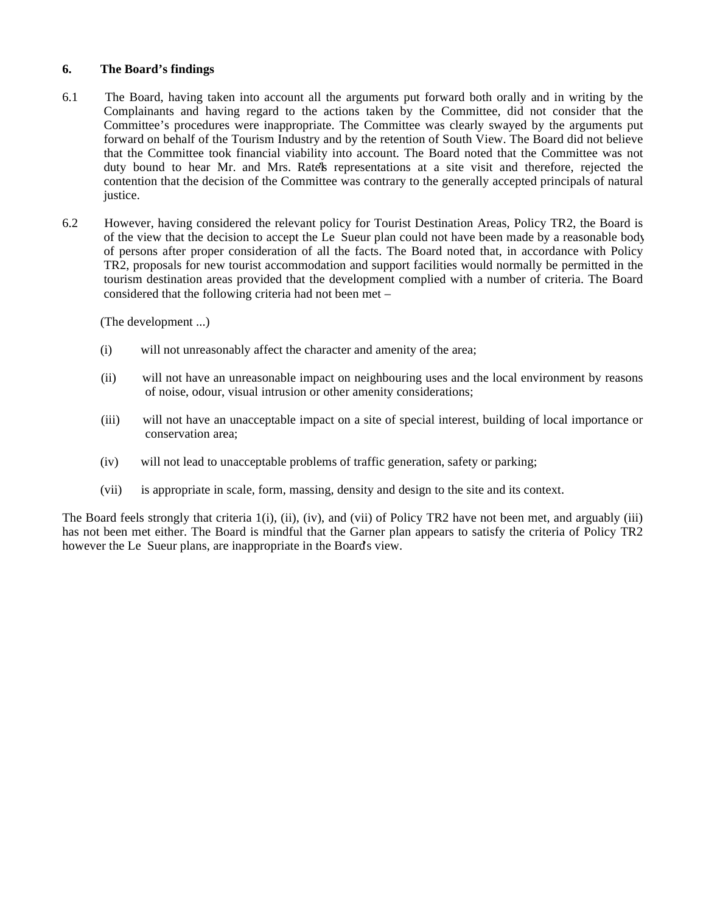## 6. The Board's findings

6.1 The Board, having taken into account all the arguments put forward both orally and in writing by the Complainants and having regard to the actions taken by the Committee, did not consider that the Committee's procedures were inappropriate. The Committee was clearly swayed by the arguments put forward on behalf of the Tourism Industry and by the retention of South View. The Board did not believe that the Committee took financial viability into account. The Board noted that the Committee was not duty bound to hear Mr. and Mrs. Rate's representations at a site visit and therefore, rejected the contention that the decision of the Committee was contrary to the generally accepted principals of natural justice.

6.2 However, having considered the relevant policy for Tourist Destination Areas, Policy TR2, the Board is of the view that the decision to accept the Le Sueur plan could not have been made by a reasonable body of persons after proper consideration of all the facts. The Board noted that, in accordance with Policy TR2, proposals for new tourist accommodation and support facilities would normally be permitted in the tourism destination areas provided that the development complied with a number of criteria. The Board considered that the following criteria had not been met –

(The development ...)

(i) will not unreasonably affect the character and amenity of the area;

(ii) will not have an unreasonable impact on neighbouring uses and the local environment by reasons of noise, odour, visual intrusion or other amenity considerations;

(iii) will not have an unacceptable impact on a site of special interest, building of local importance or conservation area;

(iv) will not lead to unacceptable problems of traffic generation, safety or parking;

(vii) is appropriate in scale, form, massing, density and design to the site and its context.

The Board feels strongly that criteria 1(i), (ii), (iv), and (vii) of Policy TR2 have not been met, and arguably (iii) has not been met either. The Board is mindful that the Garner plan appears to satisfy the criteria of Policy TR2 however the Le Sueur plans, are inappropriate in the Board's view.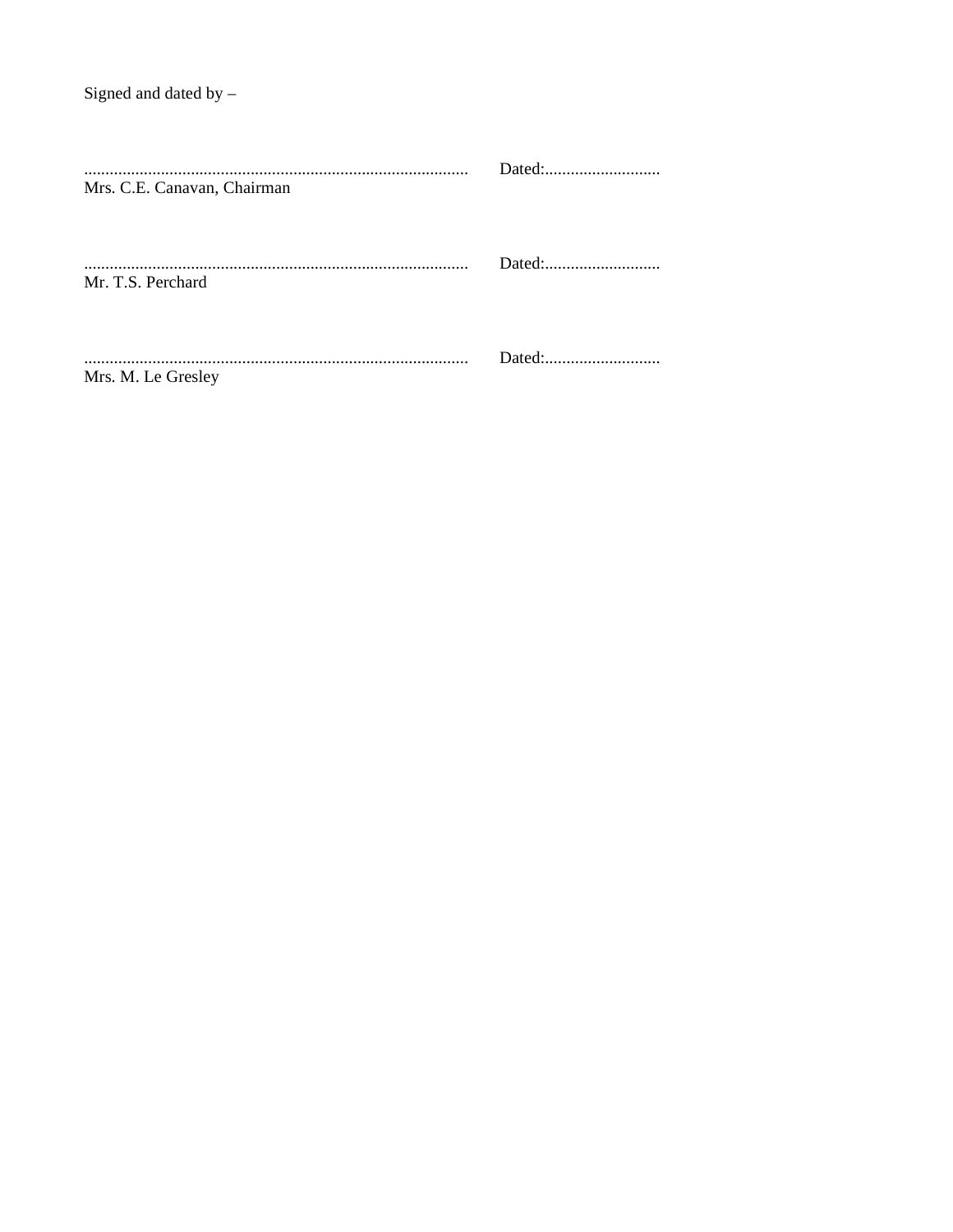Signed and dated by –

......................................................................................... Dated:...........................
Mrs. C.E. Canavan, Chairman

......................................................................................... Dated:...........................
Mr. T.S. Perchard

......................................................................................... Dated:...........................
Mrs. M. Le Gresley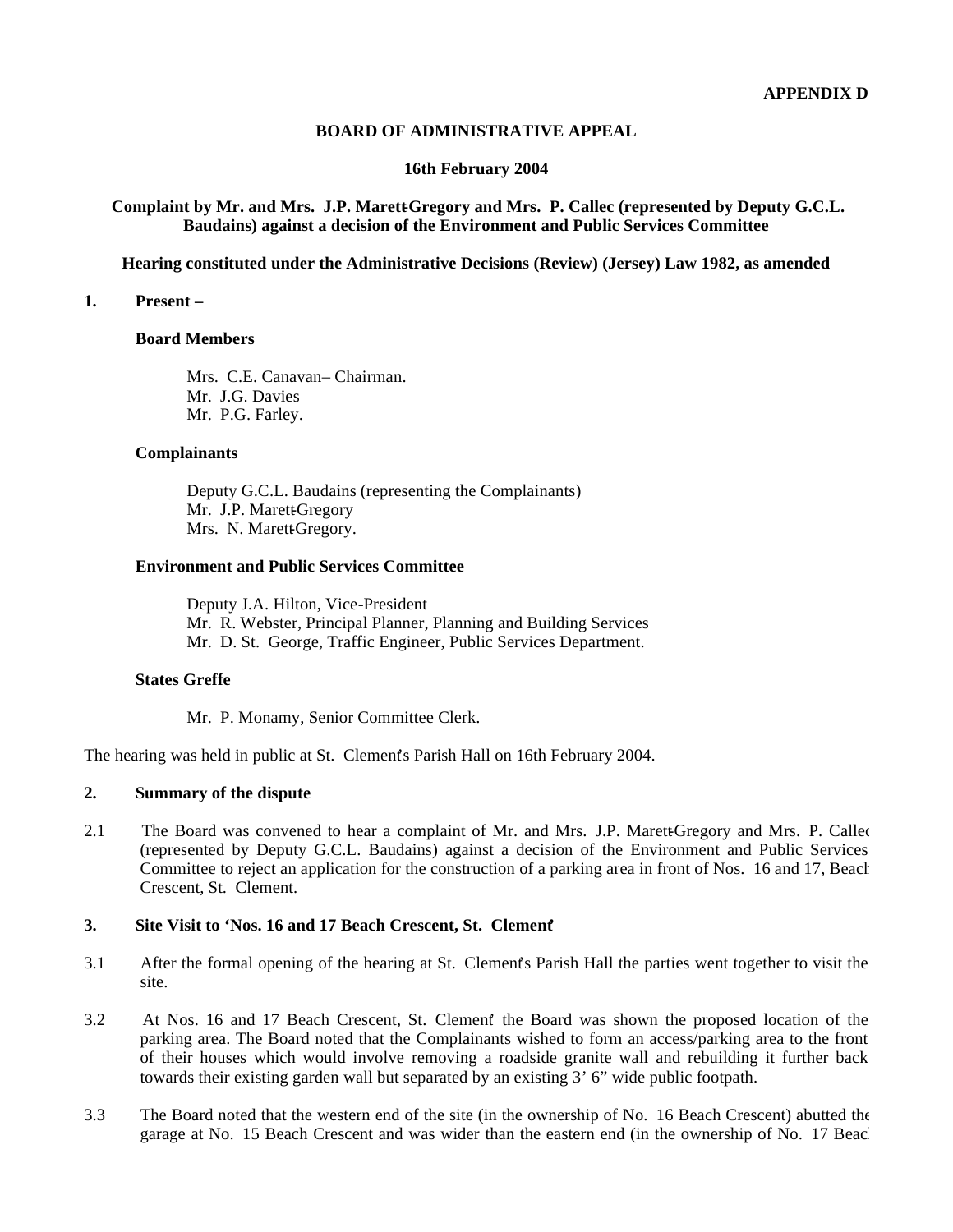**APPENDIX D**

**BOARD OF ADMINISTRATIVE APPEAL**

**16th February 2004**

**Complaint by Mr. and Mrs. J.P. Marett-Gregory and Mrs. P. Callec (represented by Deputy G.C.L. Baudains) against a decision of the Environment and Public Services Committee**

**Hearing constituted under the Administrative Decisions (Review) (Jersey) Law 1982, as amended**

**1. Present –**

**Board Members**

Mrs. C.E. Canavan– Chairman.
Mr. J.G. Davies
Mr. P.G. Farley.

**Complainants**

Deputy G.C.L. Baudains (representing the Complainants)
Mr. J.P. Marett-Gregory
Mrs. N. Marett-Gregory.

**Environment and Public Services Committee**

Deputy J.A. Hilton, Vice-President
Mr. R. Webster, Principal Planner, Planning and Building Services
Mr. D. St. George, Traffic Engineer, Public Services Department.

**States Greffe**

Mr. P. Monamy, Senior Committee Clerk.

The hearing was held in public at St. Clement's Parish Hall on 16th February 2004.

**2. Summary of the dispute**

2.1 The Board was convened to hear a complaint of Mr. and Mrs. J.P. Marett-Gregory and Mrs. P. Callec (represented by Deputy G.C.L. Baudains) against a decision of the Environment and Public Services Committee to reject an application for the construction of a parking area in front of Nos. 16 and 17, Beach Crescent, St. Clement.

**3. Site Visit to 'Nos. 16 and 17 Beach Crescent, St. Clement'**

3.1 After the formal opening of the hearing at St. Clement's Parish Hall the parties went together to visit the site.

3.2 At Nos. 16 and 17 Beach Crescent, St. Clement' the Board was shown the proposed location of the parking area. The Board noted that the Complainants wished to form an access/parking area to the front of their houses which would involve removing a roadside granite wall and rebuilding it further back towards their existing garden wall but separated by an existing 3' 6" wide public footpath.

3.3 The Board noted that the western end of the site (in the ownership of No. 16 Beach Crescent) abutted the garage at No. 15 Beach Crescent and was wider than the eastern end (in the ownership of No. 17 Beach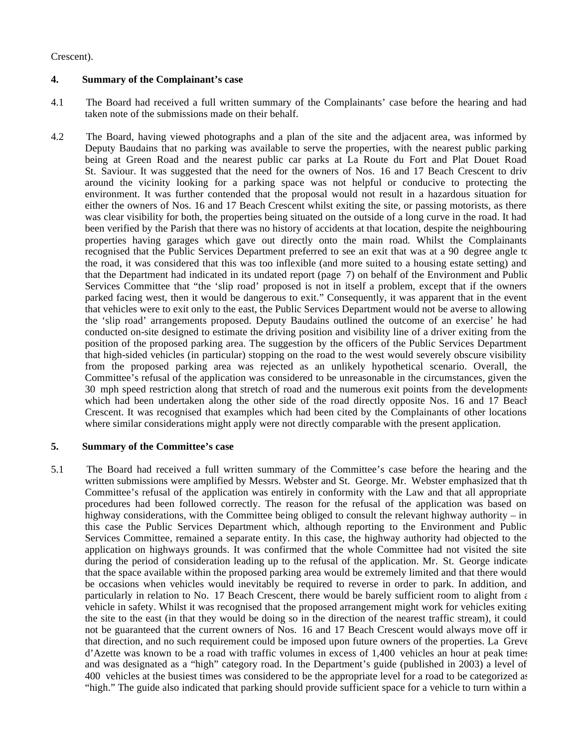Crescent).

**4. Summary of the Complainant's case**

4.1 The Board had received a full written summary of the Complainants' case before the hearing and had taken note of the submissions made on their behalf.

4.2 The Board, having viewed photographs and a plan of the site and the adjacent area, was informed by Deputy Baudains that no parking was available to serve the properties, with the nearest public parking being at Green Road and the nearest public car parks at La Route du Fort and Plat Douet Road, St. Saviour. It was suggested that the need for the owners of Nos. 16 and 17 Beach Crescent to drive around the vicinity looking for a parking space was not helpful or conducive to protecting the environment. It was further contended that the proposal would not result in a hazardous situation for either the owners of Nos. 16 and 17 Beach Crescent whilst exiting the site, or passing motorists, as there was clear visibility for both, the properties being situated on the outside of a long curve in the road. It had been verified by the Parish that there was no history of accidents at that location, despite the neighbouring properties having garages which gave out directly onto the main road. Whilst the Complainants recognised that the Public Services Department preferred to see an exit that was at a 90 degree angle to the road, it was considered that this was too inflexible (and more suited to a housing estate setting) and that the Department had indicated in its undated report (page 7) on behalf of the Environment and Public Services Committee that "the 'slip road' proposed is not in itself a problem, except that if the owners parked facing west, then it would be dangerous to exit." Consequently, it was apparent that in the event that vehicles were to exit only to the east, the Public Services Department would not be averse to allowing the 'slip road' arrangements proposed. Deputy Baudains outlined the outcome of an exercise' he had conducted on-site designed to estimate the driving position and visibility line of a driver exiting from the position of the proposed parking area. The suggestion by the officers of the Public Services Department that high-sided vehicles (in particular) stopping on the road to the west would severely obscure visibility from the proposed parking area was rejected as an unlikely hypothetical scenario. Overall, the Committee's refusal of the application was considered to be unreasonable in the circumstances, given the 30 mph speed restriction along that stretch of road and the numerous exit points from the developments which had been undertaken along the other side of the road directly opposite Nos. 16 and 17 Beach Crescent. It was recognised that examples which had been cited by the Complainants of other locations where similar considerations might apply were not directly comparable with the present application.

**5. Summary of the Committee's case**

5.1 The Board had received a full written summary of the Committee's case before the hearing and the written submissions were amplified by Messrs. Webster and St. George. Mr. Webster emphasized that the Committee's refusal of the application was entirely in conformity with the Law and that all appropriate procedures had been followed correctly. The reason for the refusal of the application was based on highway considerations, with the Committee being obliged to consult the relevant highway authority – in this case the Public Services Department which, although reporting to the Environment and Public Services Committee, remained a separate entity. In this case, the highway authority had objected to the application on highways grounds. It was confirmed that the whole Committee had not visited the site during the period of consideration leading up to the refusal of the application. Mr. St. George indicated that the space available within the proposed parking area would be extremely limited and that there would be occasions when vehicles would inevitably be required to reverse in order to park. In addition, and particularly in relation to No. 17 Beach Crescent, there would be barely sufficient room to alight from a vehicle in safety. Whilst it was recognised that the proposed arrangement might work for vehicles exiting the site to the east (in that they would be doing so in the direction of the nearest traffic stream), it could not be guaranteed that the current owners of Nos. 16 and 17 Beach Crescent would always move off in that direction, and no such requirement could be imposed upon future owners of the properties. La Greve d'Azette was known to be a road with traffic volumes in excess of 1,400 vehicles an hour at peak times and was designated as a "high" category road. In the Department's guide (published in 2003) a level of 400 vehicles at the busiest times was considered to be the appropriate level for a road to be categorized as "high." The guide also indicated that parking should provide sufficient space for a vehicle to turn within a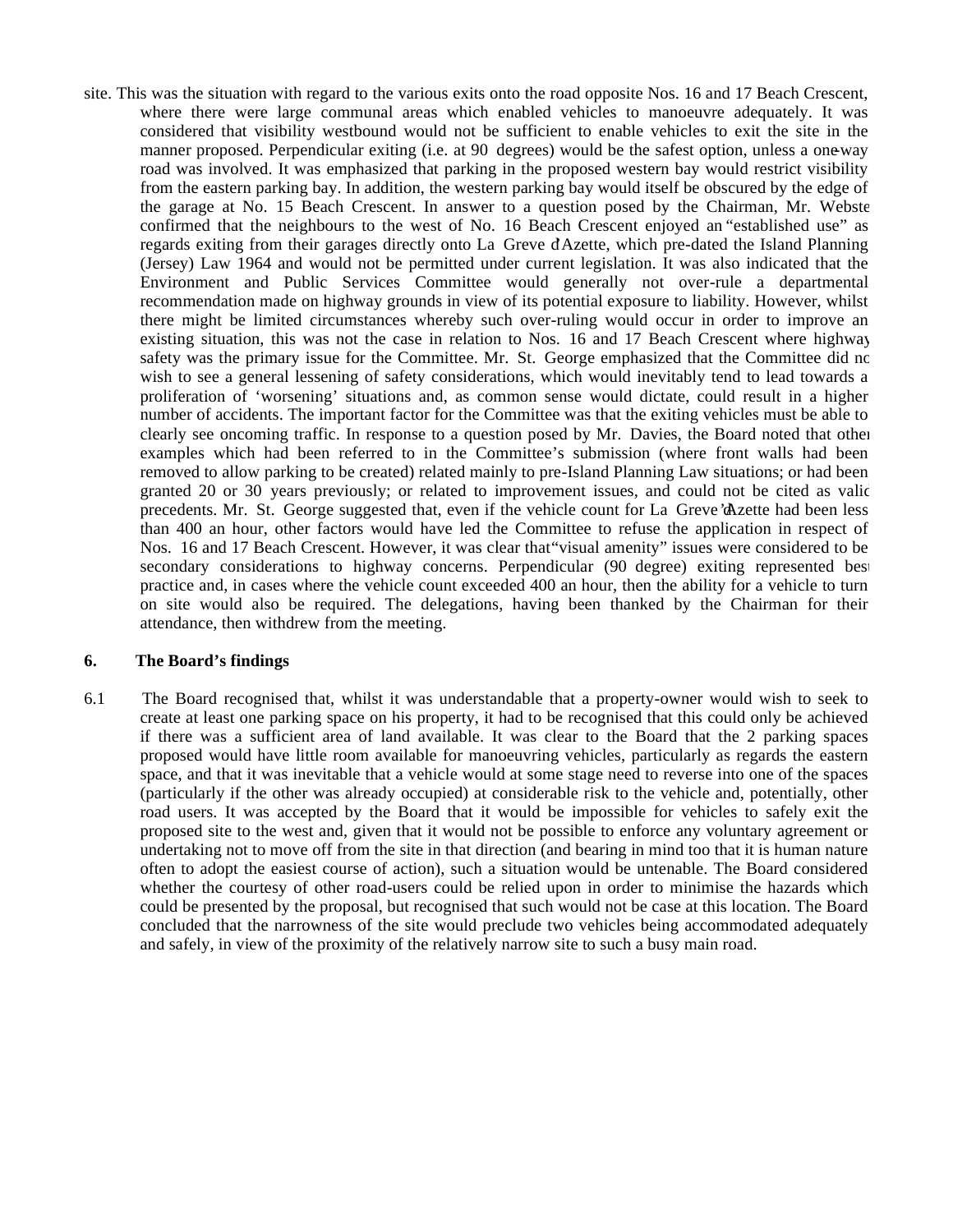site. This was the situation with regard to the various exits onto the road opposite Nos. 16 and 17 Beach Crescent, where there were large communal areas which enabled vehicles to manoeuvre adequately. It was considered that visibility westbound would not be sufficient to enable vehicles to exit the site in the manner proposed. Perpendicular exiting (i.e. at 90 degrees) would be the safest option, unless a one-way road was involved. It was emphasized that parking in the proposed western bay would restrict visibility from the eastern parking bay. In addition, the western parking bay would itself be obscured by the edge of the garage at No. 15 Beach Crescent. In answer to a question posed by the Chairman, Mr. Webster confirmed that the neighbours to the west of No. 16 Beach Crescent enjoyed an "established use" as regards exiting from their garages directly onto La Greve d'Azette, which pre-dated the Island Planning (Jersey) Law 1964 and would not be permitted under current legislation. It was also indicated that the Environment and Public Services Committee would generally not over-rule a departmental recommendation made on highway grounds in view of its potential exposure to liability. However, whilst there might be limited circumstances whereby such over-ruling would occur in order to improve an existing situation, this was not the case in relation to Nos. 16 and 17 Beach Crescent where highway safety was the primary issue for the Committee. Mr. St. George emphasized that the Committee did not wish to see a general lessening of safety considerations, which would inevitably tend to lead towards a proliferation of 'worsening' situations and, as common sense would dictate, could result in a higher number of accidents. The important factor for the Committee was that the exiting vehicles must be able to clearly see oncoming traffic. In response to a question posed by Mr. Davies, the Board noted that other examples which had been referred to in the Committee's submission (where front walls had been removed to allow parking to be created) related mainly to pre-Island Planning Law situations; or had been granted 20 or 30 years previously; or related to improvement issues, and could not be cited as valid precedents. Mr. St. George suggested that, even if the vehicle count for La Greve d'Azette had been less than 400 an hour, other factors would have led the Committee to refuse the application in respect of Nos. 16 and 17 Beach Crescent. However, it was clear that "visual amenity" issues were considered to be secondary considerations to highway concerns. Perpendicular (90 degree) exiting represented best practice and, in cases where the vehicle count exceeded 400 an hour, then the ability for a vehicle to turn on site would also be required. The delegations, having been thanked by the Chairman for their attendance, then withdrew from the meeting.

**6. The Board's findings**

6.1 The Board recognised that, whilst it was understandable that a property-owner would wish to seek to create at least one parking space on his property, it had to be recognised that this could only be achieved if there was a sufficient area of land available. It was clear to the Board that the 2 parking spaces proposed would have little room available for manoeuvring vehicles, particularly as regards the eastern space, and that it was inevitable that a vehicle would at some stage need to reverse into one of the spaces (particularly if the other was already occupied) at considerable risk to the vehicle and, potentially, other road users. It was accepted by the Board that it would be impossible for vehicles to safely exit the proposed site to the west and, given that it would not be possible to enforce any voluntary agreement or undertaking not to move off from the site in that direction (and bearing in mind too that it is human nature often to adopt the easiest course of action), such a situation would be untenable. The Board considered whether the courtesy of other road-users could be relied upon in order to minimise the hazards which could be presented by the proposal, but recognised that such would not be case at this location. The Board concluded that the narrowness of the site would preclude two vehicles being accommodated adequately and safely, in view of the proximity of the relatively narrow site to such a busy main road.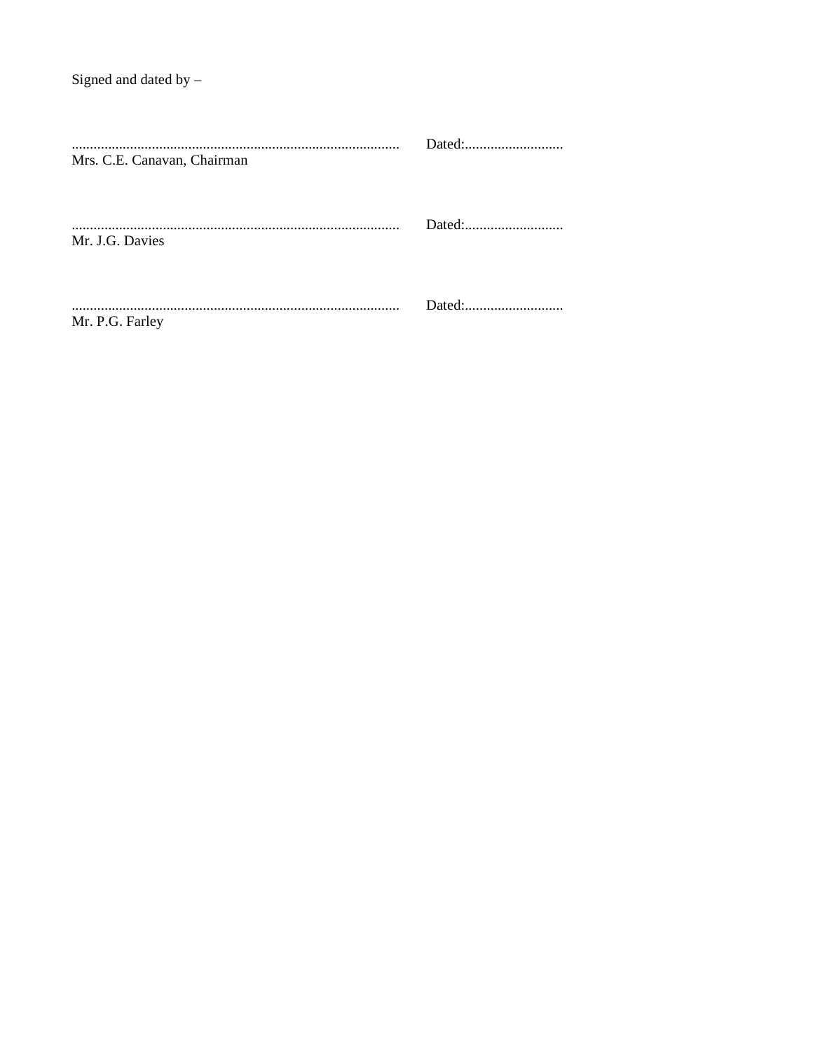Signed and dated by –

.......................................................................................... Dated:............................
Mrs. C.E. Canavan, Chairman

.......................................................................................... Dated:............................
Mr. J.G. Davies

.......................................................................................... Dated:............................
Mr. P.G. Farley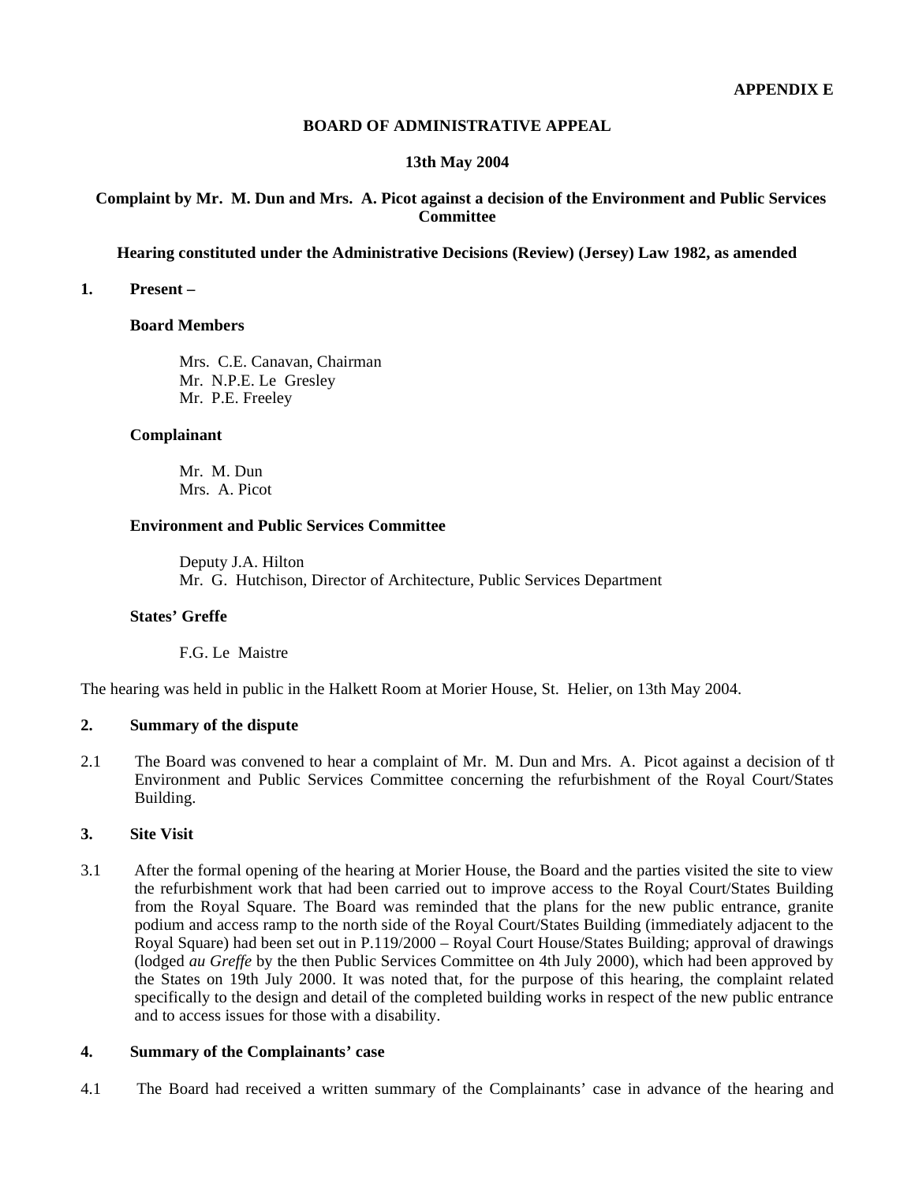**APPENDIX E**

**BOARD OF ADMINISTRATIVE APPEAL**

**13th May 2004**

**Complaint by Mr. M. Dun and Mrs. A. Picot against a decision of the Environment and Public Services Committee**

**Hearing constituted under the Administrative Decisions (Review) (Jersey) Law 1982, as amended**

## 1. Present –

**Board Members**

Mrs. C.E. Canavan, Chairman
Mr. N.P.E. Le Gresley
Mr. P.E. Freeley

**Complainant**

Mr. M. Dun
Mrs. A. Picot

**Environment and Public Services Committee**

Deputy J.A. Hilton
Mr. G. Hutchison, Director of Architecture, Public Services Department

**States' Greffe**

F.G. Le Maistre

The hearing was held in public in the Halkett Room at Morier House, St. Helier, on 13th May 2004.

## 2. Summary of the dispute

2.1 The Board was convened to hear a complaint of Mr. M. Dun and Mrs. A. Picot against a decision of th Environment and Public Services Committee concerning the refurbishment of the Royal Court/States Building.

## 3. Site Visit

3.1 After the formal opening of the hearing at Morier House, the Board and the parties visited the site to view the refurbishment work that had been carried out to improve access to the Royal Court/States Building from the Royal Square. The Board was reminded that the plans for the new public entrance, granite podium and access ramp to the north side of the Royal Court/States Building (immediately adjacent to the Royal Square) had been set out in P.119/2000 – Royal Court House/States Building; approval of drawings (lodged *au Greffe* by the then Public Services Committee on 4th July 2000), which had been approved by the States on 19th July 2000. It was noted that, for the purpose of this hearing, the complaint related specifically to the design and detail of the completed building works in respect of the new public entrance and to access issues for those with a disability.

## 4. Summary of the Complainants' case

4.1 The Board had received a written summary of the Complainants' case in advance of the hearing and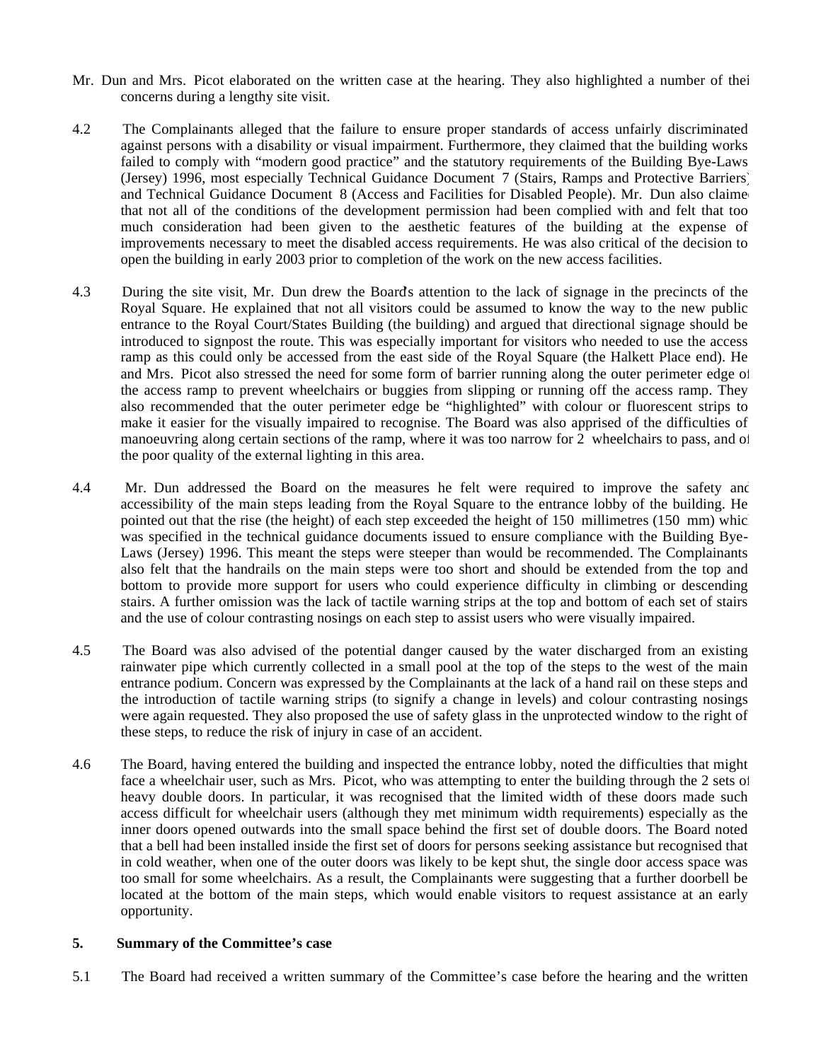Mr. Dun and Mrs. Picot elaborated on the written case at the hearing. They also highlighted a number of their concerns during a lengthy site visit.

4.2 The Complainants alleged that the failure to ensure proper standards of access unfairly discriminated against persons with a disability or visual impairment. Furthermore, they claimed that the building works failed to comply with "modern good practice" and the statutory requirements of the Building Bye-Laws (Jersey) 1996, most especially Technical Guidance Document 7 (Stairs, Ramps and Protective Barriers) and Technical Guidance Document 8 (Access and Facilities for Disabled People). Mr. Dun also claimed that not all of the conditions of the development permission had been complied with and felt that too much consideration had been given to the aesthetic features of the building at the expense of improvements necessary to meet the disabled access requirements. He was also critical of the decision to open the building in early 2003 prior to completion of the work on the new access facilities.

4.3 During the site visit, Mr. Dun drew the Board's attention to the lack of signage in the precincts of the Royal Square. He explained that not all visitors could be assumed to know the way to the new public entrance to the Royal Court/States Building (the building) and argued that directional signage should be introduced to signpost the route. This was especially important for visitors who needed to use the access ramp as this could only be accessed from the east side of the Royal Square (the Halkett Place end). He and Mrs. Picot also stressed the need for some form of barrier running along the outer perimeter edge of the access ramp to prevent wheelchairs or buggies from slipping or running off the access ramp. They also recommended that the outer perimeter edge be "highlighted" with colour or fluorescent strips to make it easier for the visually impaired to recognise. The Board was also apprised of the difficulties of manoeuvring along certain sections of the ramp, where it was too narrow for 2 wheelchairs to pass, and of the poor quality of the external lighting in this area.

4.4 Mr. Dun addressed the Board on the measures he felt were required to improve the safety and accessibility of the main steps leading from the Royal Square to the entrance lobby of the building. He pointed out that the rise (the height) of each step exceeded the height of 150 millimetres (150 mm) which was specified in the technical guidance documents issued to ensure compliance with the Building Bye-Laws (Jersey) 1996. This meant the steps were steeper than would be recommended. The Complainants also felt that the handrails on the main steps were too short and should be extended from the top and bottom to provide more support for users who could experience difficulty in climbing or descending stairs. A further omission was the lack of tactile warning strips at the top and bottom of each set of stairs and the use of colour contrasting nosings on each step to assist users who were visually impaired.

4.5 The Board was also advised of the potential danger caused by the water discharged from an existing rainwater pipe which currently collected in a small pool at the top of the steps to the west of the main entrance podium. Concern was expressed by the Complainants at the lack of a hand rail on these steps and the introduction of tactile warning strips (to signify a change in levels) and colour contrasting nosings were again requested. They also proposed the use of safety glass in the unprotected window to the right of these steps, to reduce the risk of injury in case of an accident.

4.6 The Board, having entered the building and inspected the entrance lobby, noted the difficulties that might face a wheelchair user, such as Mrs. Picot, who was attempting to enter the building through the 2 sets of heavy double doors. In particular, it was recognised that the limited width of these doors made such access difficult for wheelchair users (although they met minimum width requirements) especially as the inner doors opened outwards into the small space behind the first set of double doors. The Board noted that a bell had been installed inside the first set of doors for persons seeking assistance but recognised that in cold weather, when one of the outer doors was likely to be kept shut, the single door access space was too small for some wheelchairs. As a result, the Complainants were suggesting that a further doorbell be located at the bottom of the main steps, which would enable visitors to request assistance at an early opportunity.

## 5. Summary of the Committee's case

5.1 The Board had received a written summary of the Committee's case before the hearing and the written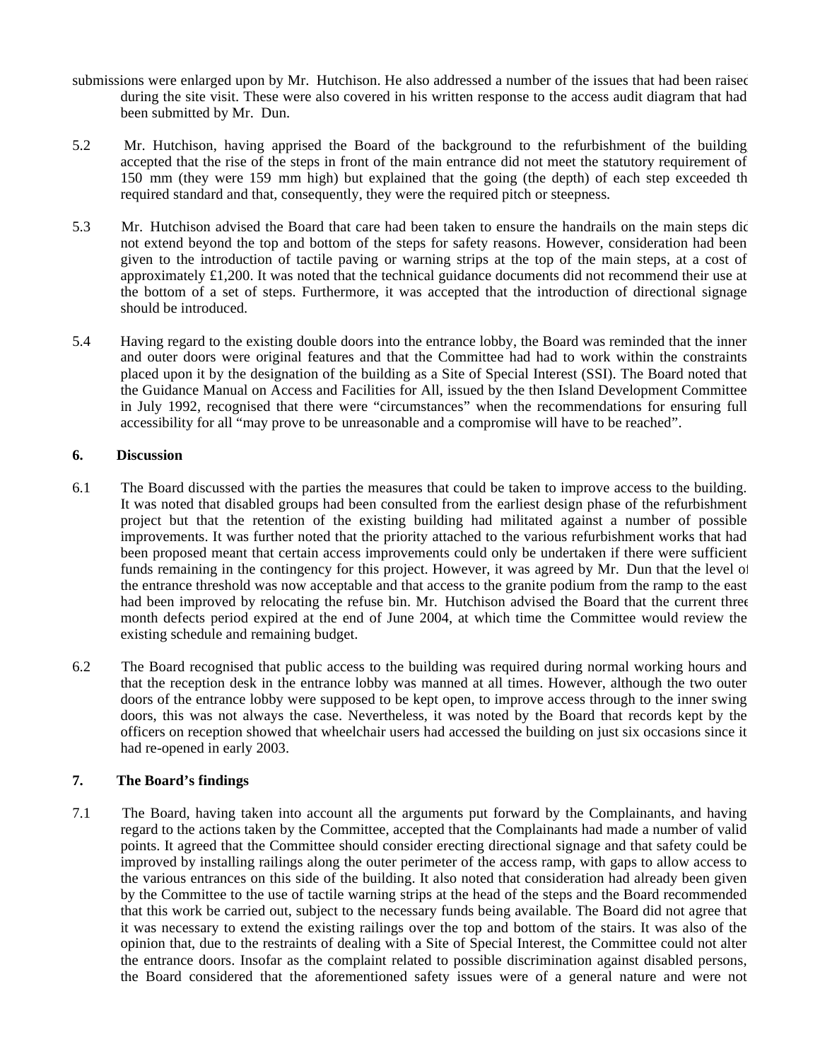submissions were enlarged upon by Mr. Hutchison. He also addressed a number of the issues that had been raised during the site visit. These were also covered in his written response to the access audit diagram that had been submitted by Mr. Dun.

5.2 Mr. Hutchison, having apprised the Board of the background to the refurbishment of the building, accepted that the rise of the steps in front of the main entrance did not meet the statutory requirement of 150 mm (they were 159 mm high) but explained that the going (the depth) of each step exceeded the required standard and that, consequently, they were the required pitch or steepness.

5.3 Mr. Hutchison advised the Board that care had been taken to ensure the handrails on the main steps did not extend beyond the top and bottom of the steps for safety reasons. However, consideration had been given to the introduction of tactile paving or warning strips at the top of the main steps, at a cost of approximately £1,200. It was noted that the technical guidance documents did not recommend their use at the bottom of a set of steps. Furthermore, it was accepted that the introduction of directional signage should be introduced.

5.4 Having regard to the existing double doors into the entrance lobby, the Board was reminded that the inner and outer doors were original features and that the Committee had had to work within the constraints placed upon it by the designation of the building as a Site of Special Interest (SSI). The Board noted that the Guidance Manual on Access and Facilities for All, issued by the then Island Development Committee in July 1992, recognised that there were "circumstances" when the recommendations for ensuring full accessibility for all "may prove to be unreasonable and a compromise will have to be reached".

**6. Discussion**

6.1 The Board discussed with the parties the measures that could be taken to improve access to the building. It was noted that disabled groups had been consulted from the earliest design phase of the refurbishment project but that the retention of the existing building had militated against a number of possible improvements. It was further noted that the priority attached to the various refurbishment works that had been proposed meant that certain access improvements could only be undertaken if there were sufficient funds remaining in the contingency for this project. However, it was agreed by Mr. Dun that the level of the entrance threshold was now acceptable and that access to the granite podium from the ramp to the east had been improved by relocating the refuse bin. Mr. Hutchison advised the Board that the current three month defects period expired at the end of June 2004, at which time the Committee would review the existing schedule and remaining budget.

6.2 The Board recognised that public access to the building was required during normal working hours and that the reception desk in the entrance lobby was manned at all times. However, although the two outer doors of the entrance lobby were supposed to be kept open, to improve access through to the inner swing doors, this was not always the case. Nevertheless, it was noted by the Board that records kept by the officers on reception showed that wheelchair users had accessed the building on just six occasions since it had re-opened in early 2003.

**7. The Board's findings**

7.1 The Board, having taken into account all the arguments put forward by the Complainants, and having regard to the actions taken by the Committee, accepted that the Complainants had made a number of valid points. It agreed that the Committee should consider erecting directional signage and that safety could be improved by installing railings along the outer perimeter of the access ramp, with gaps to allow access to the various entrances on this side of the building. It also noted that consideration had already been given by the Committee to the use of tactile warning strips at the head of the steps and the Board recommended that this work be carried out, subject to the necessary funds being available. The Board did not agree that it was necessary to extend the existing railings over the top and bottom of the stairs. It was also of the opinion that, due to the restraints of dealing with a Site of Special Interest, the Committee could not alter the entrance doors. Insofar as the complaint related to possible discrimination against disabled persons, the Board considered that the aforementioned safety issues were of a general nature and were not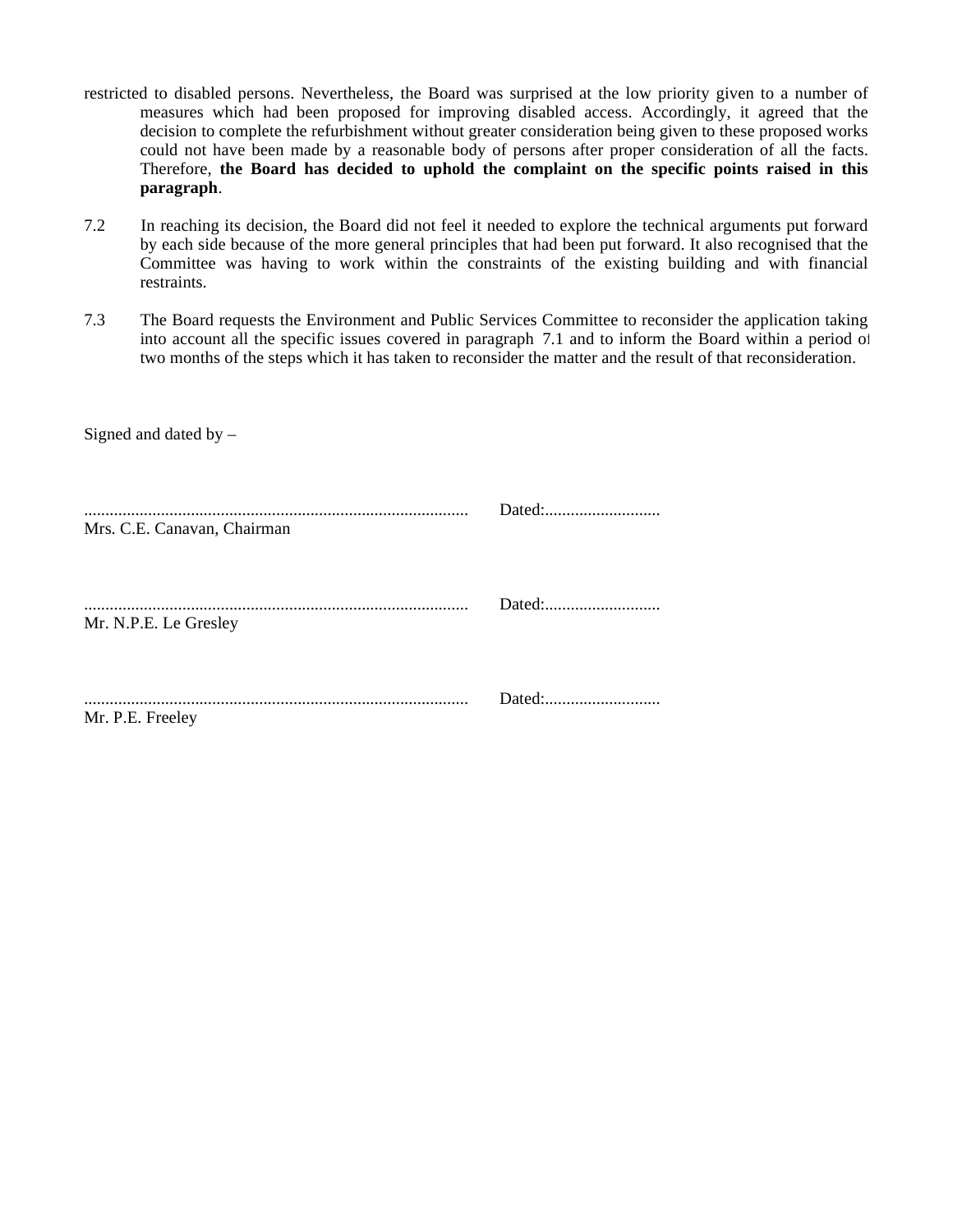restricted to disabled persons. Nevertheless, the Board was surprised at the low priority given to a number of measures which had been proposed for improving disabled access. Accordingly, it agreed that the decision to complete the refurbishment without greater consideration being given to these proposed works could not have been made by a reasonable body of persons after proper consideration of all the facts. Therefore, **the Board has decided to uphold the complaint on the specific points raised in this paragraph**.

7.2 In reaching its decision, the Board did not feel it needed to explore the technical arguments put forward by each side because of the more general principles that had been put forward. It also recognised that the Committee was having to work within the constraints of the existing building and with financial restraints.

7.3 The Board requests the Environment and Public Services Committee to reconsider the application taking into account all the specific issues covered in paragraph 7.1 and to inform the Board within a period of two months of the steps which it has taken to reconsider the matter and the result of that reconsideration.

Signed and dated by –

.......................................................................................... Dated:...........................
Mrs. C.E. Canavan, Chairman

.......................................................................................... Dated:...........................
Mr. N.P.E. Le Gresley

.......................................................................................... Dated:...........................
Mr. P.E. Freeley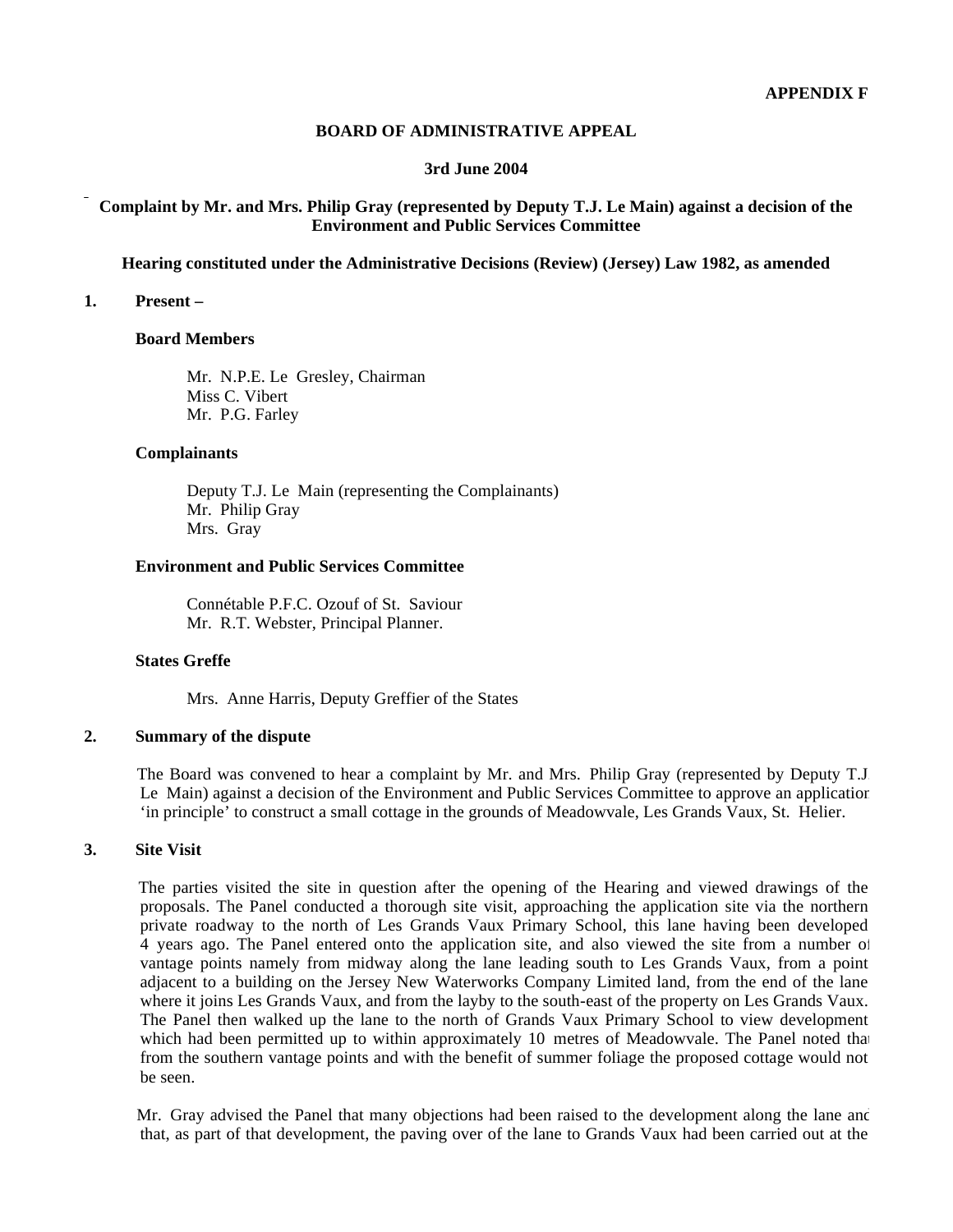**APPENDIX F**

**BOARD OF ADMINISTRATIVE APPEAL**

**3rd June 2004**

**Complaint by Mr. and Mrs. Philip Gray (represented by Deputy T.J. Le Main) against a decision of the Environment and Public Services Committee**

**Hearing constituted under the Administrative Decisions (Review) (Jersey) Law 1982, as amended**

**1. Present –**

**Board Members**

Mr. N.P.E. Le Gresley, Chairman
Miss C. Vibert
Mr. P.G. Farley

**Complainants**

Deputy T.J. Le Main (representing the Complainants)
Mr. Philip Gray
Mrs. Gray

**Environment and Public Services Committee**

Connétable P.F.C. Ozouf of St. Saviour
Mr. R.T. Webster, Principal Planner.

**States Greffe**

Mrs. Anne Harris, Deputy Greffier of the States

**2. Summary of the dispute**

The Board was convened to hear a complaint by Mr. and Mrs. Philip Gray (represented by Deputy T.J. Le Main) against a decision of the Environment and Public Services Committee to approve an application 'in principle' to construct a small cottage in the grounds of Meadowvale, Les Grands Vaux, St. Helier.

**3. Site Visit**

The parties visited the site in question after the opening of the Hearing and viewed drawings of the proposals. The Panel conducted a thorough site visit, approaching the application site via the northern private roadway to the north of Les Grands Vaux Primary School, this lane having been developed 4 years ago. The Panel entered onto the application site, and also viewed the site from a number of vantage points namely from midway along the lane leading south to Les Grands Vaux, from a point adjacent to a building on the Jersey New Waterworks Company Limited land, from the end of the lane where it joins Les Grands Vaux, and from the layby to the south-east of the property on Les Grands Vaux. The Panel then walked up the lane to the north of Grands Vaux Primary School to view development which had been permitted up to within approximately 10 metres of Meadowvale. The Panel noted that from the southern vantage points and with the benefit of summer foliage the proposed cottage would not be seen.

Mr. Gray advised the Panel that many objections had been raised to the development along the lane and that, as part of that development, the paving over of the lane to Grands Vaux had been carried out at the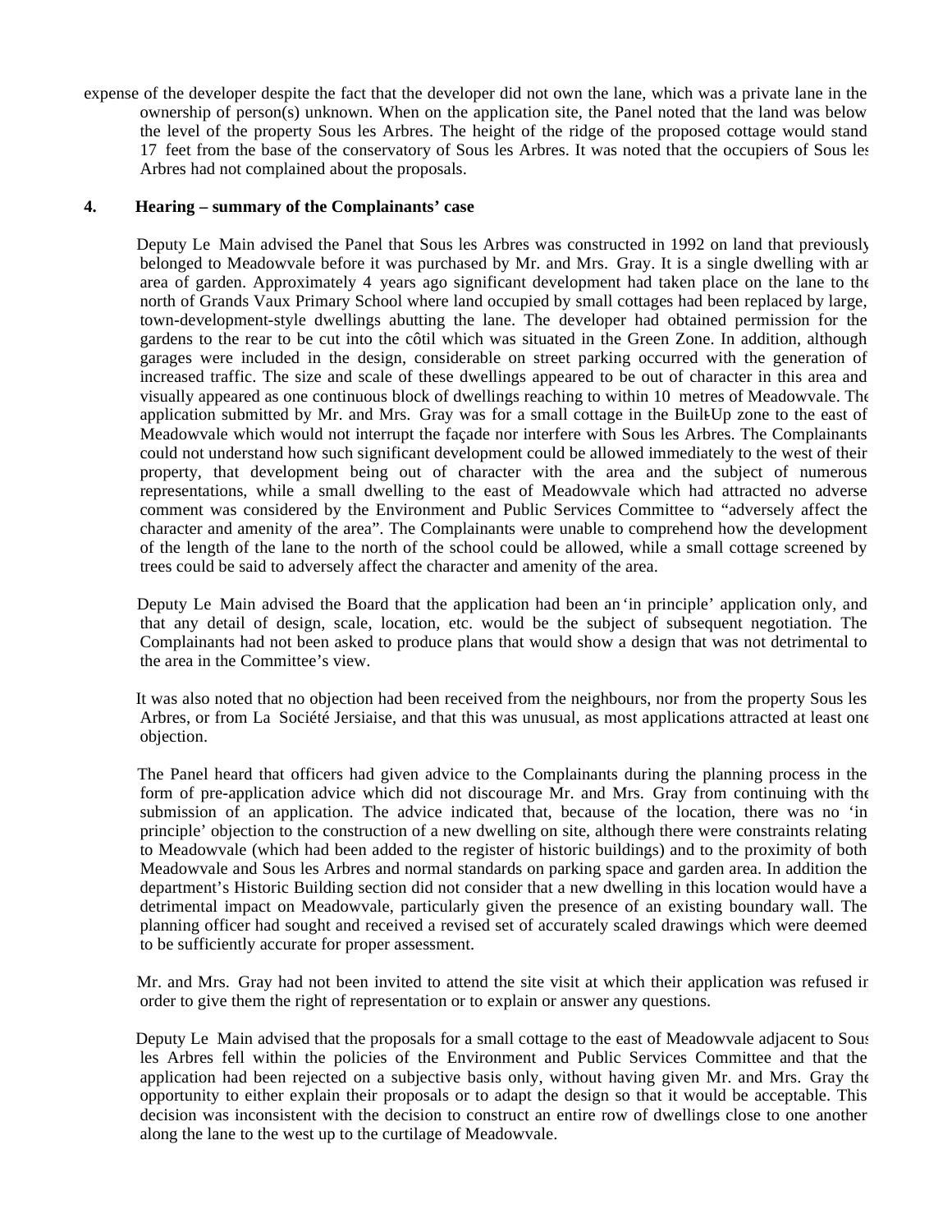expense of the developer despite the fact that the developer did not own the lane, which was a private lane in the ownership of person(s) unknown. When on the application site, the Panel noted that the land was below the level of the property Sous les Arbres. The height of the ridge of the proposed cottage would stand 17 feet from the base of the conservatory of Sous les Arbres. It was noted that the occupiers of Sous les Arbres had not complained about the proposals.

**4. Hearing – summary of the Complainants' case**

Deputy Le Main advised the Panel that Sous les Arbres was constructed in 1992 on land that previously belonged to Meadowvale before it was purchased by Mr. and Mrs. Gray. It is a single dwelling with an area of garden. Approximately 4 years ago significant development had taken place on the lane to the north of Grands Vaux Primary School where land occupied by small cottages had been replaced by large, town-development-style dwellings abutting the lane. The developer had obtained permission for the gardens to the rear to be cut into the côtil which was situated in the Green Zone. In addition, although garages were included in the design, considerable on street parking occurred with the generation of increased traffic. The size and scale of these dwellings appeared to be out of character in this area and visually appeared as one continuous block of dwellings reaching to within 10 metres of Meadowvale. The application submitted by Mr. and Mrs. Gray was for a small cottage in the Built-Up zone to the east of Meadowvale which would not interrupt the façade nor interfere with Sous les Arbres. The Complainants could not understand how such significant development could be allowed immediately to the west of their property, that development being out of character with the area and the subject of numerous representations, while a small dwelling to the east of Meadowvale which had attracted no adverse comment was considered by the Environment and Public Services Committee to "adversely affect the character and amenity of the area". The Complainants were unable to comprehend how the development of the length of the lane to the north of the school could be allowed, while a small cottage screened by trees could be said to adversely affect the character and amenity of the area.

Deputy Le Main advised the Board that the application had been an 'in principle' application only, and that any detail of design, scale, location, etc. would be the subject of subsequent negotiation. The Complainants had not been asked to produce plans that would show a design that was not detrimental to the area in the Committee's view.

It was also noted that no objection had been received from the neighbours, nor from the property Sous les Arbres, or from La Société Jersiaise, and that this was unusual, as most applications attracted at least one objection.

The Panel heard that officers had given advice to the Complainants during the planning process in the form of pre-application advice which did not discourage Mr. and Mrs. Gray from continuing with the submission of an application. The advice indicated that, because of the location, there was no 'in principle' objection to the construction of a new dwelling on site, although there were constraints relating to Meadowvale (which had been added to the register of historic buildings) and to the proximity of both Meadowvale and Sous les Arbres and normal standards on parking space and garden area. In addition the department's Historic Building section did not consider that a new dwelling in this location would have a detrimental impact on Meadowvale, particularly given the presence of an existing boundary wall. The planning officer had sought and received a revised set of accurately scaled drawings which were deemed to be sufficiently accurate for proper assessment.

Mr. and Mrs. Gray had not been invited to attend the site visit at which their application was refused in order to give them the right of representation or to explain or answer any questions.

Deputy Le Main advised that the proposals for a small cottage to the east of Meadowvale adjacent to Sous les Arbres fell within the policies of the Environment and Public Services Committee and that the application had been rejected on a subjective basis only, without having given Mr. and Mrs. Gray the opportunity to either explain their proposals or to adapt the design so that it would be acceptable. This decision was inconsistent with the decision to construct an entire row of dwellings close to one another along the lane to the west up to the curtilage of Meadowvale.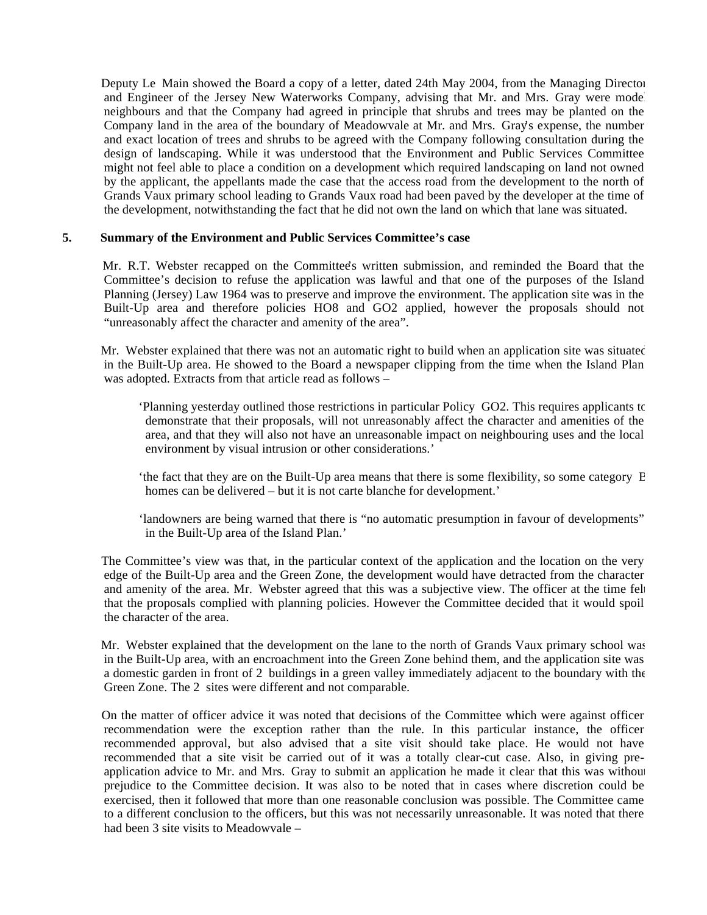Deputy Le Main showed the Board a copy of a letter, dated 24th May 2004, from the Managing Director and Engineer of the Jersey New Waterworks Company, advising that Mr. and Mrs. Gray were model neighbours and that the Company had agreed in principle that shrubs and trees may be planted on the Company land in the area of the boundary of Meadowvale at Mr. and Mrs. Gray's expense, the number and exact location of trees and shrubs to be agreed with the Company following consultation during the design of landscaping. While it was understood that the Environment and Public Services Committee might not feel able to place a condition on a development which required landscaping on land not owned by the applicant, the appellants made the case that the access road from the development to the north of Grands Vaux primary school leading to Grands Vaux road had been paved by the developer at the time of the development, notwithstanding the fact that he did not own the land on which that lane was situated.

## 5. Summary of the Environment and Public Services Committee's case

Mr. R.T. Webster recapped on the Committee's written submission, and reminded the Board that the Committee's decision to refuse the application was lawful and that one of the purposes of the Island Planning (Jersey) Law 1964 was to preserve and improve the environment. The application site was in the Built-Up area and therefore policies HO8 and GO2 applied, however the proposals should not "unreasonably affect the character and amenity of the area".

Mr. Webster explained that there was not an automatic right to build when an application site was situated in the Built-Up area. He showed to the Board a newspaper clipping from the time when the Island Plan was adopted. Extracts from that article read as follows –

> 'Planning yesterday outlined those restrictions in particular Policy GO2. This requires applicants to demonstrate that their proposals, will not unreasonably affect the character and amenities of the area, and that they will also not have an unreasonable impact on neighbouring uses and the local environment by visual intrusion or other considerations.'
>
> 'the fact that they are on the Built-Up area means that there is some flexibility, so some category B homes can be delivered – but it is not carte blanche for development.'
>
> 'landowners are being warned that there is "no automatic presumption in favour of developments" in the Built-Up area of the Island Plan.'

The Committee's view was that, in the particular context of the application and the location on the very edge of the Built-Up area and the Green Zone, the development would have detracted from the character and amenity of the area. Mr. Webster agreed that this was a subjective view. The officer at the time felt that the proposals complied with planning policies. However the Committee decided that it would spoil the character of the area.

Mr. Webster explained that the development on the lane to the north of Grands Vaux primary school was in the Built-Up area, with an encroachment into the Green Zone behind them, and the application site was a domestic garden in front of 2 buildings in a green valley immediately adjacent to the boundary with the Green Zone. The 2 sites were different and not comparable.

On the matter of officer advice it was noted that decisions of the Committee which were against officer recommendation were the exception rather than the rule. In this particular instance, the officer recommended approval, but also advised that a site visit should take place. He would not have recommended that a site visit be carried out of it was a totally clear-cut case. Also, in giving pre-application advice to Mr. and Mrs. Gray to submit an application he made it clear that this was without prejudice to the Committee decision. It was also to be noted that in cases where discretion could be exercised, then it followed that more than one reasonable conclusion was possible. The Committee came to a different conclusion to the officers, but this was not necessarily unreasonable. It was noted that there had been 3 site visits to Meadowvale –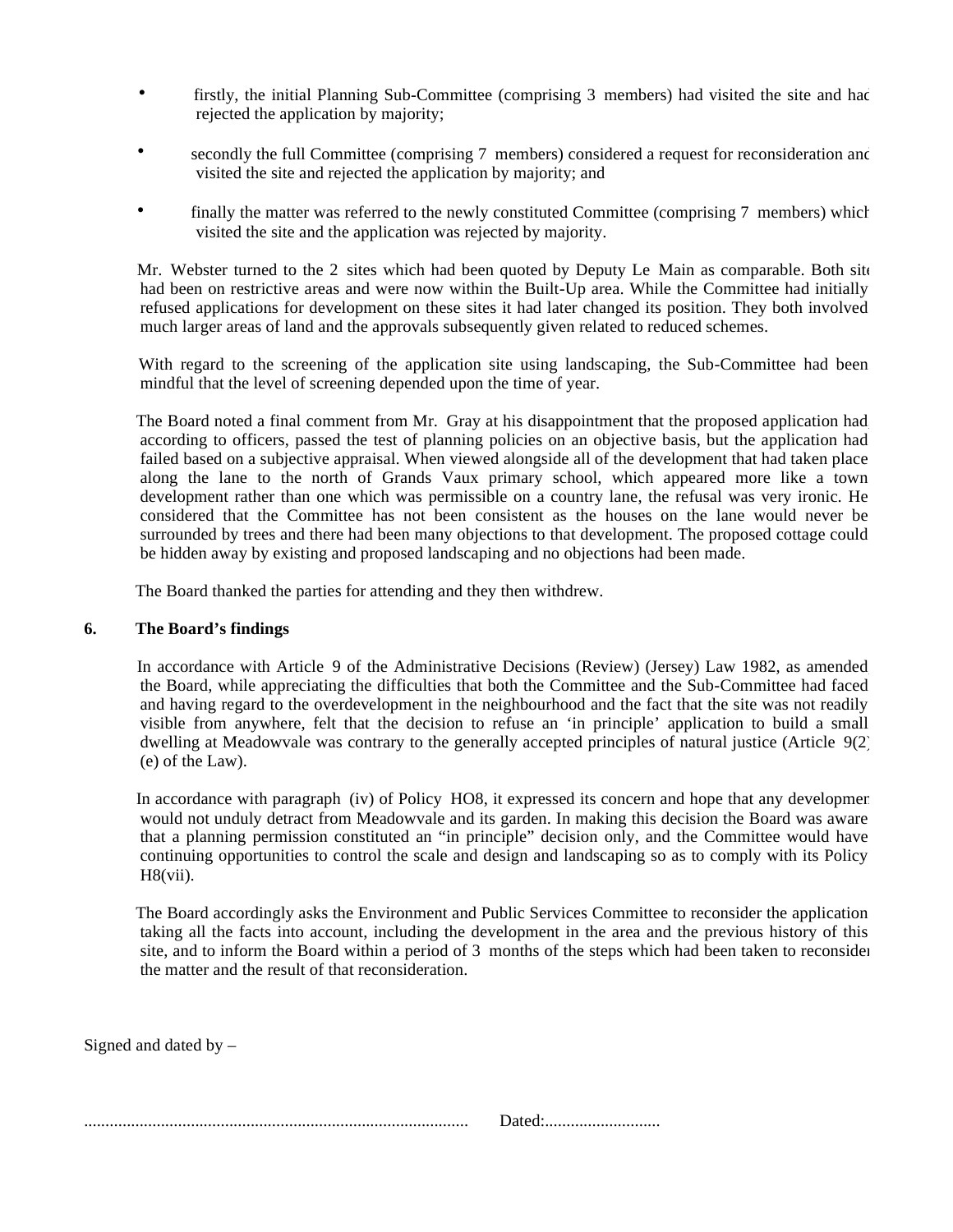- firstly, the initial Planning Sub-Committee (comprising 3 members) had visited the site and had rejected the application by majority;

- secondly the full Committee (comprising 7 members) considered a request for reconsideration and visited the site and rejected the application by majority; and

- finally the matter was referred to the newly constituted Committee (comprising 7 members) which visited the site and the application was rejected by majority.

Mr. Webster turned to the 2 sites which had been quoted by Deputy Le Main as comparable. Both sites had been on restrictive areas and were now within the Built-Up area. While the Committee had initially refused applications for development on these sites it had later changed its position. They both involved much larger areas of land and the approvals subsequently given related to reduced schemes.

With regard to the screening of the application site using landscaping, the Sub-Committee had been mindful that the level of screening depended upon the time of year.

The Board noted a final comment from Mr. Gray at his disappointment that the proposed application had, according to officers, passed the test of planning policies on an objective basis, but the application had failed based on a subjective appraisal. When viewed alongside all of the development that had taken place along the lane to the north of Grands Vaux primary school, which appeared more like a town development rather than one which was permissible on a country lane, the refusal was very ironic. He considered that the Committee has not been consistent as the houses on the lane would never be surrounded by trees and there had been many objections to that development. The proposed cottage could be hidden away by existing and proposed landscaping and no objections had been made.

The Board thanked the parties for attending and they then withdrew.

## 6. The Board's findings

In accordance with Article 9 of the Administrative Decisions (Review) (Jersey) Law 1982, as amended, the Board, while appreciating the difficulties that both the Committee and the Sub-Committee had faced and having regard to the overdevelopment in the neighbourhood and the fact that the site was not readily visible from anywhere, felt that the decision to refuse an 'in principle' application to build a small dwelling at Meadowvale was contrary to the generally accepted principles of natural justice (Article 9(2)(e) of the Law).

In accordance with paragraph (iv) of Policy HO8, it expressed its concern and hope that any development would not unduly detract from Meadowvale and its garden. In making this decision the Board was aware that a planning permission constituted an "in principle" decision only, and the Committee would have continuing opportunities to control the scale and design and landscaping so as to comply with its Policy H8(vii).

The Board accordingly asks the Environment and Public Services Committee to reconsider the application taking all the facts into account, including the development in the area and the previous history of this site, and to inform the Board within a period of 3 months of the steps which had been taken to reconsider the matter and the result of that reconsideration.

Signed and dated by –

.......................................................................................... Dated:...........................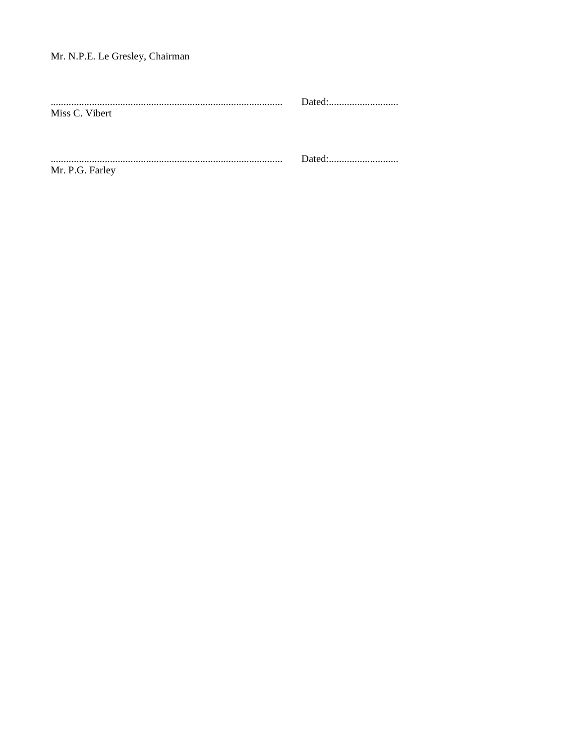Mr. N.P.E. Le Gresley, Chairman

........................................................................................ Dated:............................
Miss C. Vibert

........................................................................................ Dated:............................
Mr. P.G. Farley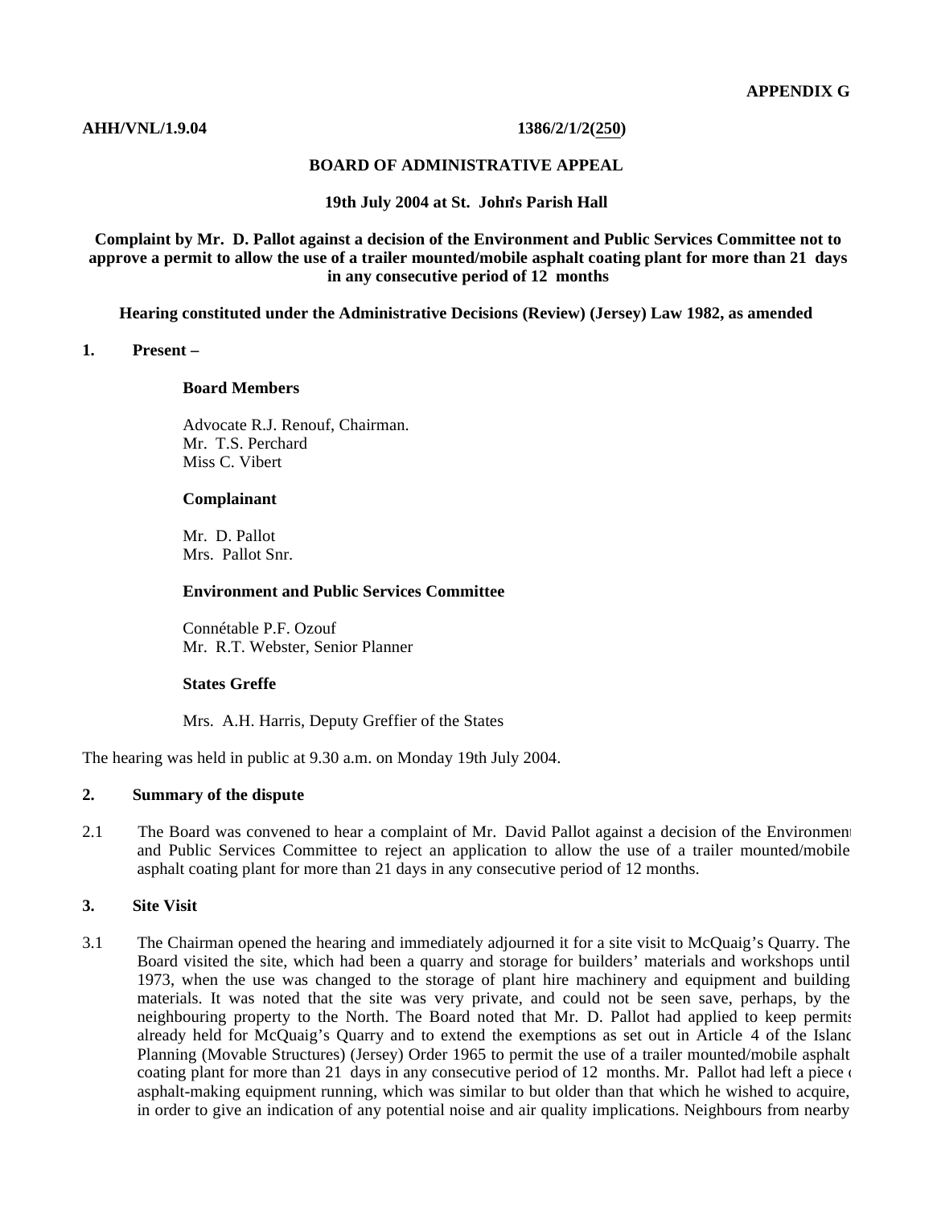**APPENDIX G**

**AHH/VNL/1.9.04** **1386/2/1/2(250)**

**BOARD OF ADMINISTRATIVE APPEAL**

**19th July 2004 at St. John's Parish Hall**

**Complaint by Mr. D. Pallot against a decision of the Environment and Public Services Committee not to approve a permit to allow the use of a trailer mounted/mobile asphalt coating plant for more than 21 days in any consecutive period of 12 months**

**Hearing constituted under the Administrative Decisions (Review) (Jersey) Law 1982, as amended**

**1. Present –**

**Board Members**

Advocate R.J. Renouf, Chairman.
Mr. T.S. Perchard
Miss C. Vibert

**Complainant**

Mr. D. Pallot
Mrs. Pallot Snr.

**Environment and Public Services Committee**

Connétable P.F. Ozouf
Mr. R.T. Webster, Senior Planner

**States Greffe**

Mrs. A.H. Harris, Deputy Greffier of the States

The hearing was held in public at 9.30 a.m. on Monday 19th July 2004.

**2. Summary of the dispute**

2.1 The Board was convened to hear a complaint of Mr. David Pallot against a decision of the Environment and Public Services Committee to reject an application to allow the use of a trailer mounted/mobile asphalt coating plant for more than 21 days in any consecutive period of 12 months.

**3. Site Visit**

3.1 The Chairman opened the hearing and immediately adjourned it for a site visit to McQuaig's Quarry. The Board visited the site, which had been a quarry and storage for builders' materials and workshops until 1973, when the use was changed to the storage of plant hire machinery and equipment and building materials. It was noted that the site was very private, and could not be seen save, perhaps, by the neighbouring property to the North. The Board noted that Mr. D. Pallot had applied to keep permits already held for McQuaig's Quarry and to extend the exemptions as set out in Article 4 of the Island Planning (Movable Structures) (Jersey) Order 1965 to permit the use of a trailer mounted/mobile asphalt coating plant for more than 21 days in any consecutive period of 12 months. Mr. Pallot had left a piece of asphalt-making equipment running, which was similar to but older than that which he wished to acquire, in order to give an indication of any potential noise and air quality implications. Neighbours from nearby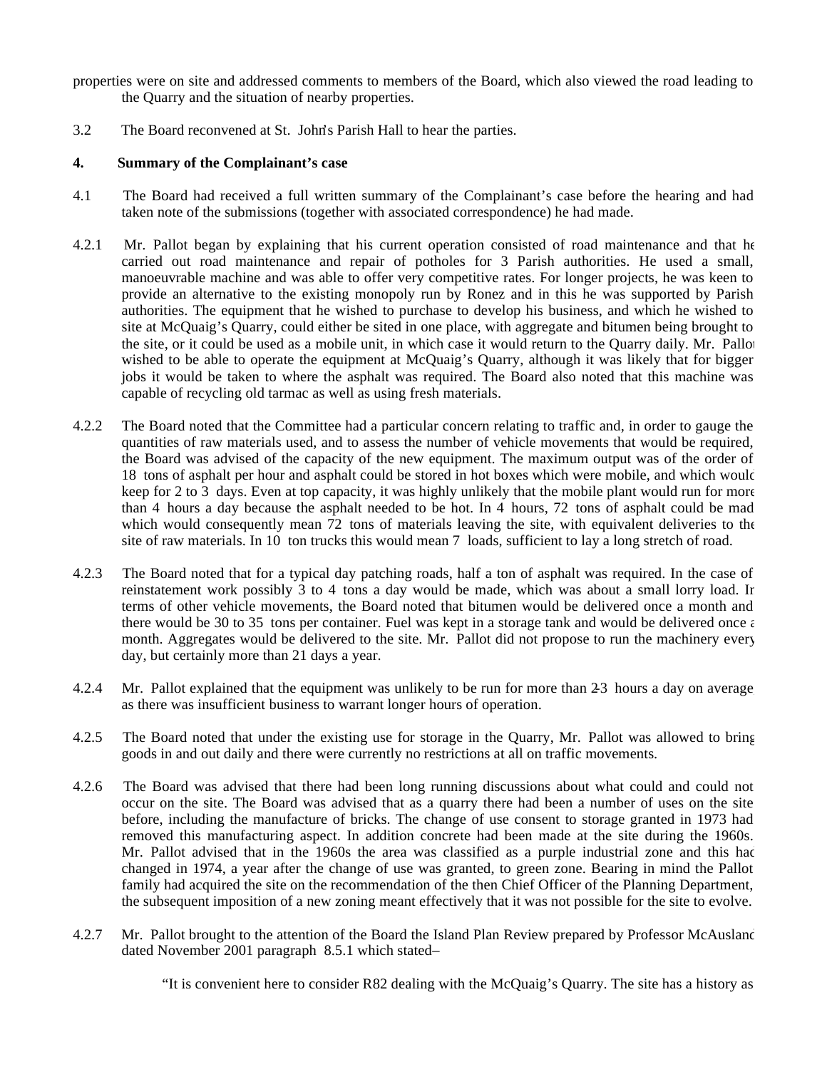properties were on site and addressed comments to members of the Board, which also viewed the road leading to the Quarry and the situation of nearby properties.

3.2 The Board reconvened at St. John's Parish Hall to hear the parties.

**4. Summary of the Complainant's case**

4.1 The Board had received a full written summary of the Complainant's case before the hearing and had taken note of the submissions (together with associated correspondence) he had made.

4.2.1 Mr. Pallot began by explaining that his current operation consisted of road maintenance and that he carried out road maintenance and repair of potholes for 3 Parish authorities. He used a small, manoeuvrable machine and was able to offer very competitive rates. For longer projects, he was keen to provide an alternative to the existing monopoly run by Ronez and in this he was supported by Parish authorities. The equipment that he wished to purchase to develop his business, and which he wished to site at McQuaig's Quarry, could either be sited in one place, with aggregate and bitumen being brought to the site, or it could be used as a mobile unit, in which case it would return to the Quarry daily. Mr. Pallot wished to be able to operate the equipment at McQuaig's Quarry, although it was likely that for bigger jobs it would be taken to where the asphalt was required. The Board also noted that this machine was capable of recycling old tarmac as well as using fresh materials.

4.2.2 The Board noted that the Committee had a particular concern relating to traffic and, in order to gauge the quantities of raw materials used, and to assess the number of vehicle movements that would be required, the Board was advised of the capacity of the new equipment. The maximum output was of the order of 18 tons of asphalt per hour and asphalt could be stored in hot boxes which were mobile, and which would keep for 2 to 3 days. Even at top capacity, it was highly unlikely that the mobile plant would run for more than 4 hours a day because the asphalt needed to be hot. In 4 hours, 72 tons of asphalt could be made which would consequently mean 72 tons of materials leaving the site, with equivalent deliveries to the site of raw materials. In 10 ton trucks this would mean 7 loads, sufficient to lay a long stretch of road.

4.2.3 The Board noted that for a typical day patching roads, half a ton of asphalt was required. In the case of reinstatement work possibly 3 to 4 tons a day would be made, which was about a small lorry load. In terms of other vehicle movements, the Board noted that bitumen would be delivered once a month and there would be 30 to 35 tons per container. Fuel was kept in a storage tank and would be delivered once a month. Aggregates would be delivered to the site. Mr. Pallot did not propose to run the machinery every day, but certainly more than 21 days a year.

4.2.4 Mr. Pallot explained that the equipment was unlikely to be run for more than 2-3 hours a day on average as there was insufficient business to warrant longer hours of operation.

4.2.5 The Board noted that under the existing use for storage in the Quarry, Mr. Pallot was allowed to bring goods in and out daily and there were currently no restrictions at all on traffic movements.

4.2.6 The Board was advised that there had been long running discussions about what could and could not occur on the site. The Board was advised that as a quarry there had been a number of uses on the site before, including the manufacture of bricks. The change of use consent to storage granted in 1973 had removed this manufacturing aspect. In addition concrete had been made at the site during the 1960s. Mr. Pallot advised that in the 1960s the area was classified as a purple industrial zone and this had changed in 1974, a year after the change of use was granted, to green zone. Bearing in mind the Pallot family had acquired the site on the recommendation of the then Chief Officer of the Planning Department, the subsequent imposition of a new zoning meant effectively that it was not possible for the site to evolve.

4.2.7 Mr. Pallot brought to the attention of the Board the Island Plan Review prepared by Professor McAuslan dated November 2001 paragraph 8.5.1 which stated–

"It is convenient here to consider R82 dealing with the McQuaig's Quarry. The site has a history as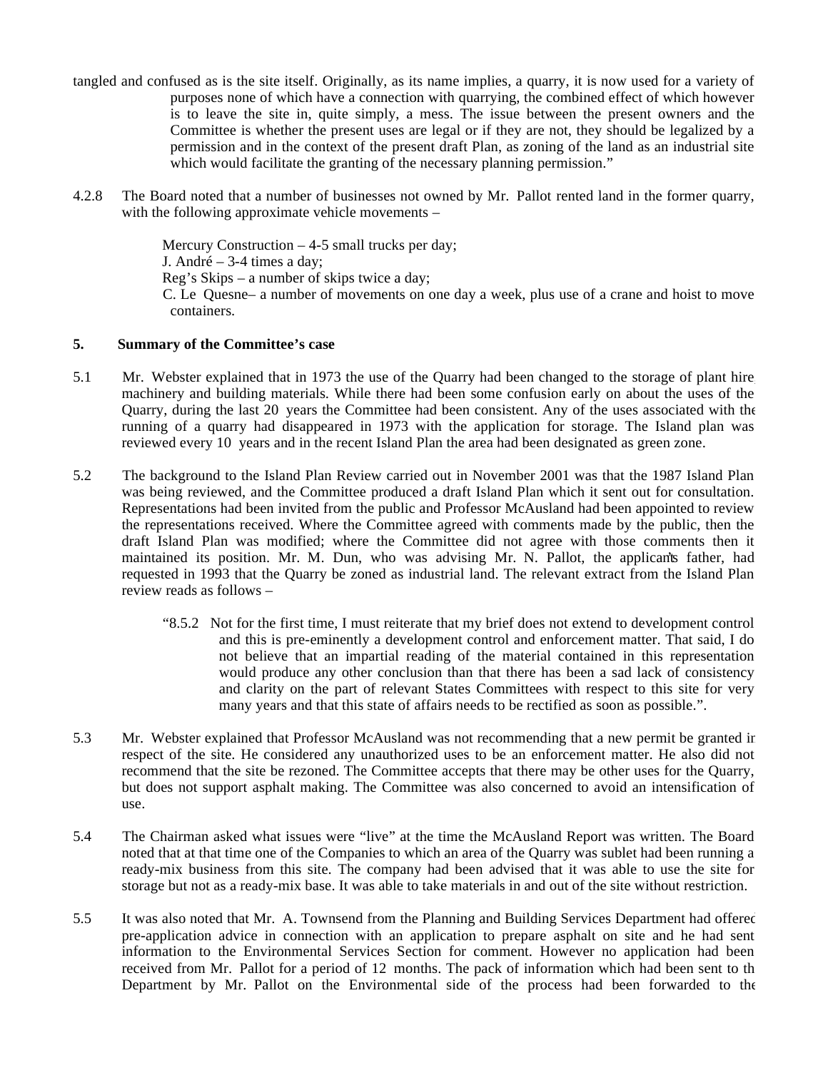tangled and confused as is the site itself. Originally, as its name implies, a quarry, it is now used for a variety of purposes none of which have a connection with quarrying, the combined effect of which however is to leave the site in, quite simply, a mess. The issue between the present owners and the Committee is whether the present uses are legal or if they are not, they should be legalized by a permission and in the context of the present draft Plan, as zoning of the land as an industrial site which would facilitate the granting of the necessary planning permission."

4.2.8 The Board noted that a number of businesses not owned by Mr. Pallot rented land in the former quarry, with the following approximate vehicle movements –

> Mercury Construction – 4-5 small trucks per day;
> J. André – 3-4 times a day;
> Reg's Skips – a number of skips twice a day;
> C. Le Quesne– a number of movements on one day a week, plus use of a crane and hoist to move containers.

**5. Summary of the Committee's case**

5.1 Mr. Webster explained that in 1973 the use of the Quarry had been changed to the storage of plant hire, machinery and building materials. While there had been some confusion early on about the uses of the Quarry, during the last 20 years the Committee had been consistent. Any of the uses associated with the running of a quarry had disappeared in 1973 with the application for storage. The Island plan was reviewed every 10 years and in the recent Island Plan the area had been designated as green zone.

5.2 The background to the Island Plan Review carried out in November 2001 was that the 1987 Island Plan was being reviewed, and the Committee produced a draft Island Plan which it sent out for consultation. Representations had been invited from the public and Professor McAusland had been appointed to review the representations received. Where the Committee agreed with comments made by the public, then the draft Island Plan was modified; where the Committee did not agree with those comments then it maintained its position. Mr. M. Dun, who was advising Mr. N. Pallot, the applicant's father, had requested in 1993 that the Quarry be zoned as industrial land. The relevant extract from the Island Plan review reads as follows –

> "8.5.2 Not for the first time, I must reiterate that my brief does not extend to development control and this is pre-eminently a development control and enforcement matter. That said, I do not believe that an impartial reading of the material contained in this representation would produce any other conclusion than that there has been a sad lack of consistency and clarity on the part of relevant States Committees with respect to this site for very many years and that this state of affairs needs to be rectified as soon as possible.".

5.3 Mr. Webster explained that Professor McAusland was not recommending that a new permit be granted in respect of the site. He considered any unauthorized uses to be an enforcement matter. He also did not recommend that the site be rezoned. The Committee accepts that there may be other uses for the Quarry, but does not support asphalt making. The Committee was also concerned to avoid an intensification of use.

5.4 The Chairman asked what issues were "live" at the time the McAusland Report was written. The Board noted that at that time one of the Companies to which an area of the Quarry was sublet had been running a ready-mix business from this site. The company had been advised that it was able to use the site for storage but not as a ready-mix base. It was able to take materials in and out of the site without restriction.

5.5 It was also noted that Mr. A. Townsend from the Planning and Building Services Department had offered pre-application advice in connection with an application to prepare asphalt on site and he had sent information to the Environmental Services Section for comment. However no application had been received from Mr. Pallot for a period of 12 months. The pack of information which had been sent to the Department by Mr. Pallot on the Environmental side of the process had been forwarded to the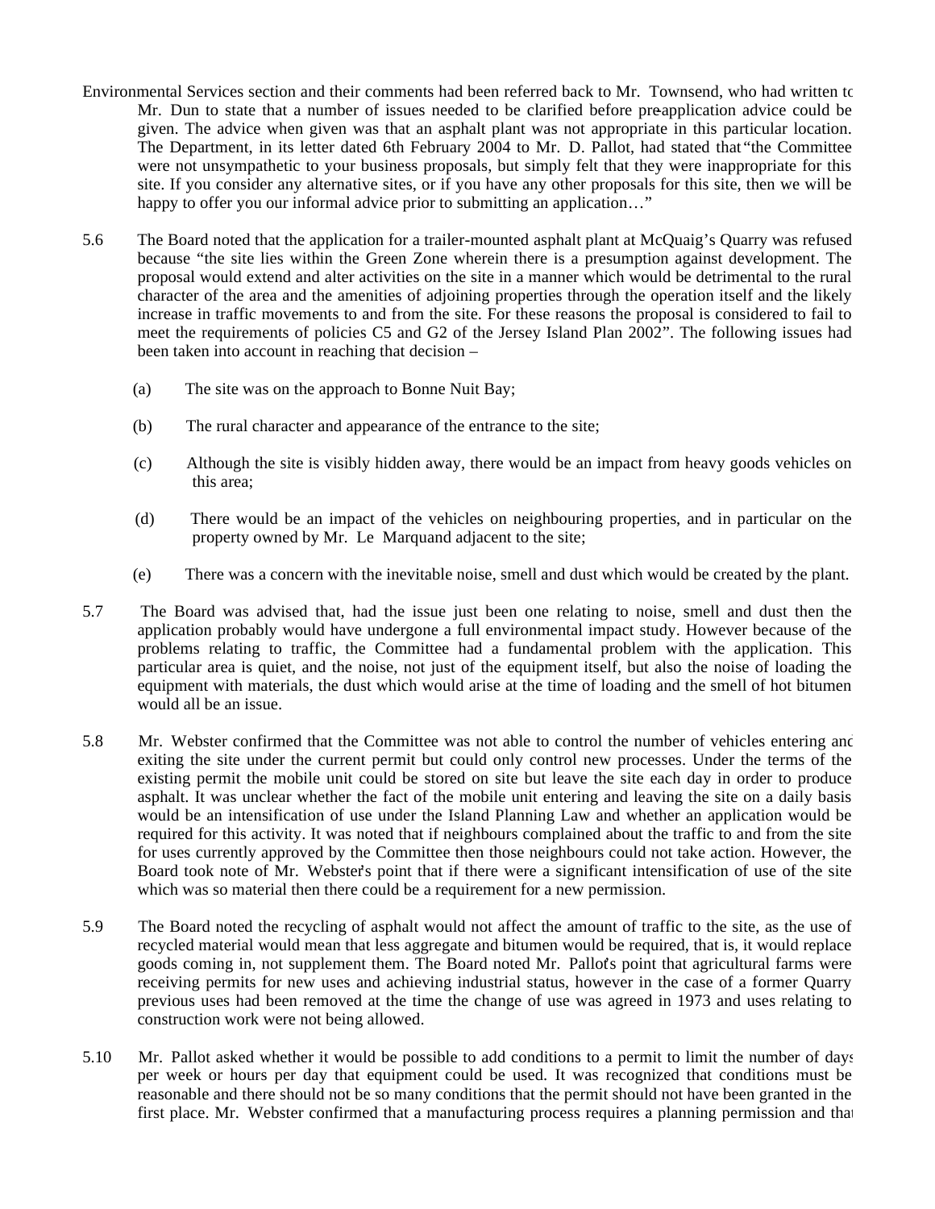Environmental Services section and their comments had been referred back to Mr. Townsend, who had written to Mr. Dun to state that a number of issues needed to be clarified before pre-application advice could be given. The advice when given was that an asphalt plant was not appropriate in this particular location. The Department, in its letter dated 6th February 2004 to Mr. D. Pallot, had stated that "the Committee were not unsympathetic to your business proposals, but simply felt that they were inappropriate for this site. If you consider any alternative sites, or if you have any other proposals for this site, then we will be happy to offer you our informal advice prior to submitting an application…"

5.6 The Board noted that the application for a trailer-mounted asphalt plant at McQuaig's Quarry was refused because "the site lies within the Green Zone wherein there is a presumption against development. The proposal would extend and alter activities on the site in a manner which would be detrimental to the rural character of the area and the amenities of adjoining properties through the operation itself and the likely increase in traffic movements to and from the site. For these reasons the proposal is considered to fail to meet the requirements of policies C5 and G2 of the Jersey Island Plan 2002". The following issues had been taken into account in reaching that decision –

(a) The site was on the approach to Bonne Nuit Bay;

(b) The rural character and appearance of the entrance to the site;

(c) Although the site is visibly hidden away, there would be an impact from heavy goods vehicles on this area;

(d) There would be an impact of the vehicles on neighbouring properties, and in particular on the property owned by Mr. Le Marquand adjacent to the site;

(e) There was a concern with the inevitable noise, smell and dust which would be created by the plant.

5.7 The Board was advised that, had the issue just been one relating to noise, smell and dust then the application probably would have undergone a full environmental impact study. However because of the problems relating to traffic, the Committee had a fundamental problem with the application. This particular area is quiet, and the noise, not just of the equipment itself, but also the noise of loading the equipment with materials, the dust which would arise at the time of loading and the smell of hot bitumen would all be an issue.

5.8 Mr. Webster confirmed that the Committee was not able to control the number of vehicles entering and exiting the site under the current permit but could only control new processes. Under the terms of the existing permit the mobile unit could be stored on site but leave the site each day in order to produce asphalt. It was unclear whether the fact of the mobile unit entering and leaving the site on a daily basis would be an intensification of use under the Island Planning Law and whether an application would be required for this activity. It was noted that if neighbours complained about the traffic to and from the site for uses currently approved by the Committee then those neighbours could not take action. However, the Board took note of Mr. Webster's point that if there were a significant intensification of use of the site which was so material then there could be a requirement for a new permission.

5.9 The Board noted the recycling of asphalt would not affect the amount of traffic to the site, as the use of recycled material would mean that less aggregate and bitumen would be required, that is, it would replace goods coming in, not supplement them. The Board noted Mr. Pallot's point that agricultural farms were receiving permits for new uses and achieving industrial status, however in the case of a former Quarry previous uses had been removed at the time the change of use was agreed in 1973 and uses relating to construction work were not being allowed.

5.10 Mr. Pallot asked whether it would be possible to add conditions to a permit to limit the number of days per week or hours per day that equipment could be used. It was recognized that conditions must be reasonable and there should not be so many conditions that the permit should not have been granted in the first place. Mr. Webster confirmed that a manufacturing process requires a planning permission and that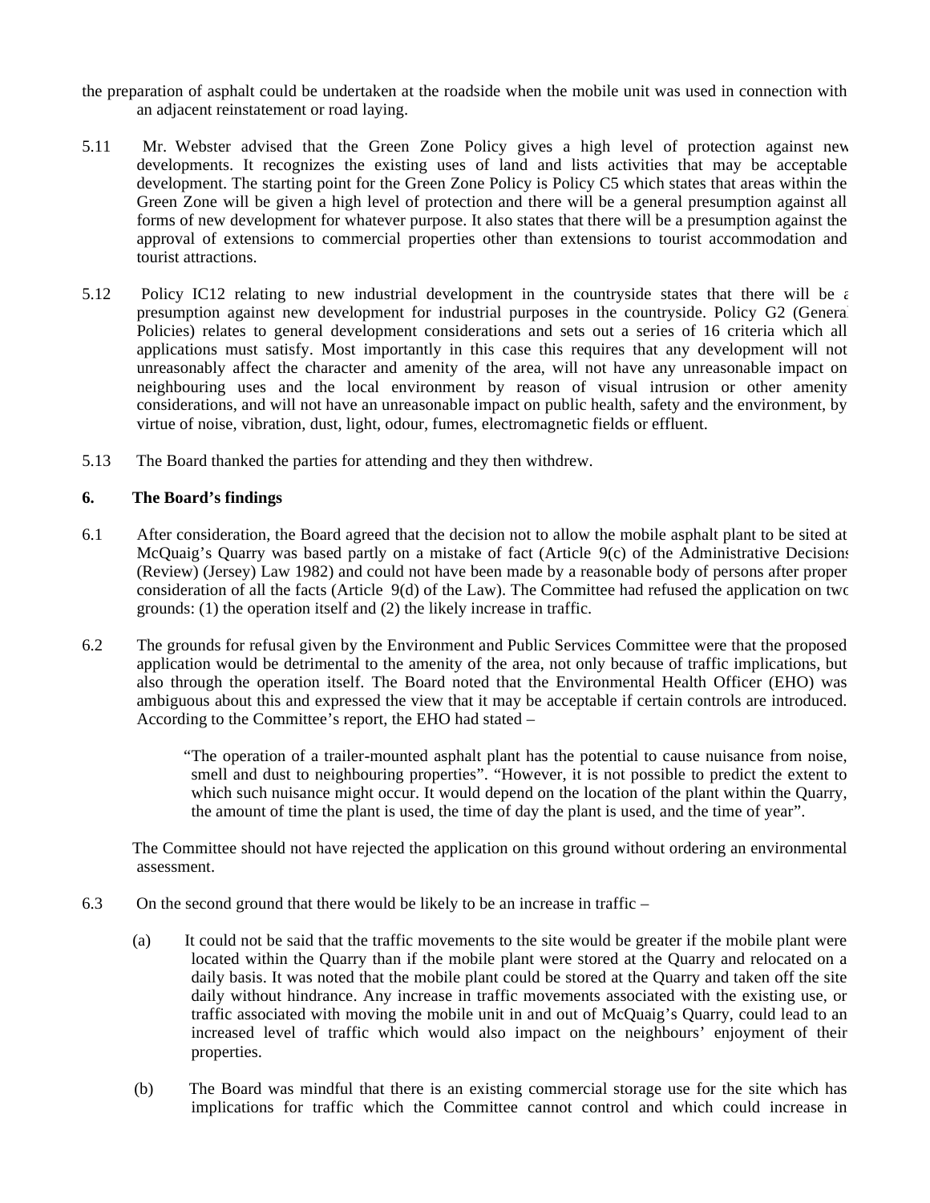the preparation of asphalt could be undertaken at the roadside when the mobile unit was used in connection with an adjacent reinstatement or road laying.

5.11 Mr. Webster advised that the Green Zone Policy gives a high level of protection against new developments. It recognizes the existing uses of land and lists activities that may be acceptable development. The starting point for the Green Zone Policy is Policy C5 which states that areas within the Green Zone will be given a high level of protection and there will be a general presumption against all forms of new development for whatever purpose. It also states that there will be a presumption against the approval of extensions to commercial properties other than extensions to tourist accommodation and tourist attractions.

5.12 Policy IC12 relating to new industrial development in the countryside states that there will be a presumption against new development for industrial purposes in the countryside. Policy G2 (General Policies) relates to general development considerations and sets out a series of 16 criteria which all applications must satisfy. Most importantly in this case this requires that any development will not unreasonably affect the character and amenity of the area, will not have any unreasonable impact on neighbouring uses and the local environment by reason of visual intrusion or other amenity considerations, and will not have an unreasonable impact on public health, safety and the environment, by virtue of noise, vibration, dust, light, odour, fumes, electromagnetic fields or effluent.

5.13 The Board thanked the parties for attending and they then withdrew.

**6. The Board's findings**

6.1 After consideration, the Board agreed that the decision not to allow the mobile asphalt plant to be sited at McQuaig's Quarry was based partly on a mistake of fact (Article 9(c) of the Administrative Decisions (Review) (Jersey) Law 1982) and could not have been made by a reasonable body of persons after proper consideration of all the facts (Article 9(d) of the Law). The Committee had refused the application on two grounds: (1) the operation itself and (2) the likely increase in traffic.

6.2 The grounds for refusal given by the Environment and Public Services Committee were that the proposed application would be detrimental to the amenity of the area, not only because of traffic implications, but also through the operation itself. The Board noted that the Environmental Health Officer (EHO) was ambiguous about this and expressed the view that it may be acceptable if certain controls are introduced. According to the Committee's report, the EHO had stated –

> "The operation of a trailer-mounted asphalt plant has the potential to cause nuisance from noise, smell and dust to neighbouring properties". "However, it is not possible to predict the extent to which such nuisance might occur. It would depend on the location of the plant within the Quarry, the amount of time the plant is used, the time of day the plant is used, and the time of year".

The Committee should not have rejected the application on this ground without ordering an environmental assessment.

6.3 On the second ground that there would be likely to be an increase in traffic –

(a) It could not be said that the traffic movements to the site would be greater if the mobile plant were located within the Quarry than if the mobile plant were stored at the Quarry and relocated on a daily basis. It was noted that the mobile plant could be stored at the Quarry and taken off the site daily without hindrance. Any increase in traffic movements associated with the existing use, or traffic associated with moving the mobile unit in and out of McQuaig's Quarry, could lead to an increased level of traffic which would also impact on the neighbours' enjoyment of their properties.

(b) The Board was mindful that there is an existing commercial storage use for the site which has implications for traffic which the Committee cannot control and which could increase in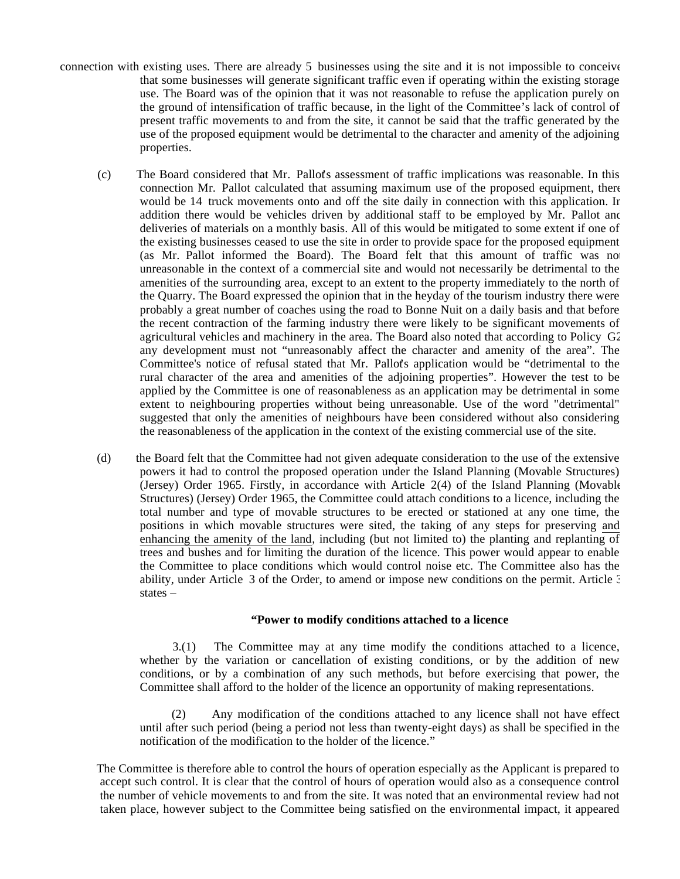connection with existing uses. There are already 5 businesses using the site and it is not impossible to conceive that some businesses will generate significant traffic even if operating within the existing storage use. The Board was of the opinion that it was not reasonable to refuse the application purely on the ground of intensification of traffic because, in the light of the Committee's lack of control of present traffic movements to and from the site, it cannot be said that the traffic generated by the use of the proposed equipment would be detrimental to the character and amenity of the adjoining properties.

(c) The Board considered that Mr. Pallot's assessment of traffic implications was reasonable. In this connection Mr. Pallot calculated that assuming maximum use of the proposed equipment, there would be 14 truck movements onto and off the site daily in connection with this application. In addition there would be vehicles driven by additional staff to be employed by Mr. Pallot and deliveries of materials on a monthly basis. All of this would be mitigated to some extent if one of the existing businesses ceased to use the site in order to provide space for the proposed equipment (as Mr. Pallot informed the Board). The Board felt that this amount of traffic was not unreasonable in the context of a commercial site and would not necessarily be detrimental to the amenities of the surrounding area, except to an extent to the property immediately to the north of the Quarry. The Board expressed the opinion that in the heyday of the tourism industry there were probably a great number of coaches using the road to Bonne Nuit on a daily basis and that before the recent contraction of the farming industry there were likely to be significant movements of agricultural vehicles and machinery in the area. The Board also noted that according to Policy G2 any development must not "unreasonably affect the character and amenity of the area". The Committee's notice of refusal stated that Mr. Pallot's application would be "detrimental to the rural character of the area and amenities of the adjoining properties". However the test to be applied by the Committee is one of reasonableness as an application may be detrimental in some extent to neighbouring properties without being unreasonable. Use of the word "detrimental" suggested that only the amenities of neighbours have been considered without also considering the reasonableness of the application in the context of the existing commercial use of the site.

(d) the Board felt that the Committee had not given adequate consideration to the use of the extensive powers it had to control the proposed operation under the Island Planning (Movable Structures) (Jersey) Order 1965. Firstly, in accordance with Article 2(4) of the Island Planning (Movable Structures) (Jersey) Order 1965, the Committee could attach conditions to a licence, including the total number and type of movable structures to be erected or stationed at any one time, the positions in which movable structures were sited, the taking of any steps for preserving <u>and enhancing the amenity of the land</u>, including (but not limited to) the planting and replanting of trees and bushes and for limiting the duration of the licence. This power would appear to enable the Committee to place conditions which would control noise etc. The Committee also has the ability, under Article 3 of the Order, to amend or impose new conditions on the permit. Article 3 states –

**"Power to modify conditions attached to a licence**

3.(1) The Committee may at any time modify the conditions attached to a licence, whether by the variation or cancellation of existing conditions, or by the addition of new conditions, or by a combination of any such methods, but before exercising that power, the Committee shall afford to the holder of the licence an opportunity of making representations.

(2) Any modification of the conditions attached to any licence shall not have effect until after such period (being a period not less than twenty-eight days) as shall be specified in the notification of the modification to the holder of the licence."

The Committee is therefore able to control the hours of operation especially as the Applicant is prepared to accept such control. It is clear that the control of hours of operation would also as a consequence control the number of vehicle movements to and from the site. It was noted that an environmental review had not taken place, however subject to the Committee being satisfied on the environmental impact, it appeared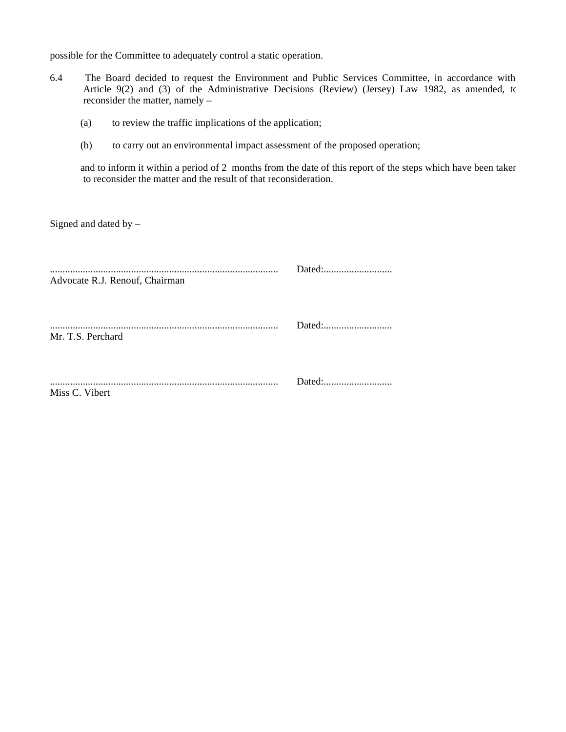possible for the Committee to adequately control a static operation.

6.4 The Board decided to request the Environment and Public Services Committee, in accordance with Article 9(2) and (3) of the Administrative Decisions (Review) (Jersey) Law 1982, as amended, to reconsider the matter, namely –

(a) to review the traffic implications of the application;

(b) to carry out an environmental impact assessment of the proposed operation;

and to inform it within a period of 2 months from the date of this report of the steps which have been taken to reconsider the matter and the result of that reconsideration.

Signed and dated by –

.......................................................................................... Dated:...........................
Advocate R.J. Renouf, Chairman

.......................................................................................... Dated:...........................
Mr. T.S. Perchard

.......................................................................................... Dated:...........................
Miss C. Vibert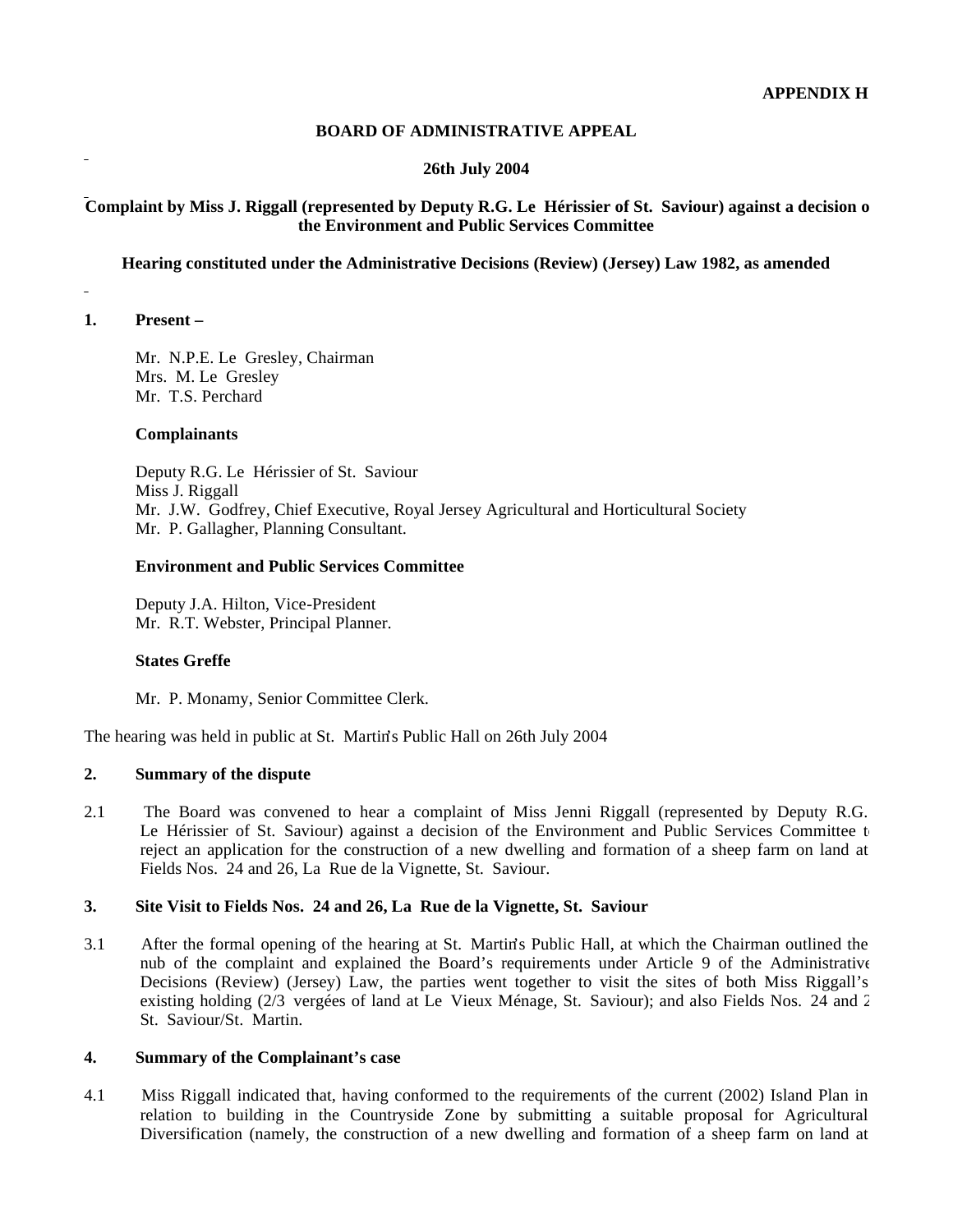**APPENDIX H**

**BOARD OF ADMINISTRATIVE APPEAL**

**26th July 2004**

**Complaint by Miss J. Riggall (represented by Deputy R.G. Le Hérissier of St. Saviour) against a decision of the Environment and Public Services Committee**

**Hearing constituted under the Administrative Decisions (Review) (Jersey) Law 1982, as amended**

**1. Present –**

Mr. N.P.E. Le Gresley, Chairman
Mrs. M. Le Gresley
Mr. T.S. Perchard

**Complainants**

Deputy R.G. Le Hérissier of St. Saviour
Miss J. Riggall
Mr. J.W. Godfrey, Chief Executive, Royal Jersey Agricultural and Horticultural Society
Mr. P. Gallagher, Planning Consultant.

**Environment and Public Services Committee**

Deputy J.A. Hilton, Vice-President
Mr. R.T. Webster, Principal Planner.

**States Greffe**

Mr. P. Monamy, Senior Committee Clerk.

The hearing was held in public at St. Martin's Public Hall on 26th July 2004

**2. Summary of the dispute**

2.1 The Board was convened to hear a complaint of Miss Jenni Riggall (represented by Deputy R.G. Le Hérissier of St. Saviour) against a decision of the Environment and Public Services Committee to reject an application for the construction of a new dwelling and formation of a sheep farm on land at Fields Nos. 24 and 26, La Rue de la Vignette, St. Saviour.

**3. Site Visit to Fields Nos. 24 and 26, La Rue de la Vignette, St. Saviour**

3.1 After the formal opening of the hearing at St. Martin's Public Hall, at which the Chairman outlined the nub of the complaint and explained the Board's requirements under Article 9 of the Administrative Decisions (Review) (Jersey) Law, the parties went together to visit the sites of both Miss Riggall's existing holding (2/3 vergées of land at Le Vieux Ménage, St. Saviour); and also Fields Nos. 24 and 26, St. Saviour/St. Martin.

**4. Summary of the Complainant's case**

4.1 Miss Riggall indicated that, having conformed to the requirements of the current (2002) Island Plan in relation to building in the Countryside Zone by submitting a suitable proposal for Agricultural Diversification (namely, the construction of a new dwelling and formation of a sheep farm on land at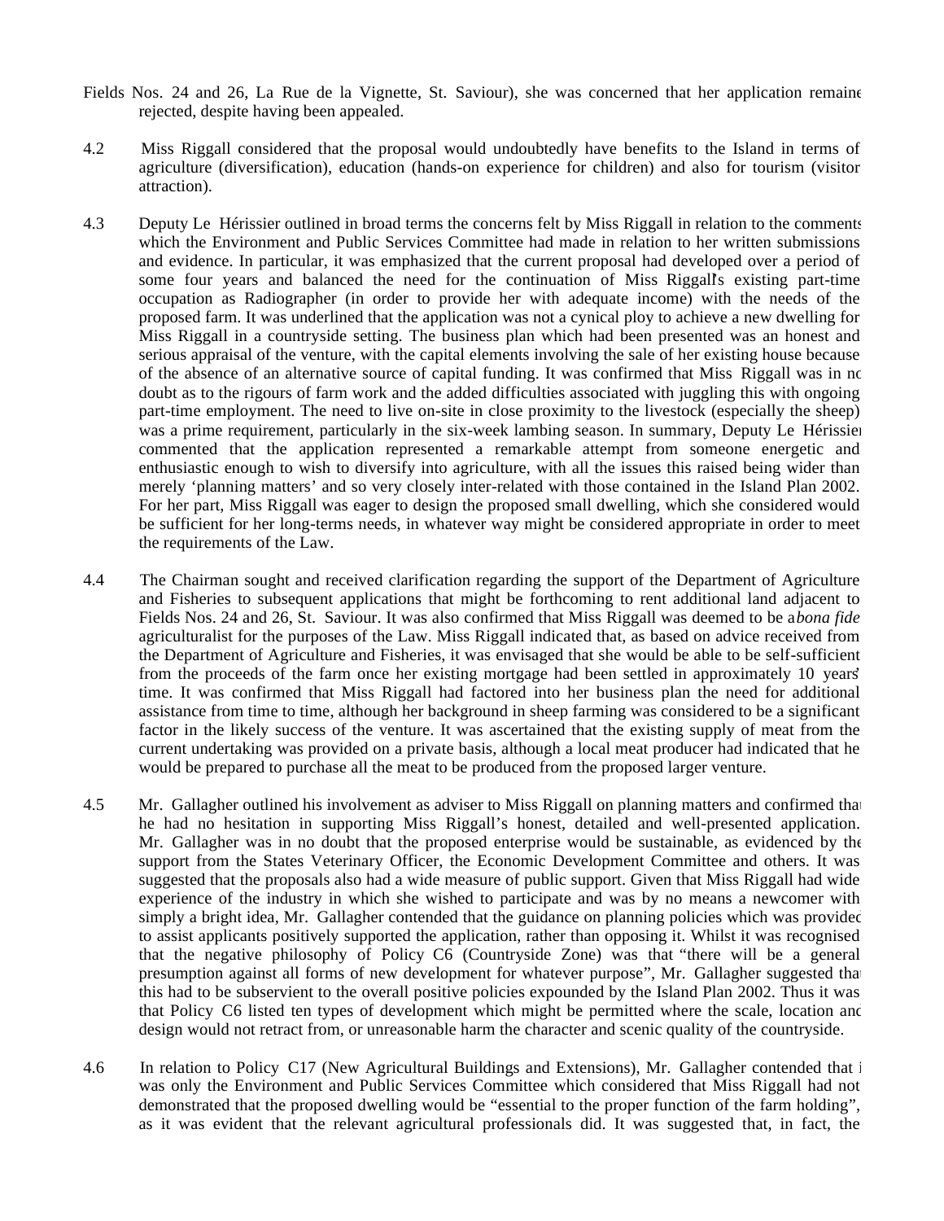Fields Nos. 24 and 26, La Rue de la Vignette, St. Saviour), she was concerned that her application remained rejected, despite having been appealed.

4.2 Miss Riggall considered that the proposal would undoubtedly have benefits to the Island in terms of agriculture (diversification), education (hands-on experience for children) and also for tourism (visitor attraction).

4.3 Deputy Le Hérissier outlined in broad terms the concerns felt by Miss Riggall in relation to the comments which the Environment and Public Services Committee had made in relation to her written submissions and evidence. In particular, it was emphasized that the current proposal had developed over a period of some four years and balanced the need for the continuation of Miss Riggall's existing part-time occupation as Radiographer (in order to provide her with adequate income) with the needs of the proposed farm. It was underlined that the application was not a cynical ploy to achieve a new dwelling for Miss Riggall in a countryside setting. The business plan which had been presented was an honest and serious appraisal of the venture, with the capital elements involving the sale of her existing house because of the absence of an alternative source of capital funding. It was confirmed that Miss Riggall was in no doubt as to the rigours of farm work and the added difficulties associated with juggling this with ongoing part-time employment. The need to live on-site in close proximity to the livestock (especially the sheep) was a prime requirement, particularly in the six-week lambing season. In summary, Deputy Le Hérissier commented that the application represented a remarkable attempt from someone energetic and enthusiastic enough to wish to diversify into agriculture, with all the issues this raised being wider than merely 'planning matters' and so very closely inter-related with those contained in the Island Plan 2002. For her part, Miss Riggall was eager to design the proposed small dwelling, which she considered would be sufficient for her long-terms needs, in whatever way might be considered appropriate in order to meet the requirements of the Law.

4.4 The Chairman sought and received clarification regarding the support of the Department of Agriculture and Fisheries to subsequent applications that might be forthcoming to rent additional land adjacent to Fields Nos. 24 and 26, St. Saviour. It was also confirmed that Miss Riggall was deemed to be a *bona fide* agriculturalist for the purposes of the Law. Miss Riggall indicated that, as based on advice received from the Department of Agriculture and Fisheries, it was envisaged that she would be able to be self-sufficient from the proceeds of the farm once her existing mortgage had been settled in approximately 10 years' time. It was confirmed that Miss Riggall had factored into her business plan the need for additional assistance from time to time, although her background in sheep farming was considered to be a significant factor in the likely success of the venture. It was ascertained that the existing supply of meat from the current undertaking was provided on a private basis, although a local meat producer had indicated that he would be prepared to purchase all the meat to be produced from the proposed larger venture.

4.5 Mr. Gallagher outlined his involvement as adviser to Miss Riggall on planning matters and confirmed that he had no hesitation in supporting Miss Riggall's honest, detailed and well-presented application. Mr. Gallagher was in no doubt that the proposed enterprise would be sustainable, as evidenced by the support from the States Veterinary Officer, the Economic Development Committee and others. It was suggested that the proposals also had a wide measure of public support. Given that Miss Riggall had wide experience of the industry in which she wished to participate and was by no means a newcomer with simply a bright idea, Mr. Gallagher contended that the guidance on planning policies which was provided to assist applicants positively supported the application, rather than opposing it. Whilst it was recognised that the negative philosophy of Policy C6 (Countryside Zone) was that "there will be a general presumption against all forms of new development for whatever purpose", Mr. Gallagher suggested that this had to be subservient to the overall positive policies expounded by the Island Plan 2002. Thus it was that Policy C6 listed ten types of development which might be permitted where the scale, location and design would not retract from, or unreasonable harm the character and scenic quality of the countryside.

4.6 In relation to Policy C17 (New Agricultural Buildings and Extensions), Mr. Gallagher contended that it was only the Environment and Public Services Committee which considered that Miss Riggall had not demonstrated that the proposed dwelling would be "essential to the proper function of the farm holding", as it was evident that the relevant agricultural professionals did. It was suggested that, in fact, the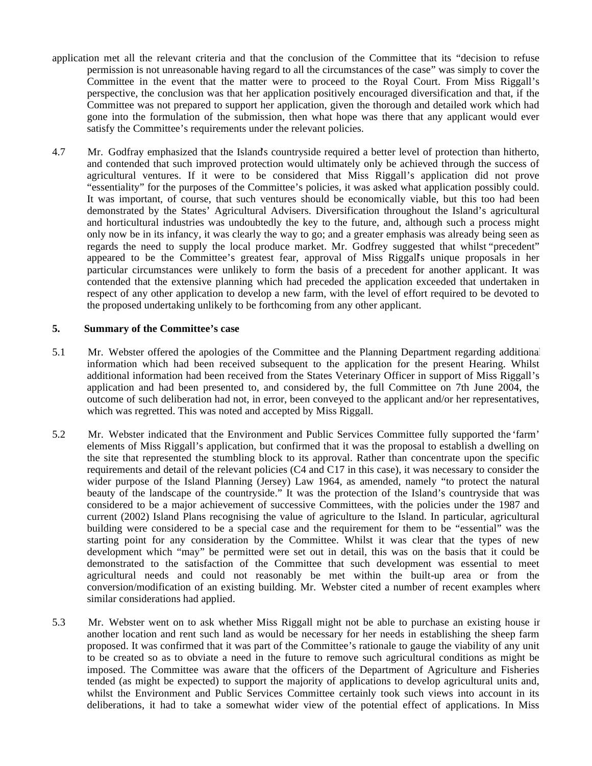application met all the relevant criteria and that the conclusion of the Committee that its "decision to refuse permission is not unreasonable having regard to all the circumstances of the case" was simply to cover the Committee in the event that the matter were to proceed to the Royal Court. From Miss Riggall's perspective, the conclusion was that her application positively encouraged diversification and that, if the Committee was not prepared to support her application, given the thorough and detailed work which had gone into the formulation of the submission, then what hope was there that any applicant would ever satisfy the Committee's requirements under the relevant policies.

4.7 Mr. Godfray emphasized that the Island's countryside required a better level of protection than hitherto, and contended that such improved protection would ultimately only be achieved through the success of agricultural ventures. If it were to be considered that Miss Riggall's application did not prove "essentiality" for the purposes of the Committee's policies, it was asked what application possibly could. It was important, of course, that such ventures should be economically viable, but this too had been demonstrated by the States' Agricultural Advisers. Diversification throughout the Island's agricultural and horticultural industries was undoubtedly the key to the future, and, although such a process might only now be in its infancy, it was clearly the way to go; and a greater emphasis was already being seen as regards the need to supply the local produce market. Mr. Godfrey suggested that whilst "precedent" appeared to be the Committee's greatest fear, approval of Miss Riggall's unique proposals in her particular circumstances were unlikely to form the basis of a precedent for another applicant. It was contended that the extensive planning which had preceded the application exceeded that undertaken in respect of any other application to develop a new farm, with the level of effort required to be devoted to the proposed undertaking unlikely to be forthcoming from any other applicant.

## 5. Summary of the Committee's case

5.1 Mr. Webster offered the apologies of the Committee and the Planning Department regarding additional information which had been received subsequent to the application for the present Hearing. Whilst additional information had been received from the States Veterinary Officer in support of Miss Riggall's application and had been presented to, and considered by, the full Committee on 7th June 2004, the outcome of such deliberation had not, in error, been conveyed to the applicant and/or her representatives, which was regretted. This was noted and accepted by Miss Riggall.

5.2 Mr. Webster indicated that the Environment and Public Services Committee fully supported the 'farm' elements of Miss Riggall's application, but confirmed that it was the proposal to establish a dwelling on the site that represented the stumbling block to its approval. Rather than concentrate upon the specific requirements and detail of the relevant policies (C4 and C17 in this case), it was necessary to consider the wider purpose of the Island Planning (Jersey) Law 1964, as amended, namely "to protect the natural beauty of the landscape of the countryside." It was the protection of the Island's countryside that was considered to be a major achievement of successive Committees, with the policies under the 1987 and current (2002) Island Plans recognising the value of agriculture to the Island. In particular, agricultural building were considered to be a special case and the requirement for them to be "essential" was the starting point for any consideration by the Committee. Whilst it was clear that the types of new development which "may" be permitted were set out in detail, this was on the basis that it could be demonstrated to the satisfaction of the Committee that such development was essential to meet agricultural needs and could not reasonably be met within the built-up area or from the conversion/modification of an existing building. Mr. Webster cited a number of recent examples where similar considerations had applied.

5.3 Mr. Webster went on to ask whether Miss Riggall might not be able to purchase an existing house in another location and rent such land as would be necessary for her needs in establishing the sheep farm proposed. It was confirmed that it was part of the Committee's rationale to gauge the viability of any unit to be created so as to obviate a need in the future to remove such agricultural conditions as might be imposed. The Committee was aware that the officers of the Department of Agriculture and Fisheries tended (as might be expected) to support the majority of applications to develop agricultural units and, whilst the Environment and Public Services Committee certainly took such views into account in its deliberations, it had to take a somewhat wider view of the potential effect of applications. In Miss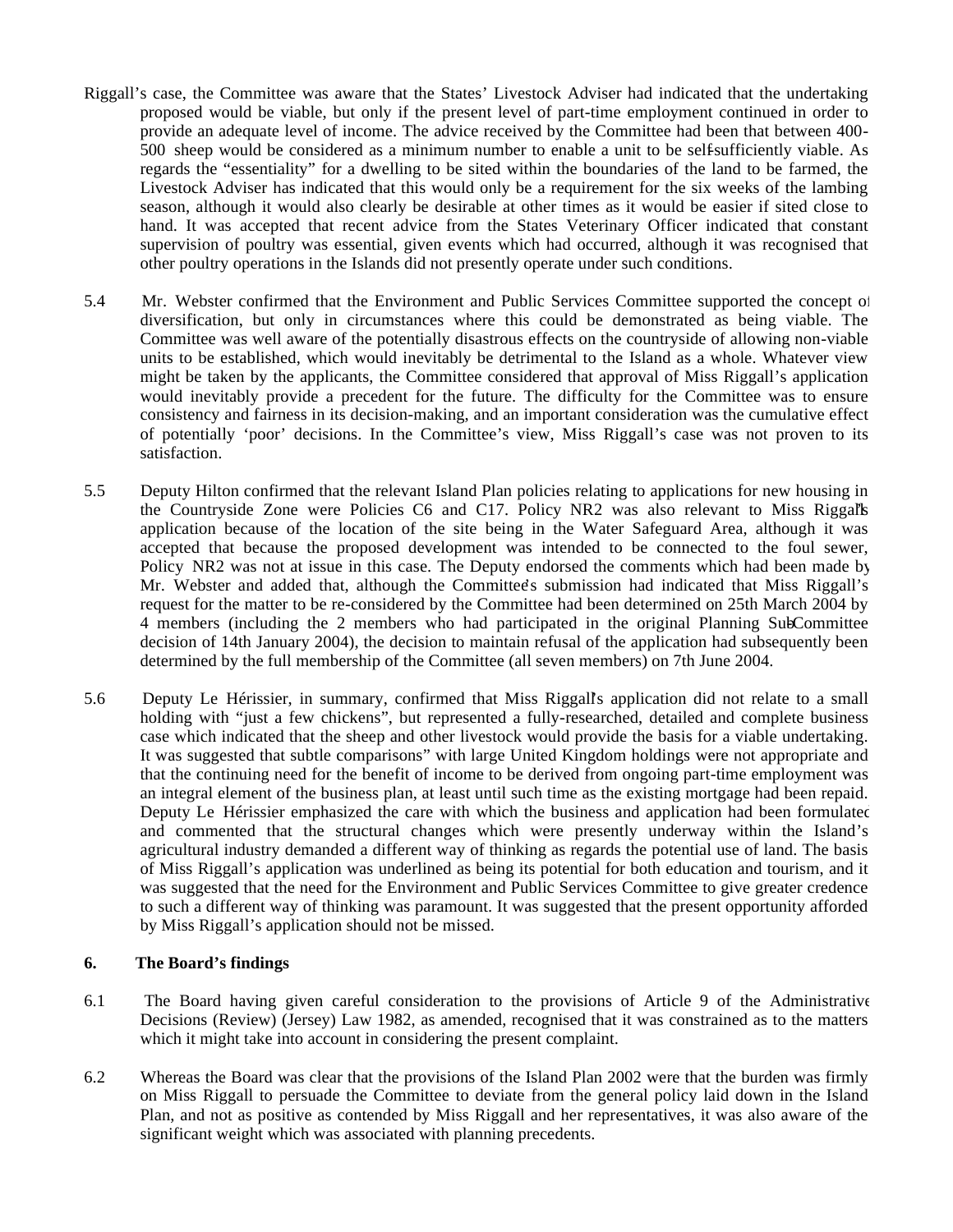Riggall's case, the Committee was aware that the States' Livestock Adviser had indicated that the undertaking proposed would be viable, but only if the present level of part-time employment continued in order to provide an adequate level of income. The advice received by the Committee had been that between 400-500 sheep would be considered as a minimum number to enable a unit to be self-sufficiently viable. As regards the "essentiality" for a dwelling to be sited within the boundaries of the land to be farmed, the Livestock Adviser has indicated that this would only be a requirement for the six weeks of the lambing season, although it would also clearly be desirable at other times as it would be easier if sited close to hand. It was accepted that recent advice from the States Veterinary Officer indicated that constant supervision of poultry was essential, given events which had occurred, although it was recognised that other poultry operations in the Islands did not presently operate under such conditions.

5.4 Mr. Webster confirmed that the Environment and Public Services Committee supported the concept of diversification, but only in circumstances where this could be demonstrated as being viable. The Committee was well aware of the potentially disastrous effects on the countryside of allowing non-viable units to be established, which would inevitably be detrimental to the Island as a whole. Whatever view might be taken by the applicants, the Committee considered that approval of Miss Riggall's application would inevitably provide a precedent for the future. The difficulty for the Committee was to ensure consistency and fairness in its decision-making, and an important consideration was the cumulative effect of potentially 'poor' decisions. In the Committee's view, Miss Riggall's case was not proven to its satisfaction.

5.5 Deputy Hilton confirmed that the relevant Island Plan policies relating to applications for new housing in the Countryside Zone were Policies C6 and C17. Policy NR2 was also relevant to Miss Riggall's application because of the location of the site being in the Water Safeguard Area, although it was accepted that because the proposed development was intended to be connected to the foul sewer, Policy NR2 was not at issue in this case. The Deputy endorsed the comments which had been made by Mr. Webster and added that, although the Committee's submission had indicated that Miss Riggall's request for the matter to be re-considered by the Committee had been determined on 25th March 2004 by 4 members (including the 2 members who had participated in the original Planning Sub-Committee decision of 14th January 2004), the decision to maintain refusal of the application had subsequently been determined by the full membership of the Committee (all seven members) on 7th June 2004.

5.6 Deputy Le Hérissier, in summary, confirmed that Miss Riggall's application did not relate to a small holding with "just a few chickens", but represented a fully-researched, detailed and complete business case which indicated that the sheep and other livestock would provide the basis for a viable undertaking. It was suggested that subtle comparisons" with large United Kingdom holdings were not appropriate and that the continuing need for the benefit of income to be derived from ongoing part-time employment was an integral element of the business plan, at least until such time as the existing mortgage had been repaid. Deputy Le Hérissier emphasized the care with which the business and application had been formulated and commented that the structural changes which were presently underway within the Island's agricultural industry demanded a different way of thinking as regards the potential use of land. The basis of Miss Riggall's application was underlined as being its potential for both education and tourism, and it was suggested that the need for the Environment and Public Services Committee to give greater credence to such a different way of thinking was paramount. It was suggested that the present opportunity afforded by Miss Riggall's application should not be missed.

## 6. The Board's findings

6.1 The Board having given careful consideration to the provisions of Article 9 of the Administrative Decisions (Review) (Jersey) Law 1982, as amended, recognised that it was constrained as to the matters which it might take into account in considering the present complaint.

6.2 Whereas the Board was clear that the provisions of the Island Plan 2002 were that the burden was firmly on Miss Riggall to persuade the Committee to deviate from the general policy laid down in the Island Plan, and not as positive as contended by Miss Riggall and her representatives, it was also aware of the significant weight which was associated with planning precedents.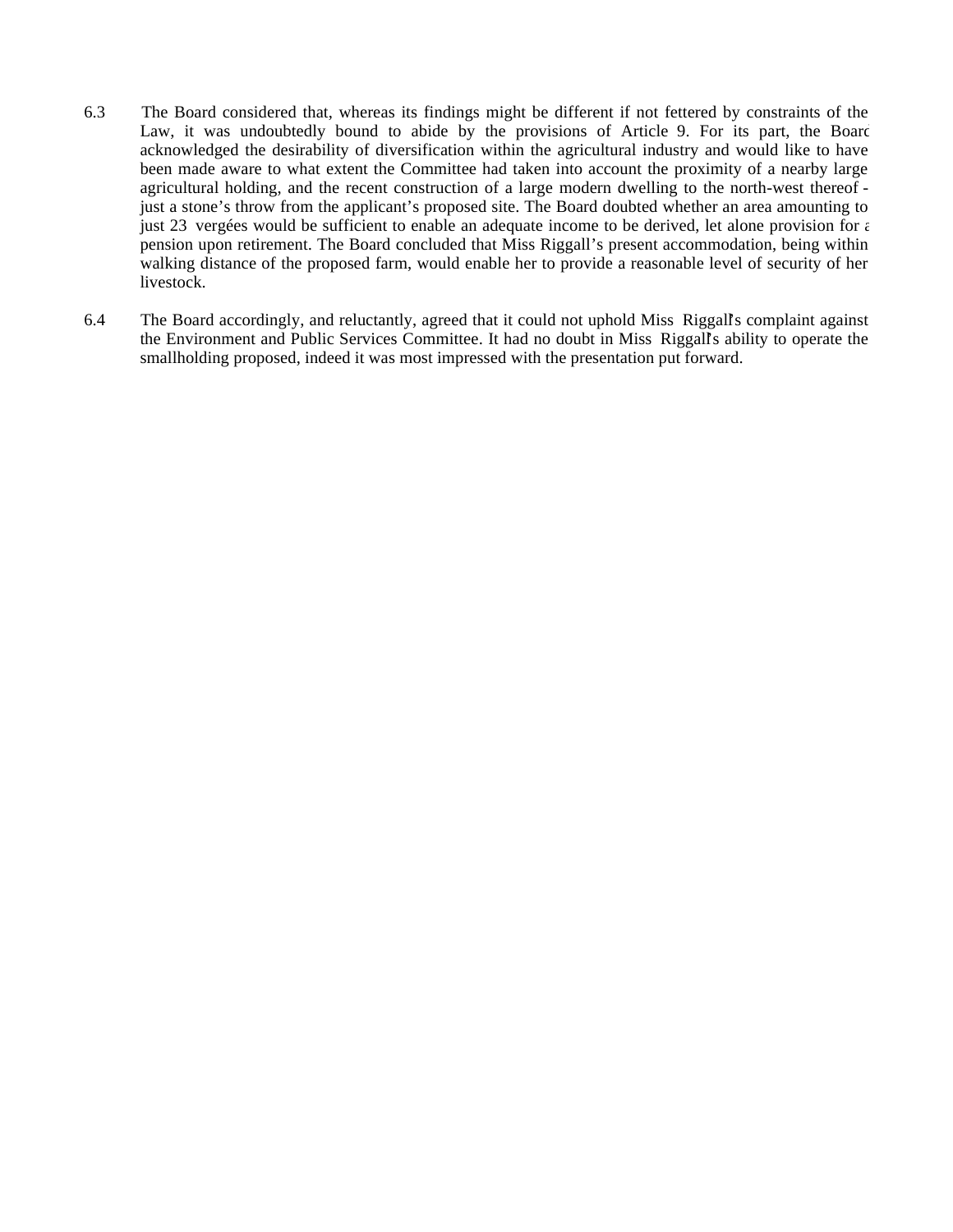6.3 The Board considered that, whereas its findings might be different if not fettered by constraints of the Law, it was undoubtedly bound to abide by the provisions of Article 9. For its part, the Board acknowledged the desirability of diversification within the agricultural industry and would like to have been made aware to what extent the Committee had taken into account the proximity of a nearby large agricultural holding, and the recent construction of a large modern dwelling to the north-west thereof - just a stone's throw from the applicant's proposed site. The Board doubted whether an area amounting to just 23 vergées would be sufficient to enable an adequate income to be derived, let alone provision for a pension upon retirement. The Board concluded that Miss Riggall's present accommodation, being within walking distance of the proposed farm, would enable her to provide a reasonable level of security of her livestock.

6.4 The Board accordingly, and reluctantly, agreed that it could not uphold Miss Riggall's complaint against the Environment and Public Services Committee. It had no doubt in Miss Riggall's ability to operate the smallholding proposed, indeed it was most impressed with the presentation put forward.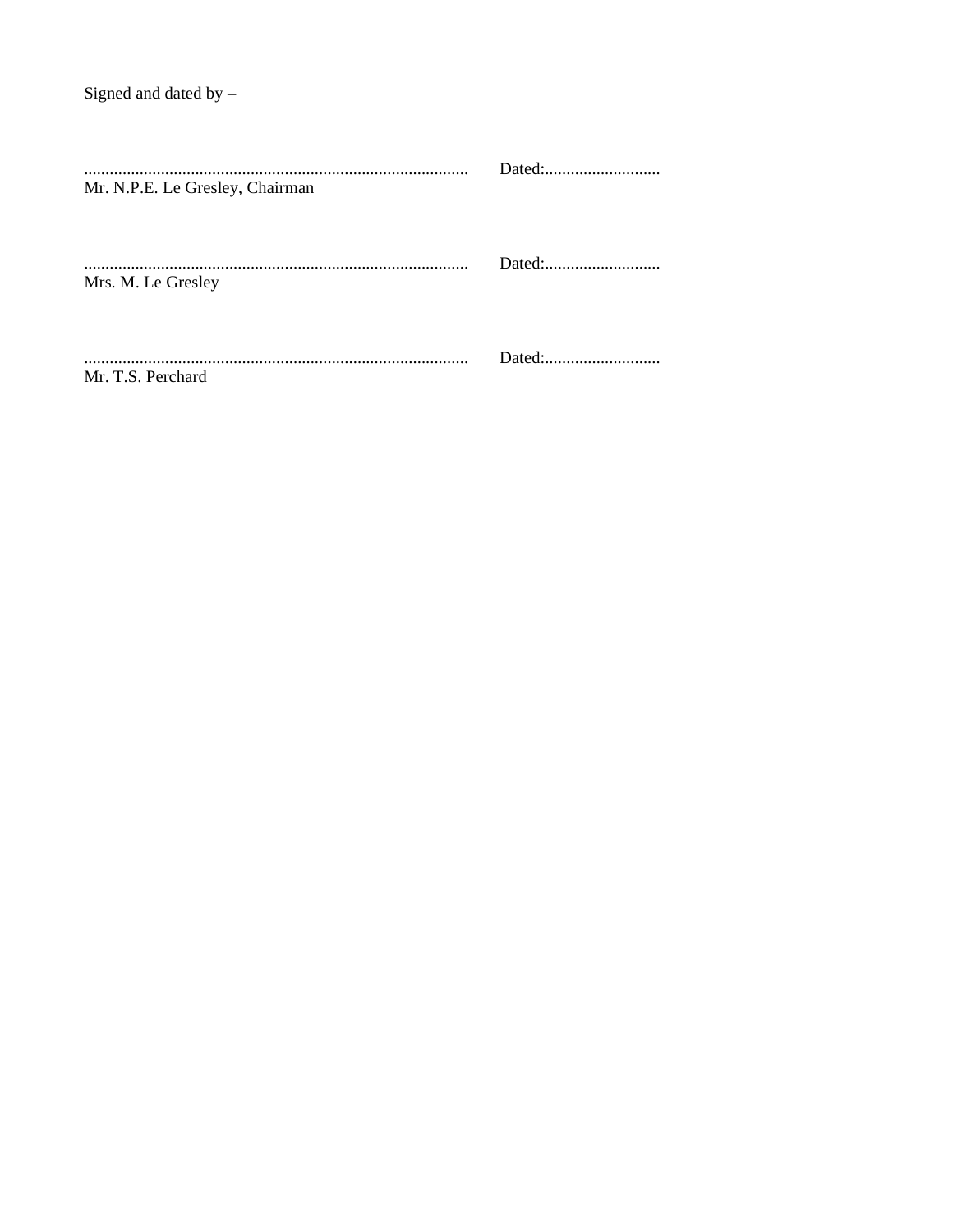Signed and dated by –

.......................................................................................... Dated:...........................
Mr. N.P.E. Le Gresley, Chairman

.......................................................................................... Dated:...........................
Mrs. M. Le Gresley

.......................................................................................... Dated:...........................
Mr. T.S. Perchard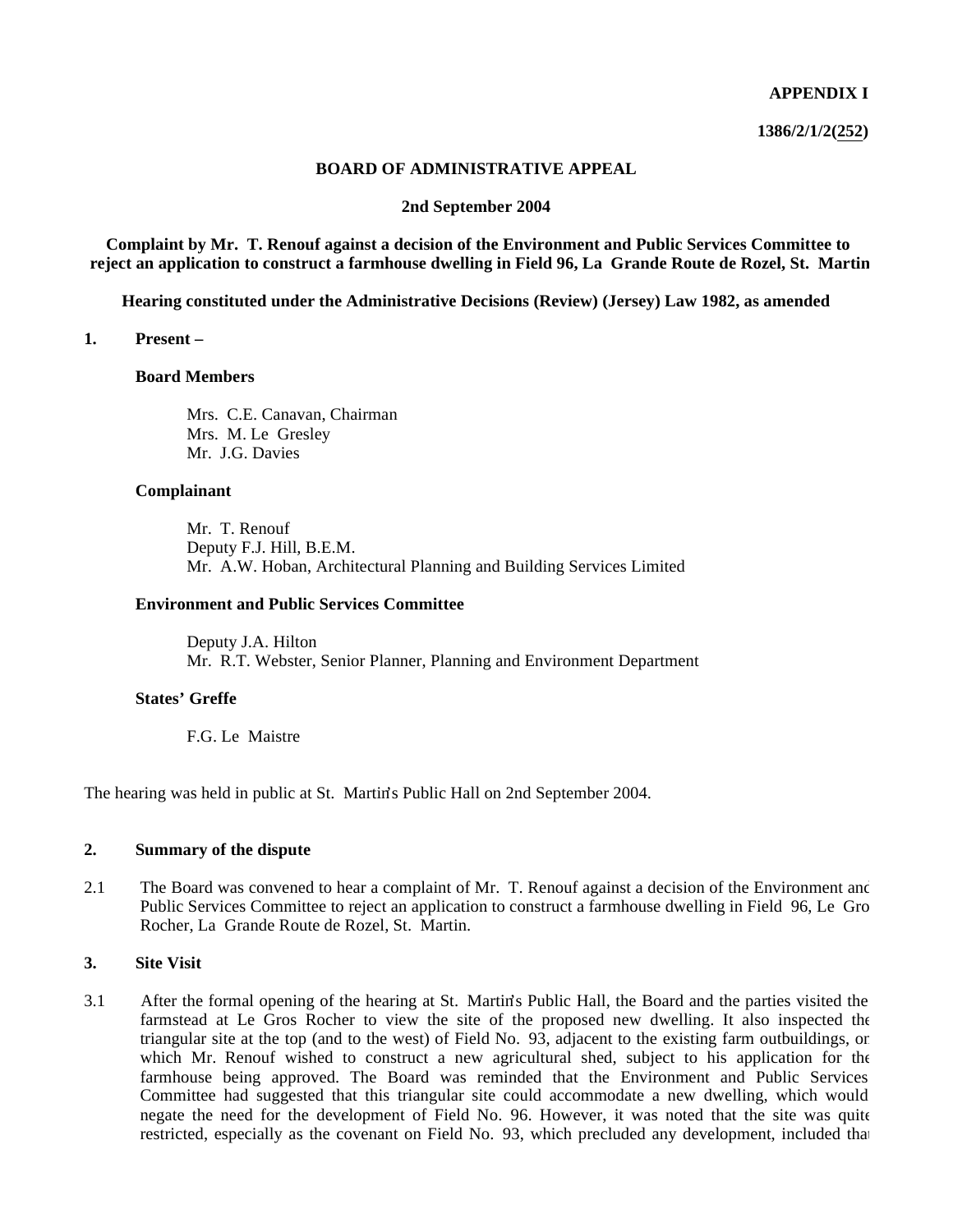**APPENDIX I**

**1386/2/1/2(252)**

**BOARD OF ADMINISTRATIVE APPEAL**

**2nd September 2004**

**Complaint by Mr. T. Renouf against a decision of the Environment and Public Services Committee to reject an application to construct a farmhouse dwelling in Field 96, La Grande Route de Rozel, St. Martin**

**Hearing constituted under the Administrative Decisions (Review) (Jersey) Law 1982, as amended**

**1. Present –**

**Board Members**

Mrs. C.E. Canavan, Chairman
Mrs. M. Le Gresley
Mr. J.G. Davies

**Complainant**

Mr. T. Renouf
Deputy F.J. Hill, B.E.M.
Mr. A.W. Hoban, Architectural Planning and Building Services Limited

**Environment and Public Services Committee**

Deputy J.A. Hilton
Mr. R.T. Webster, Senior Planner, Planning and Environment Department

**States' Greffe**

F.G. Le Maistre

The hearing was held in public at St. Martin's Public Hall on 2nd September 2004.

**2. Summary of the dispute**

2.1 The Board was convened to hear a complaint of Mr. T. Renouf against a decision of the Environment and Public Services Committee to reject an application to construct a farmhouse dwelling in Field 96, Le Gros Rocher, La Grande Route de Rozel, St. Martin.

**3. Site Visit**

3.1 After the formal opening of the hearing at St. Martin's Public Hall, the Board and the parties visited the farmstead at Le Gros Rocher to view the site of the proposed new dwelling. It also inspected the triangular site at the top (and to the west) of Field No. 93, adjacent to the existing farm outbuildings, on which Mr. Renouf wished to construct a new agricultural shed, subject to his application for the farmhouse being approved. The Board was reminded that the Environment and Public Services Committee had suggested that this triangular site could accommodate a new dwelling, which would negate the need for the development of Field No. 96. However, it was noted that the site was quite restricted, especially as the covenant on Field No. 93, which precluded any development, included that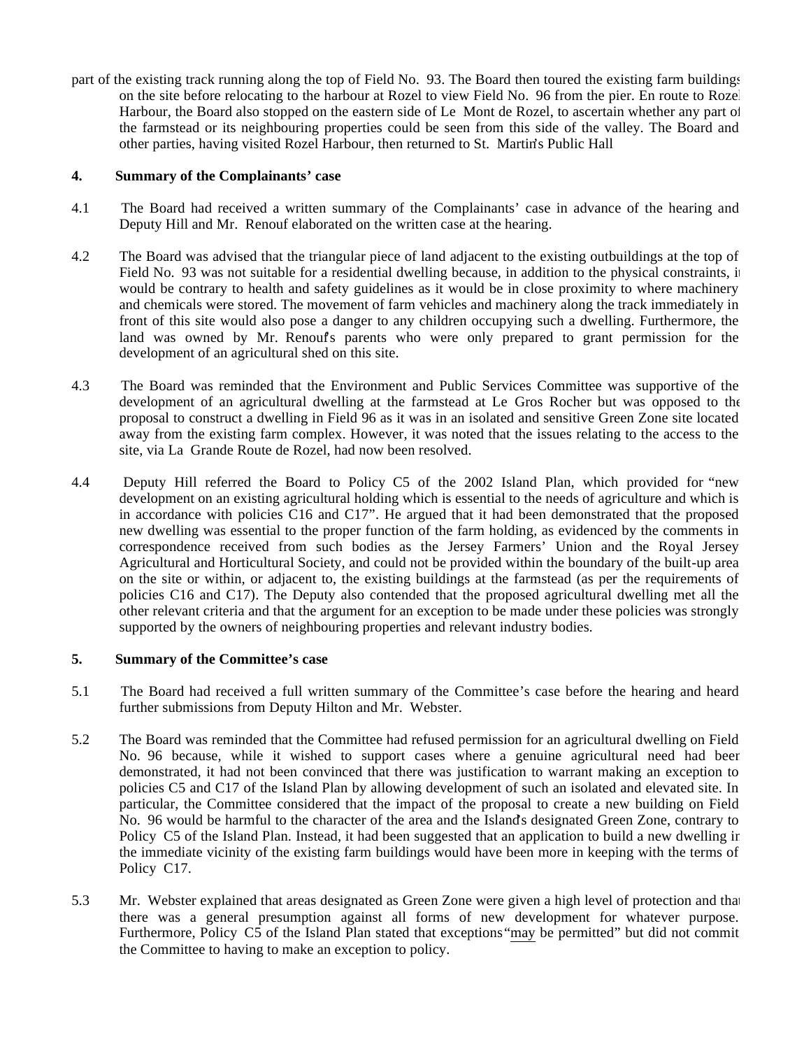part of the existing track running along the top of Field No. 93. The Board then toured the existing farm buildings on the site before relocating to the harbour at Rozel to view Field No. 96 from the pier. En route to Rozel Harbour, the Board also stopped on the eastern side of Le Mont de Rozel, to ascertain whether any part of the farmstead or its neighbouring properties could be seen from this side of the valley. The Board and other parties, having visited Rozel Harbour, then returned to St. Martin's Public Hall

## 4. Summary of the Complainants' case

4.1 The Board had received a written summary of the Complainants' case in advance of the hearing and Deputy Hill and Mr. Renouf elaborated on the written case at the hearing.

4.2 The Board was advised that the triangular piece of land adjacent to the existing outbuildings at the top of Field No. 93 was not suitable for a residential dwelling because, in addition to the physical constraints, it would be contrary to health and safety guidelines as it would be in close proximity to where machinery and chemicals were stored. The movement of farm vehicles and machinery along the track immediately in front of this site would also pose a danger to any children occupying such a dwelling. Furthermore, the land was owned by Mr. Renouf's parents who were only prepared to grant permission for the development of an agricultural shed on this site.

4.3 The Board was reminded that the Environment and Public Services Committee was supportive of the development of an agricultural dwelling at the farmstead at Le Gros Rocher but was opposed to the proposal to construct a dwelling in Field 96 as it was in an isolated and sensitive Green Zone site located away from the existing farm complex. However, it was noted that the issues relating to the access to the site, via La Grande Route de Rozel, had now been resolved.

4.4 Deputy Hill referred the Board to Policy C5 of the 2002 Island Plan, which provided for "new development on an existing agricultural holding which is essential to the needs of agriculture and which is in accordance with policies C16 and C17". He argued that it had been demonstrated that the proposed new dwelling was essential to the proper function of the farm holding, as evidenced by the comments in correspondence received from such bodies as the Jersey Farmers' Union and the Royal Jersey Agricultural and Horticultural Society, and could not be provided within the boundary of the built-up area on the site or within, or adjacent to, the existing buildings at the farmstead (as per the requirements of policies C16 and C17). The Deputy also contended that the proposed agricultural dwelling met all the other relevant criteria and that the argument for an exception to be made under these policies was strongly supported by the owners of neighbouring properties and relevant industry bodies.

## 5. Summary of the Committee's case

5.1 The Board had received a full written summary of the Committee's case before the hearing and heard further submissions from Deputy Hilton and Mr. Webster.

5.2 The Board was reminded that the Committee had refused permission for an agricultural dwelling on Field No. 96 because, while it wished to support cases where a genuine agricultural need had been demonstrated, it had not been convinced that there was justification to warrant making an exception to policies C5 and C17 of the Island Plan by allowing development of such an isolated and elevated site. In particular, the Committee considered that the impact of the proposal to create a new building on Field No. 96 would be harmful to the character of the area and the Island's designated Green Zone, contrary to Policy C5 of the Island Plan. Instead, it had been suggested that an application to build a new dwelling in the immediate vicinity of the existing farm buildings would have been more in keeping with the terms of Policy C17.

5.3 Mr. Webster explained that areas designated as Green Zone were given a high level of protection and that there was a general presumption against all forms of new development for whatever purpose. Furthermore, Policy C5 of the Island Plan stated that exceptions "may be permitted" but did not commit the Committee to having to make an exception to policy.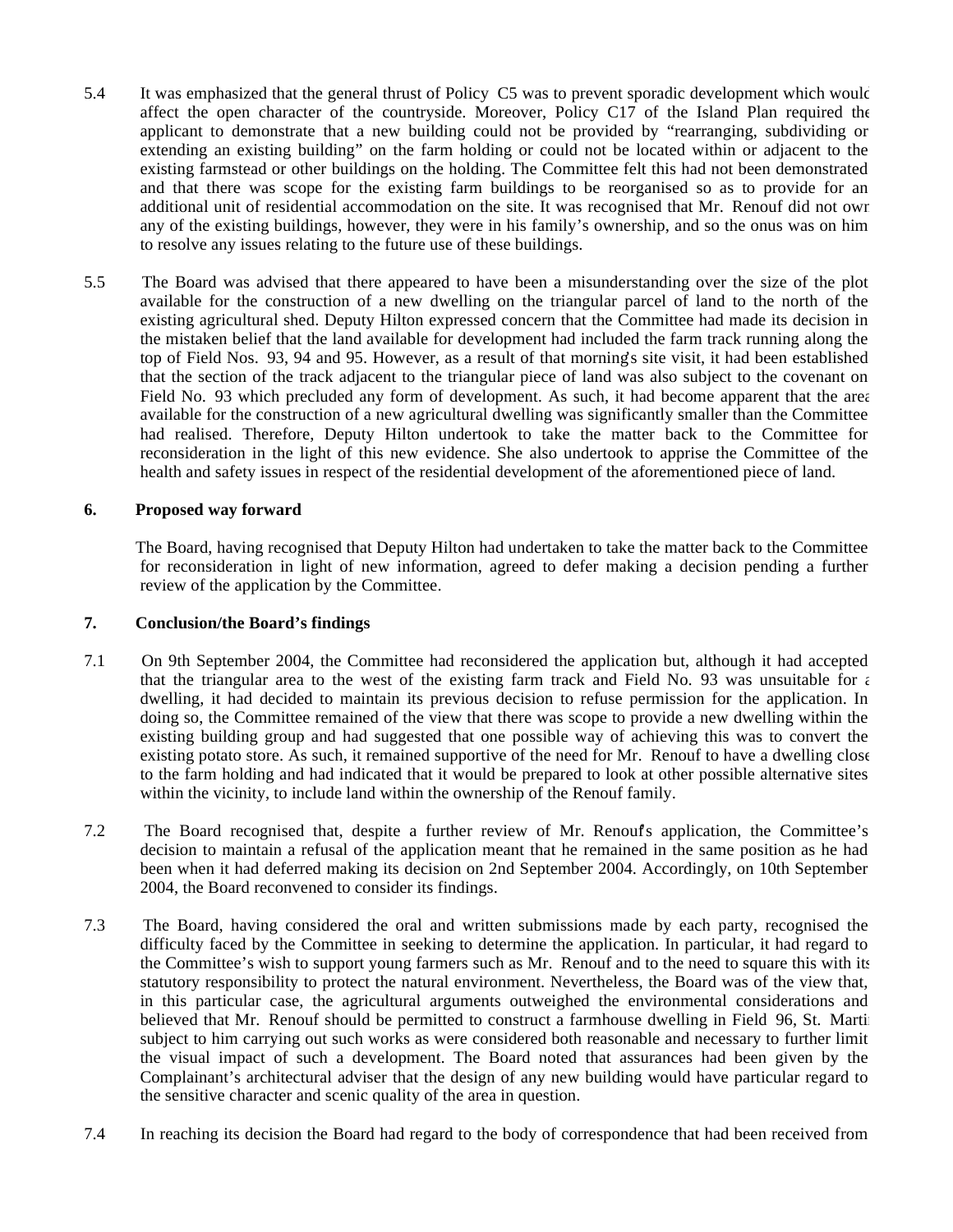5.4 It was emphasized that the general thrust of Policy C5 was to prevent sporadic development which would affect the open character of the countryside. Moreover, Policy C17 of the Island Plan required the applicant to demonstrate that a new building could not be provided by "rearranging, subdividing or extending an existing building" on the farm holding or could not be located within or adjacent to the existing farmstead or other buildings on the holding. The Committee felt this had not been demonstrated and that there was scope for the existing farm buildings to be reorganised so as to provide for an additional unit of residential accommodation on the site. It was recognised that Mr. Renouf did not own any of the existing buildings, however, they were in his family's ownership, and so the onus was on him to resolve any issues relating to the future use of these buildings.

5.5 The Board was advised that there appeared to have been a misunderstanding over the size of the plot available for the construction of a new dwelling on the triangular parcel of land to the north of the existing agricultural shed. Deputy Hilton expressed concern that the Committee had made its decision in the mistaken belief that the land available for development had included the farm track running along the top of Field Nos. 93, 94 and 95. However, as a result of that morning's site visit, it had been established that the section of the track adjacent to the triangular piece of land was also subject to the covenant on Field No. 93 which precluded any form of development. As such, it had become apparent that the area available for the construction of a new agricultural dwelling was significantly smaller than the Committee had realised. Therefore, Deputy Hilton undertook to take the matter back to the Committee for reconsideration in the light of this new evidence. She also undertook to apprise the Committee of the health and safety issues in respect of the residential development of the aforementioned piece of land.

## 6. Proposed way forward

The Board, having recognised that Deputy Hilton had undertaken to take the matter back to the Committee for reconsideration in light of new information, agreed to defer making a decision pending a further review of the application by the Committee.

## 7. Conclusion/the Board's findings

7.1 On 9th September 2004, the Committee had reconsidered the application but, although it had accepted that the triangular area to the west of the existing farm track and Field No. 93 was unsuitable for a dwelling, it had decided to maintain its previous decision to refuse permission for the application. In doing so, the Committee remained of the view that there was scope to provide a new dwelling within the existing building group and had suggested that one possible way of achieving this was to convert the existing potato store. As such, it remained supportive of the need for Mr. Renouf to have a dwelling close to the farm holding and had indicated that it would be prepared to look at other possible alternative sites within the vicinity, to include land within the ownership of the Renouf family.

7.2 The Board recognised that, despite a further review of Mr. Renouf's application, the Committee's decision to maintain a refusal of the application meant that he remained in the same position as he had been when it had deferred making its decision on 2nd September 2004. Accordingly, on 10th September 2004, the Board reconvened to consider its findings.

7.3 The Board, having considered the oral and written submissions made by each party, recognised the difficulty faced by the Committee in seeking to determine the application. In particular, it had regard to the Committee's wish to support young farmers such as Mr. Renouf and to the need to square this with its statutory responsibility to protect the natural environment. Nevertheless, the Board was of the view that, in this particular case, the agricultural arguments outweighed the environmental considerations and believed that Mr. Renouf should be permitted to construct a farmhouse dwelling in Field 96, St. Martin subject to him carrying out such works as were considered both reasonable and necessary to further limit the visual impact of such a development. The Board noted that assurances had been given by the Complainant's architectural adviser that the design of any new building would have particular regard to the sensitive character and scenic quality of the area in question.

7.4 In reaching its decision the Board had regard to the body of correspondence that had been received from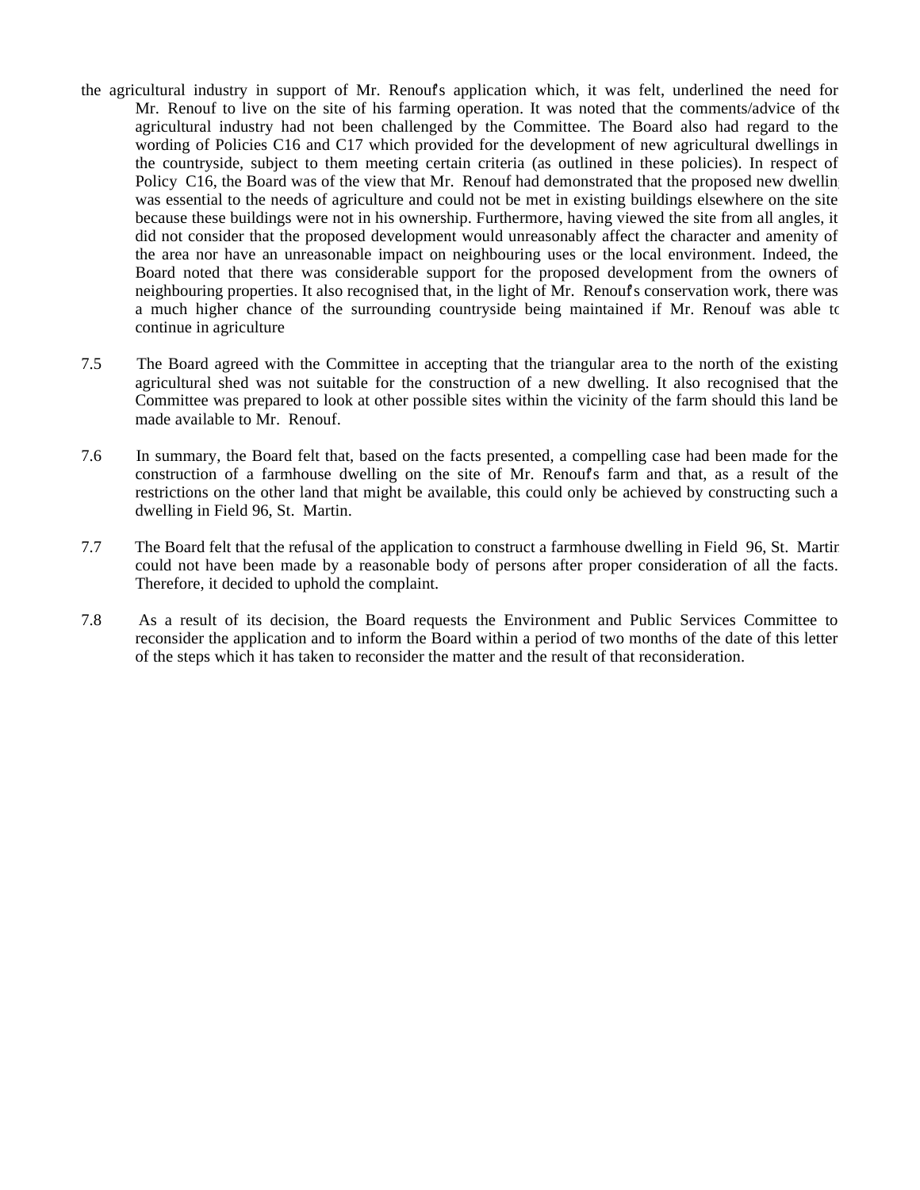the agricultural industry in support of Mr. Renouf's application which, it was felt, underlined the need for Mr. Renouf to live on the site of his farming operation. It was noted that the comments/advice of the agricultural industry had not been challenged by the Committee. The Board also had regard to the wording of Policies C16 and C17 which provided for the development of new agricultural dwellings in the countryside, subject to them meeting certain criteria (as outlined in these policies). In respect of Policy C16, the Board was of the view that Mr. Renouf had demonstrated that the proposed new dwelling was essential to the needs of agriculture and could not be met in existing buildings elsewhere on the site because these buildings were not in his ownership. Furthermore, having viewed the site from all angles, it did not consider that the proposed development would unreasonably affect the character and amenity of the area nor have an unreasonable impact on neighbouring uses or the local environment. Indeed, the Board noted that there was considerable support for the proposed development from the owners of neighbouring properties. It also recognised that, in the light of Mr. Renouf's conservation work, there was a much higher chance of the surrounding countryside being maintained if Mr. Renouf was able to continue in agriculture

7.5 The Board agreed with the Committee in accepting that the triangular area to the north of the existing agricultural shed was not suitable for the construction of a new dwelling. It also recognised that the Committee was prepared to look at other possible sites within the vicinity of the farm should this land be made available to Mr. Renouf.

7.6 In summary, the Board felt that, based on the facts presented, a compelling case had been made for the construction of a farmhouse dwelling on the site of Mr. Renouf's farm and that, as a result of the restrictions on the other land that might be available, this could only be achieved by constructing such a dwelling in Field 96, St. Martin.

7.7 The Board felt that the refusal of the application to construct a farmhouse dwelling in Field 96, St. Martin could not have been made by a reasonable body of persons after proper consideration of all the facts. Therefore, it decided to uphold the complaint.

7.8 As a result of its decision, the Board requests the Environment and Public Services Committee to reconsider the application and to inform the Board within a period of two months of the date of this letter of the steps which it has taken to reconsider the matter and the result of that reconsideration.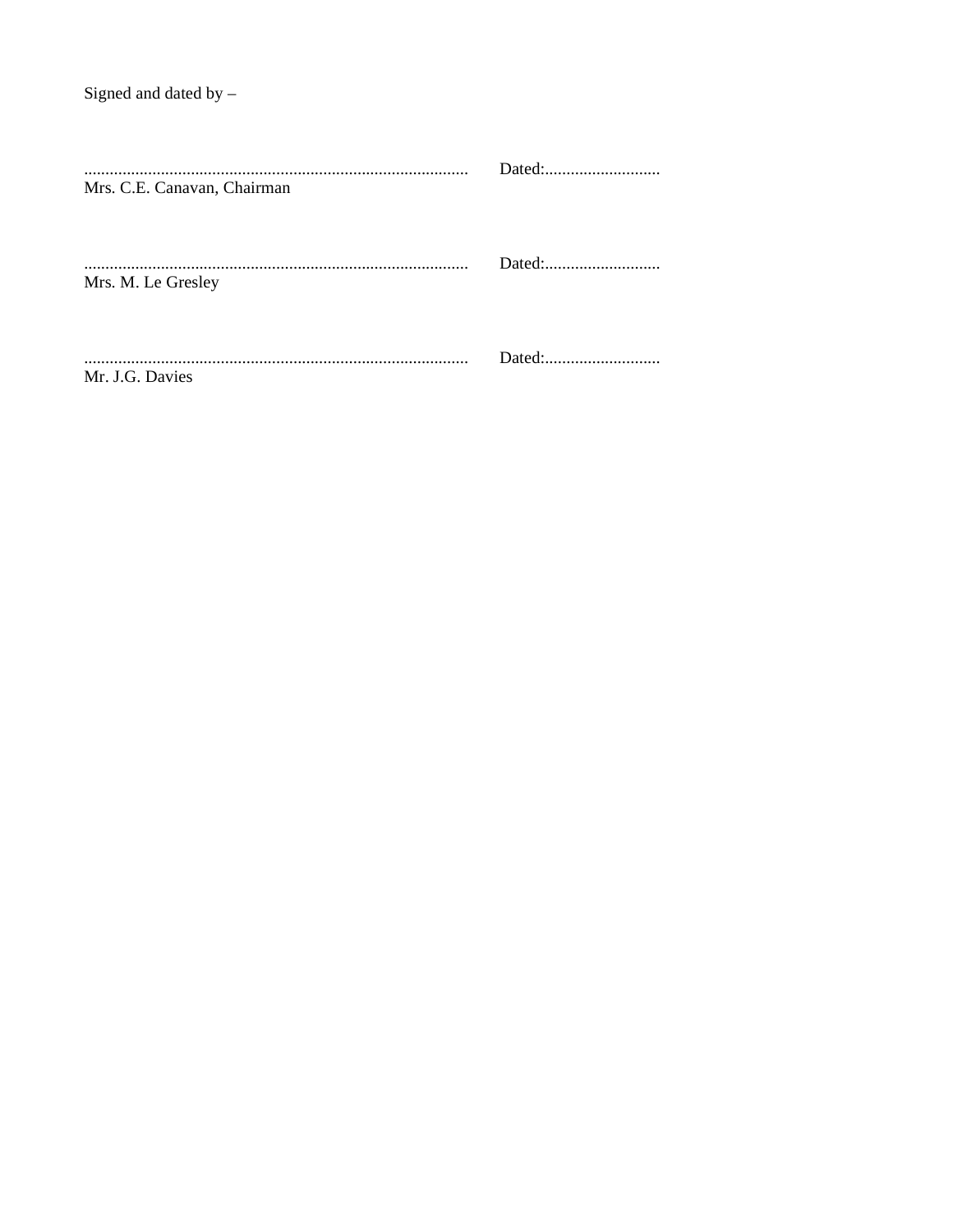Signed and dated by –

| | |
|---|---|
| .......................................................................................... Mrs. C.E. Canavan, Chairman | Dated:............................ |
| .......................................................................................... Mrs. M. Le Gresley | Dated:............................ |
| .......................................................................................... Mr. J.G. Davies | Dated:............................ |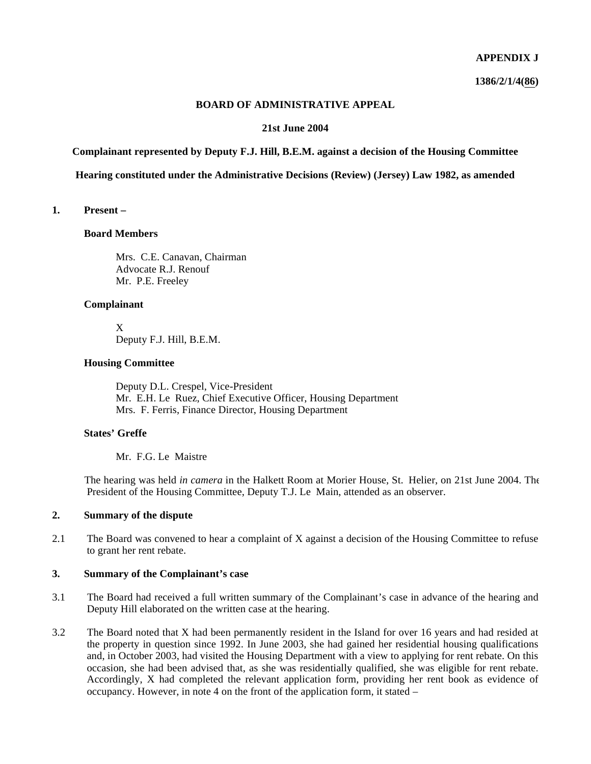**APPENDIX J**

**1386/2/1/4(86)**

**BOARD OF ADMINISTRATIVE APPEAL**

**21st June 2004**

**Complainant represented by Deputy F.J. Hill, B.E.M. against a decision of the Housing Committee**

**Hearing constituted under the Administrative Decisions (Review) (Jersey) Law 1982, as amended**

**1. Present –**

**Board Members**

Mrs. C.E. Canavan, Chairman
Advocate R.J. Renouf
Mr. P.E. Freeley

**Complainant**

X
Deputy F.J. Hill, B.E.M.

**Housing Committee**

Deputy D.L. Crespel, Vice-President
Mr. E.H. Le Ruez, Chief Executive Officer, Housing Department
Mrs. F. Ferris, Finance Director, Housing Department

**States' Greffe**

Mr. F.G. Le Maistre

The hearing was held *in camera* in the Halkett Room at Morier House, St. Helier, on 21st June 2004. The President of the Housing Committee, Deputy T.J. Le Main, attended as an observer.

**2. Summary of the dispute**

2.1 The Board was convened to hear a complaint of X against a decision of the Housing Committee to refuse to grant her rent rebate.

**3. Summary of the Complainant's case**

3.1 The Board had received a full written summary of the Complainant's case in advance of the hearing and Deputy Hill elaborated on the written case at the hearing.

3.2 The Board noted that X had been permanently resident in the Island for over 16 years and had resided at the property in question since 1992. In June 2003, she had gained her residential housing qualifications and, in October 2003, had visited the Housing Department with a view to applying for rent rebate. On this occasion, she had been advised that, as she was residentially qualified, she was eligible for rent rebate. Accordingly, X had completed the relevant application form, providing her rent book as evidence of occupancy. However, in note 4 on the front of the application form, it stated –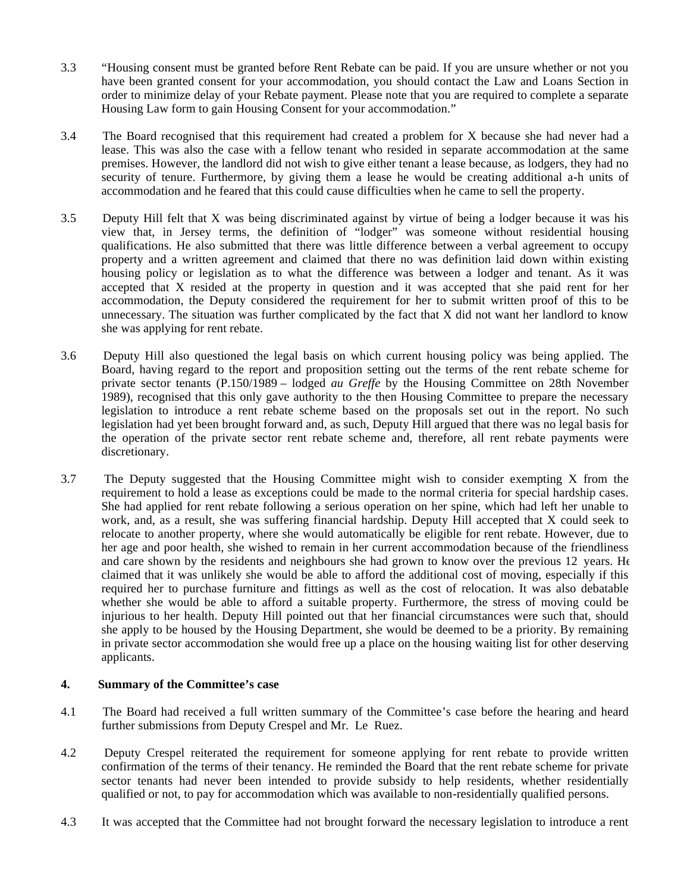3.3 "Housing consent must be granted before Rent Rebate can be paid. If you are unsure whether or not you have been granted consent for your accommodation, you should contact the Law and Loans Section in order to minimize delay of your Rebate payment. Please note that you are required to complete a separate Housing Law form to gain Housing Consent for your accommodation."

3.4 The Board recognised that this requirement had created a problem for X because she had never had a lease. This was also the case with a fellow tenant who resided in separate accommodation at the same premises. However, the landlord did not wish to give either tenant a lease because, as lodgers, they had no security of tenure. Furthermore, by giving them a lease he would be creating additional a-h units of accommodation and he feared that this could cause difficulties when he came to sell the property.

3.5 Deputy Hill felt that X was being discriminated against by virtue of being a lodger because it was his view that, in Jersey terms, the definition of "lodger" was someone without residential housing qualifications. He also submitted that there was little difference between a verbal agreement to occupy property and a written agreement and claimed that there no was definition laid down within existing housing policy or legislation as to what the difference was between a lodger and tenant. As it was accepted that X resided at the property in question and it was accepted that she paid rent for her accommodation, the Deputy considered the requirement for her to submit written proof of this to be unnecessary. The situation was further complicated by the fact that X did not want her landlord to know she was applying for rent rebate.

3.6 Deputy Hill also questioned the legal basis on which current housing policy was being applied. The Board, having regard to the report and proposition setting out the terms of the rent rebate scheme for private sector tenants (P.150/1989 – lodged *au Greffe* by the Housing Committee on 28th November 1989), recognised that this only gave authority to the then Housing Committee to prepare the necessary legislation to introduce a rent rebate scheme based on the proposals set out in the report. No such legislation had yet been brought forward and, as such, Deputy Hill argued that there was no legal basis for the operation of the private sector rent rebate scheme and, therefore, all rent rebate payments were discretionary.

3.7 The Deputy suggested that the Housing Committee might wish to consider exempting X from the requirement to hold a lease as exceptions could be made to the normal criteria for special hardship cases. She had applied for rent rebate following a serious operation on her spine, which had left her unable to work, and, as a result, she was suffering financial hardship. Deputy Hill accepted that X could seek to relocate to another property, where she would automatically be eligible for rent rebate. However, due to her age and poor health, she wished to remain in her current accommodation because of the friendliness and care shown by the residents and neighbours she had grown to know over the previous 12 years. He claimed that it was unlikely she would be able to afford the additional cost of moving, especially if this required her to purchase furniture and fittings as well as the cost of relocation. It was also debatable whether she would be able to afford a suitable property. Furthermore, the stress of moving could be injurious to her health. Deputy Hill pointed out that her financial circumstances were such that, should she apply to be housed by the Housing Department, she would be deemed to be a priority. By remaining in private sector accommodation she would free up a place on the housing waiting list for other deserving applicants.

**4. Summary of the Committee's case**

4.1 The Board had received a full written summary of the Committee's case before the hearing and heard further submissions from Deputy Crespel and Mr. Le Ruez.

4.2 Deputy Crespel reiterated the requirement for someone applying for rent rebate to provide written confirmation of the terms of their tenancy. He reminded the Board that the rent rebate scheme for private sector tenants had never been intended to provide subsidy to help residents, whether residentially qualified or not, to pay for accommodation which was available to non-residentially qualified persons.

4.3 It was accepted that the Committee had not brought forward the necessary legislation to introduce a rent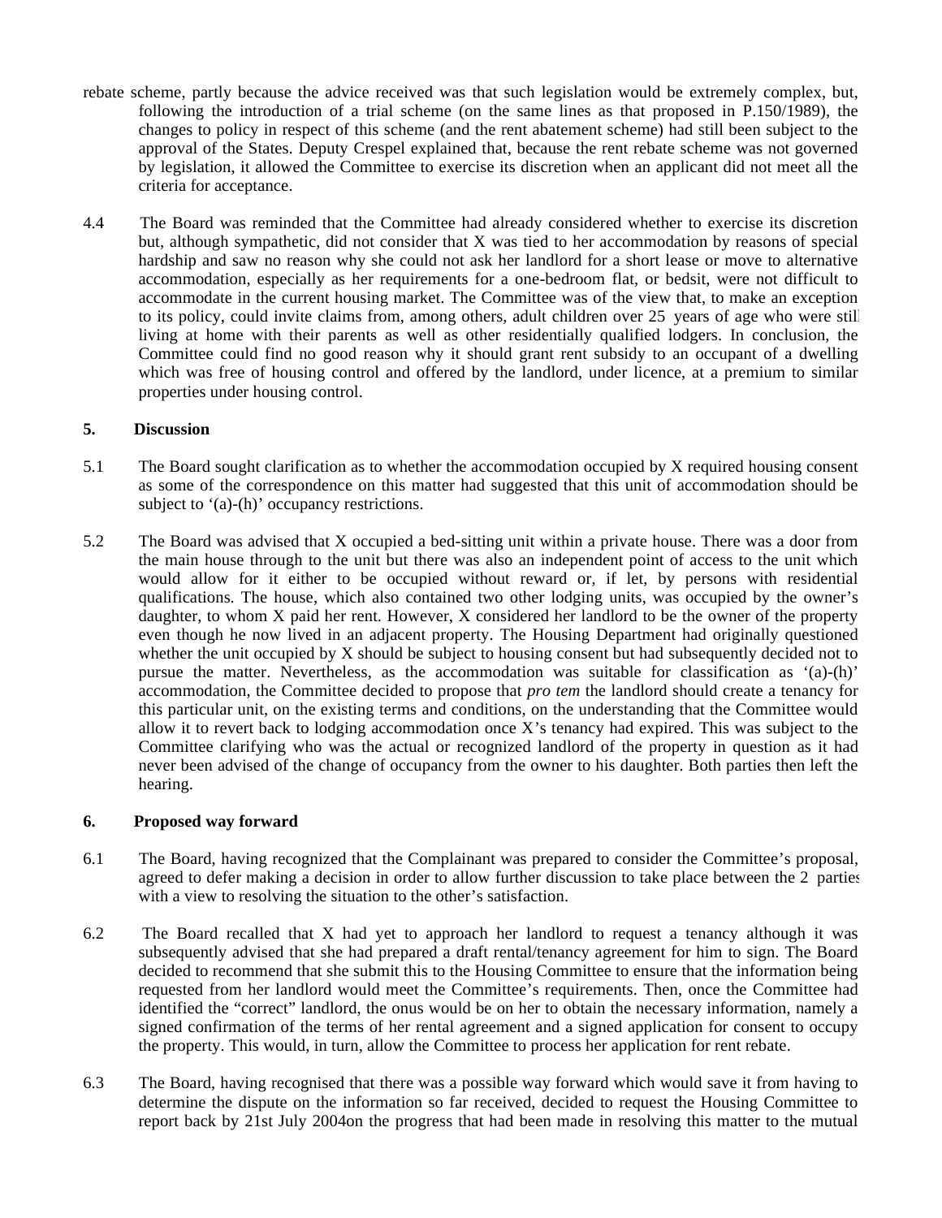rebate scheme, partly because the advice received was that such legislation would be extremely complex, but, following the introduction of a trial scheme (on the same lines as that proposed in P.150/1989), the changes to policy in respect of this scheme (and the rent abatement scheme) had still been subject to the approval of the States. Deputy Crespel explained that, because the rent rebate scheme was not governed by legislation, it allowed the Committee to exercise its discretion when an applicant did not meet all the criteria for acceptance.

4.4 The Board was reminded that the Committee had already considered whether to exercise its discretion but, although sympathetic, did not consider that X was tied to her accommodation by reasons of special hardship and saw no reason why she could not ask her landlord for a short lease or move to alternative accommodation, especially as her requirements for a one-bedroom flat, or bedsit, were not difficult to accommodate in the current housing market. The Committee was of the view that, to make an exception to its policy, could invite claims from, among others, adult children over 25 years of age who were still living at home with their parents as well as other residentially qualified lodgers. In conclusion, the Committee could find no good reason why it should grant rent subsidy to an occupant of a dwelling which was free of housing control and offered by the landlord, under licence, at a premium to similar properties under housing control.

## 5. Discussion

5.1 The Board sought clarification as to whether the accommodation occupied by X required housing consent as some of the correspondence on this matter had suggested that this unit of accommodation should be subject to '(a)-(h)' occupancy restrictions.

5.2 The Board was advised that X occupied a bed-sitting unit within a private house. There was a door from the main house through to the unit but there was also an independent point of access to the unit which would allow for it either to be occupied without reward or, if let, by persons with residential qualifications. The house, which also contained two other lodging units, was occupied by the owner's daughter, to whom X paid her rent. However, X considered her landlord to be the owner of the property even though he now lived in an adjacent property. The Housing Department had originally questioned whether the unit occupied by X should be subject to housing consent but had subsequently decided not to pursue the matter. Nevertheless, as the accommodation was suitable for classification as '(a)-(h)' accommodation, the Committee decided to propose that *pro tem* the landlord should create a tenancy for this particular unit, on the existing terms and conditions, on the understanding that the Committee would allow it to revert back to lodging accommodation once X's tenancy had expired. This was subject to the Committee clarifying who was the actual or recognized landlord of the property in question as it had never been advised of the change of occupancy from the owner to his daughter. Both parties then left the hearing.

## 6. Proposed way forward

6.1 The Board, having recognized that the Complainant was prepared to consider the Committee's proposal, agreed to defer making a decision in order to allow further discussion to take place between the 2 parties with a view to resolving the situation to the other's satisfaction.

6.2 The Board recalled that X had yet to approach her landlord to request a tenancy although it was subsequently advised that she had prepared a draft rental/tenancy agreement for him to sign. The Board decided to recommend that she submit this to the Housing Committee to ensure that the information being requested from her landlord would meet the Committee's requirements. Then, once the Committee had identified the "correct" landlord, the onus would be on her to obtain the necessary information, namely a signed confirmation of the terms of her rental agreement and a signed application for consent to occupy the property. This would, in turn, allow the Committee to process her application for rent rebate.

6.3 The Board, having recognised that there was a possible way forward which would save it from having to determine the dispute on the information so far received, decided to request the Housing Committee to report back by 21st July 2004on the progress that had been made in resolving this matter to the mutual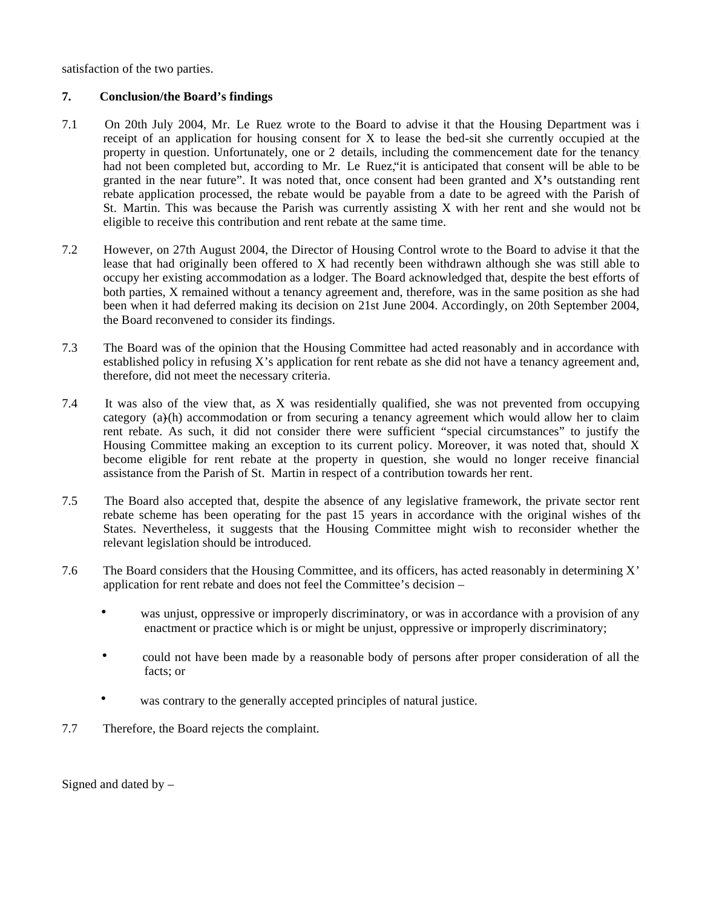satisfaction of the two parties.

**7. Conclusion/the Board's findings**

7.1 On 20th July 2004, Mr. Le Ruez wrote to the Board to advise it that the Housing Department was in receipt of an application for housing consent for X to lease the bed-sit she currently occupied at the property in question. Unfortunately, one or 2 details, including the commencement date for the tenancy, had not been completed but, according to Mr. Le Ruez, "it is anticipated that consent will be able to be granted in the near future". It was noted that, once consent had been granted and X's outstanding rent rebate application processed, the rebate would be payable from a date to be agreed with the Parish of St. Martin. This was because the Parish was currently assisting X with her rent and she would not be eligible to receive this contribution and rent rebate at the same time.

7.2 However, on 27th August 2004, the Director of Housing Control wrote to the Board to advise it that the lease that had originally been offered to X had recently been withdrawn although she was still able to occupy her existing accommodation as a lodger. The Board acknowledged that, despite the best efforts of both parties, X remained without a tenancy agreement and, therefore, was in the same position as she had been when it had deferred making its decision on 21st June 2004. Accordingly, on 20th September 2004, the Board reconvened to consider its findings.

7.3 The Board was of the opinion that the Housing Committee had acted reasonably and in accordance with established policy in refusing X's application for rent rebate as she did not have a tenancy agreement and, therefore, did not meet the necessary criteria.

7.4 It was also of the view that, as X was residentially qualified, she was not prevented from occupying category (a)-(h) accommodation or from securing a tenancy agreement which would allow her to claim rent rebate. As such, it did not consider there were sufficient "special circumstances" to justify the Housing Committee making an exception to its current policy. Moreover, it was noted that, should X become eligible for rent rebate at the property in question, she would no longer receive financial assistance from the Parish of St. Martin in respect of a contribution towards her rent.

7.5 The Board also accepted that, despite the absence of any legislative framework, the private sector rent rebate scheme has been operating for the past 15 years in accordance with the original wishes of the States. Nevertheless, it suggests that the Housing Committee might wish to reconsider whether the relevant legislation should be introduced.

7.6 The Board considers that the Housing Committee, and its officers, has acted reasonably in determining X's application for rent rebate and does not feel the Committee's decision –

- was unjust, oppressive or improperly discriminatory, or was in accordance with a provision of any enactment or practice which is or might be unjust, oppressive or improperly discriminatory;
- could not have been made by a reasonable body of persons after proper consideration of all the facts; or
- was contrary to the generally accepted principles of natural justice.

7.7 Therefore, the Board rejects the complaint.

Signed and dated by –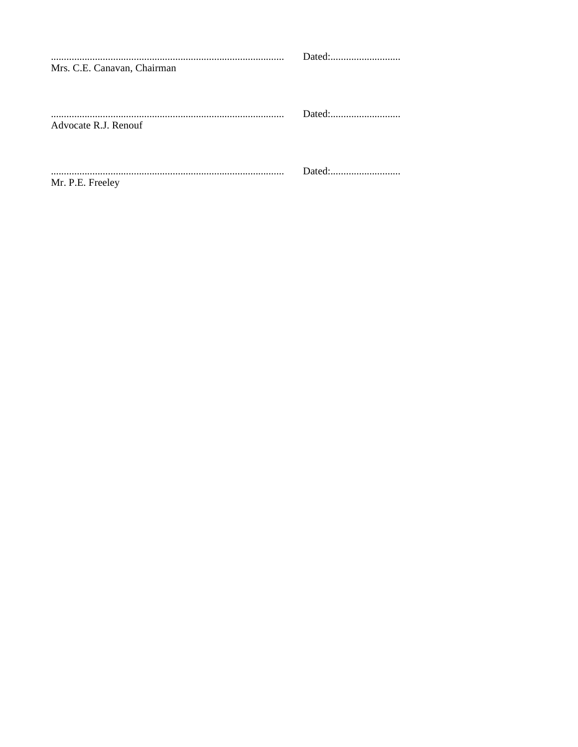.......................................................................................... Dated:...........................
Mrs. C.E. Canavan, Chairman

.......................................................................................... Dated:...........................
Advocate R.J. Renouf

.......................................................................................... Dated:...........................
Mr. P.E. Freeley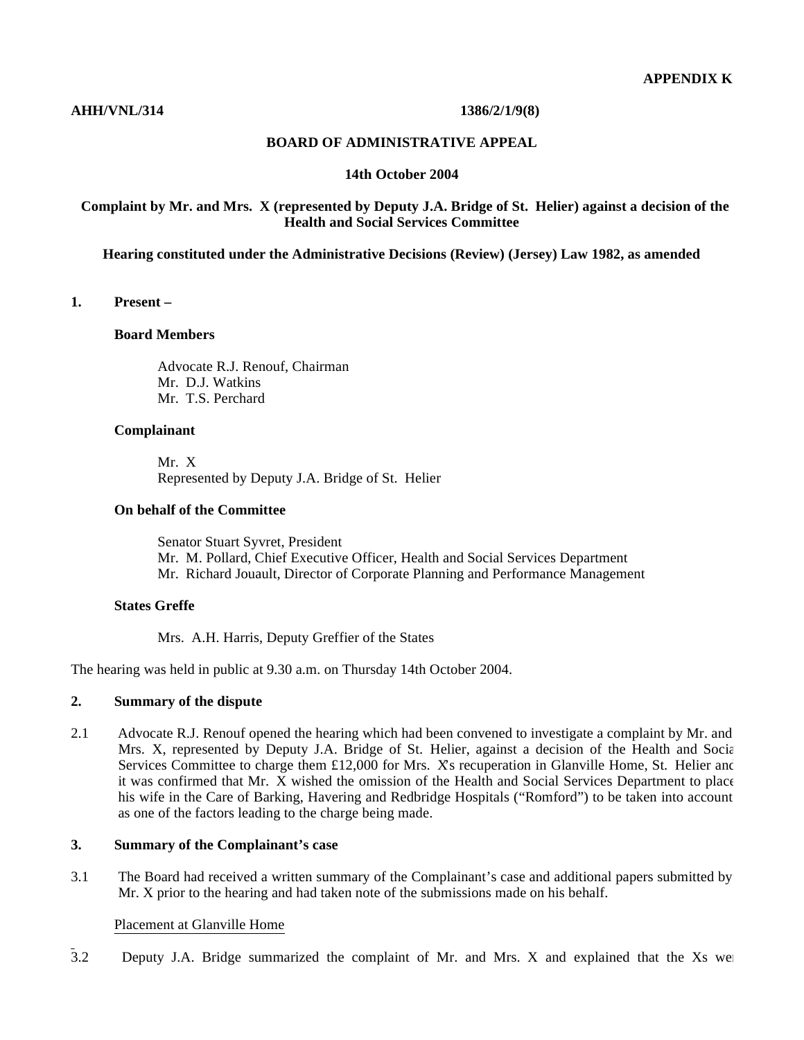**APPENDIX K**

**AHH/VNL/314** **1386/2/1/9(8)**

**BOARD OF ADMINISTRATIVE APPEAL**

**14th October 2004**

**Complaint by Mr. and Mrs. X (represented by Deputy J.A. Bridge of St. Helier) against a decision of the Health and Social Services Committee**

**Hearing constituted under the Administrative Decisions (Review) (Jersey) Law 1982, as amended**

**1. Present –**

**Board Members**

Advocate R.J. Renouf, Chairman
Mr. D.J. Watkins
Mr. T.S. Perchard

**Complainant**

Mr. X
Represented by Deputy J.A. Bridge of St. Helier

**On behalf of the Committee**

Senator Stuart Syvret, President
Mr. M. Pollard, Chief Executive Officer, Health and Social Services Department
Mr. Richard Jouault, Director of Corporate Planning and Performance Management

**States Greffe**

Mrs. A.H. Harris, Deputy Greffier of the States

The hearing was held in public at 9.30 a.m. on Thursday 14th October 2004.

**2. Summary of the dispute**

2.1 Advocate R.J. Renouf opened the hearing which had been convened to investigate a complaint by Mr. and Mrs. X, represented by Deputy J.A. Bridge of St. Helier, against a decision of the Health and Social Services Committee to charge them £12,000 for Mrs. X's recuperation in Glanville Home, St. Helier and it was confirmed that Mr. X wished the omission of the Health and Social Services Department to place his wife in the Care of Barking, Havering and Redbridge Hospitals ("Romford") to be taken into account as one of the factors leading to the charge being made.

**3. Summary of the Complainant's case**

3.1 The Board had received a written summary of the Complainant's case and additional papers submitted by Mr. X prior to the hearing and had taken note of the submissions made on his behalf.

Placement at Glanville Home

3.2 Deputy J.A. Bridge summarized the complaint of Mr. and Mrs. X and explained that the Xs wer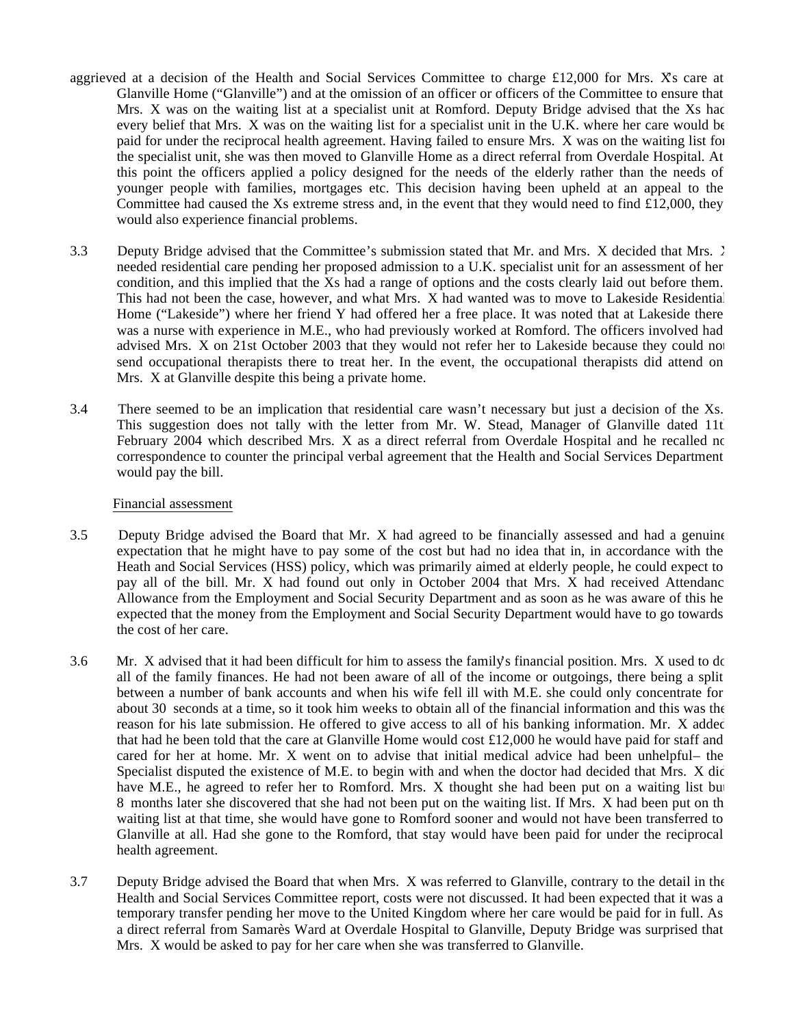aggrieved at a decision of the Health and Social Services Committee to charge £12,000 for Mrs. X's care at Glanville Home ("Glanville") and at the omission of an officer or officers of the Committee to ensure that Mrs. X was on the waiting list at a specialist unit at Romford. Deputy Bridge advised that the Xs had every belief that Mrs. X was on the waiting list for a specialist unit in the U.K. where her care would be paid for under the reciprocal health agreement. Having failed to ensure Mrs. X was on the waiting list for the specialist unit, she was then moved to Glanville Home as a direct referral from Overdale Hospital. At this point the officers applied a policy designed for the needs of the elderly rather than the needs of younger people with families, mortgages etc. This decision having been upheld at an appeal to the Committee had caused the Xs extreme stress and, in the event that they would need to find £12,000, they would also experience financial problems.

3.3 Deputy Bridge advised that the Committee's submission stated that Mr. and Mrs. X decided that Mrs. X needed residential care pending her proposed admission to a U.K. specialist unit for an assessment of her condition, and this implied that the Xs had a range of options and the costs clearly laid out before them. This had not been the case, however, and what Mrs. X had wanted was to move to Lakeside Residential Home ("Lakeside") where her friend Y had offered her a free place. It was noted that at Lakeside there was a nurse with experience in M.E., who had previously worked at Romford. The officers involved had advised Mrs. X on 21st October 2003 that they would not refer her to Lakeside because they could not send occupational therapists there to treat her. In the event, the occupational therapists did attend on Mrs. X at Glanville despite this being a private home.

3.4 There seemed to be an implication that residential care wasn't necessary but just a decision of the Xs. This suggestion does not tally with the letter from Mr. W. Stead, Manager of Glanville dated 11th February 2004 which described Mrs. X as a direct referral from Overdale Hospital and he recalled no correspondence to counter the principal verbal agreement that the Health and Social Services Department would pay the bill.

Financial assessment

3.5 Deputy Bridge advised the Board that Mr. X had agreed to be financially assessed and had a genuine expectation that he might have to pay some of the cost but had no idea that in, in accordance with the Heath and Social Services (HSS) policy, which was primarily aimed at elderly people, he could expect to pay all of the bill. Mr. X had found out only in October 2004 that Mrs. X had received Attendance Allowance from the Employment and Social Security Department and as soon as he was aware of this he expected that the money from the Employment and Social Security Department would have to go towards the cost of her care.

3.6 Mr. X advised that it had been difficult for him to assess the family's financial position. Mrs. X used to do all of the family finances. He had not been aware of all of the income or outgoings, there being a split between a number of bank accounts and when his wife fell ill with M.E. she could only concentrate for about 30 seconds at a time, so it took him weeks to obtain all of the financial information and this was the reason for his late submission. He offered to give access to all of his banking information. Mr. X added that had he been told that the care at Glanville Home would cost £12,000 he would have paid for staff and cared for her at home. Mr. X went on to advise that initial medical advice had been unhelpful– the Specialist disputed the existence of M.E. to begin with and when the doctor had decided that Mrs. X did have M.E., he agreed to refer her to Romford. Mrs. X thought she had been put on a waiting list but 8 months later she discovered that she had not been put on the waiting list. If Mrs. X had been put on the waiting list at that time, she would have gone to Romford sooner and would not have been transferred to Glanville at all. Had she gone to the Romford, that stay would have been paid for under the reciprocal health agreement.

3.7 Deputy Bridge advised the Board that when Mrs. X was referred to Glanville, contrary to the detail in the Health and Social Services Committee report, costs were not discussed. It had been expected that it was a temporary transfer pending her move to the United Kingdom where her care would be paid for in full. As a direct referral from Samarès Ward at Overdale Hospital to Glanville, Deputy Bridge was surprised that Mrs. X would be asked to pay for her care when she was transferred to Glanville.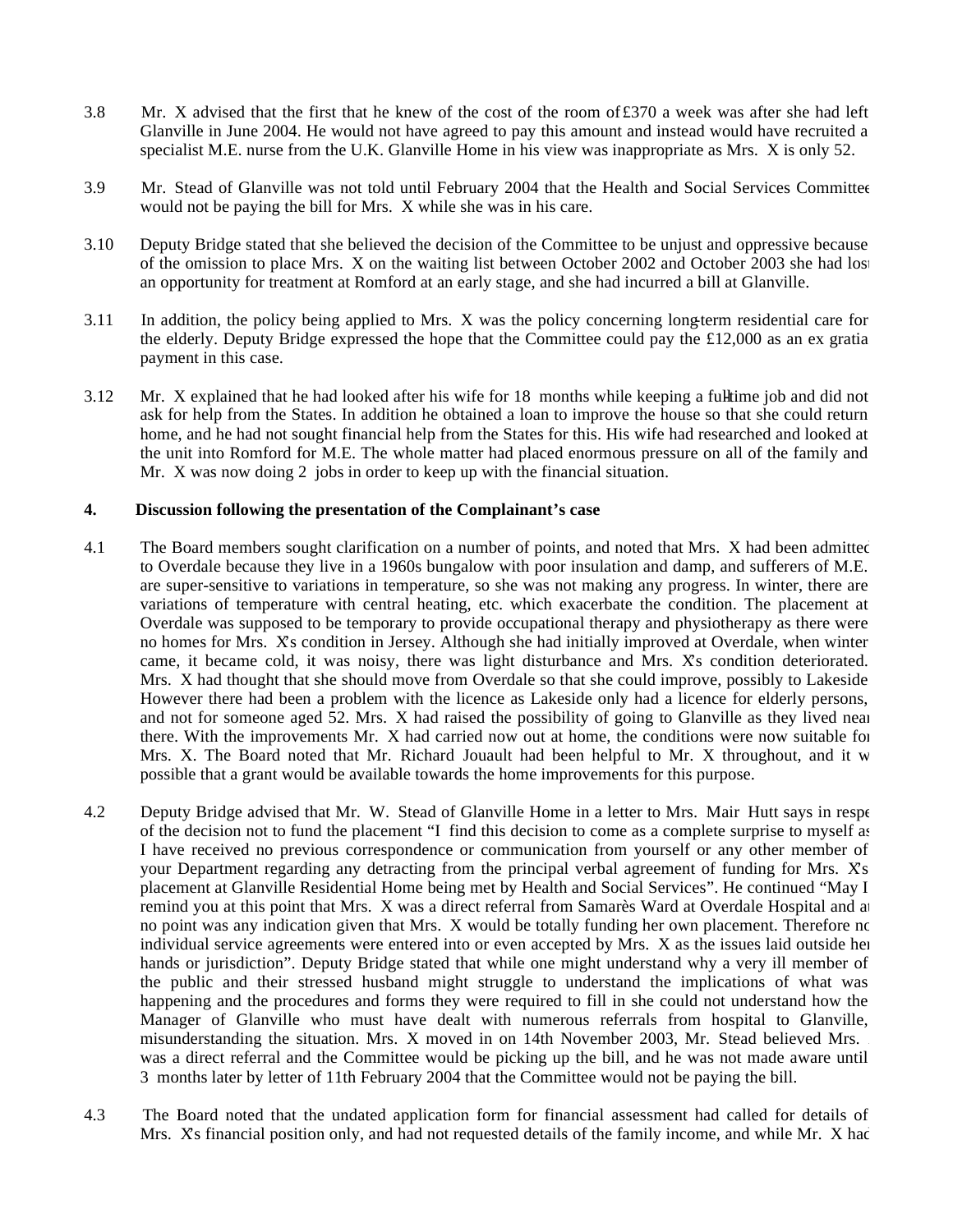3.8 Mr. X advised that the first that he knew of the cost of the room of £370 a week was after she had left Glanville in June 2004. He would not have agreed to pay this amount and instead would have recruited a specialist M.E. nurse from the U.K. Glanville Home in his view was inappropriate as Mrs. X is only 52.

3.9 Mr. Stead of Glanville was not told until February 2004 that the Health and Social Services Committee would not be paying the bill for Mrs. X while she was in his care.

3.10 Deputy Bridge stated that she believed the decision of the Committee to be unjust and oppressive because of the omission to place Mrs. X on the waiting list between October 2002 and October 2003 she had lost an opportunity for treatment at Romford at an early stage, and she had incurred a bill at Glanville.

3.11 In addition, the policy being applied to Mrs. X was the policy concerning long-term residential care for the elderly. Deputy Bridge expressed the hope that the Committee could pay the £12,000 as an ex gratia payment in this case.

3.12 Mr. X explained that he had looked after his wife for 18 months while keeping a full-time job and did not ask for help from the States. In addition he obtained a loan to improve the house so that she could return home, and he had not sought financial help from the States for this. His wife had researched and looked at the unit into Romford for M.E. The whole matter had placed enormous pressure on all of the family and Mr. X was now doing 2 jobs in order to keep up with the financial situation.

**4. Discussion following the presentation of the Complainant's case**

4.1 The Board members sought clarification on a number of points, and noted that Mrs. X had been admitted to Overdale because they live in a 1960s bungalow with poor insulation and damp, and sufferers of M.E. are super-sensitive to variations in temperature, so she was not making any progress. In winter, there are variations of temperature with central heating, etc. which exacerbate the condition. The placement at Overdale was supposed to be temporary to provide occupational therapy and physiotherapy as there were no homes for Mrs. X's condition in Jersey. Although she had initially improved at Overdale, when winter came, it became cold, it was noisy, there was light disturbance and Mrs. X's condition deteriorated. Mrs. X had thought that she should move from Overdale so that she could improve, possibly to Lakeside. However there had been a problem with the licence as Lakeside only had a licence for elderly persons, and not for someone aged 52. Mrs. X had raised the possibility of going to Glanville as they lived near there. With the improvements Mr. X had carried now out at home, the conditions were now suitable for Mrs. X. The Board noted that Mr. Richard Jouault had been helpful to Mr. X throughout, and it w possible that a grant would be available towards the home improvements for this purpose.

4.2 Deputy Bridge advised that Mr. W. Stead of Glanville Home in a letter to Mrs. Mair Hutt says in respe of the decision not to fund the placement "I find this decision to come as a complete surprise to myself as I have received no previous correspondence or communication from yourself or any other member of your Department regarding any detracting from the principal verbal agreement of funding for Mrs. X's placement at Glanville Residential Home being met by Health and Social Services". He continued "May I remind you at this point that Mrs. X was a direct referral from Samarès Ward at Overdale Hospital and at no point was any indication given that Mrs. X would be totally funding her own placement. Therefore no individual service agreements were entered into or even accepted by Mrs. X as the issues laid outside her hands or jurisdiction". Deputy Bridge stated that while one might understand why a very ill member of the public and their stressed husband might struggle to understand the implications of what was happening and the procedures and forms they were required to fill in she could not understand how the Manager of Glanville who must have dealt with numerous referrals from hospital to Glanville, misunderstanding the situation. Mrs. X moved in on 14th November 2003, Mr. Stead believed Mrs. X was a direct referral and the Committee would be picking up the bill, and he was not made aware until 3 months later by letter of 11th February 2004 that the Committee would not be paying the bill.

4.3 The Board noted that the undated application form for financial assessment had called for details of Mrs. X's financial position only, and had not requested details of the family income, and while Mr. X had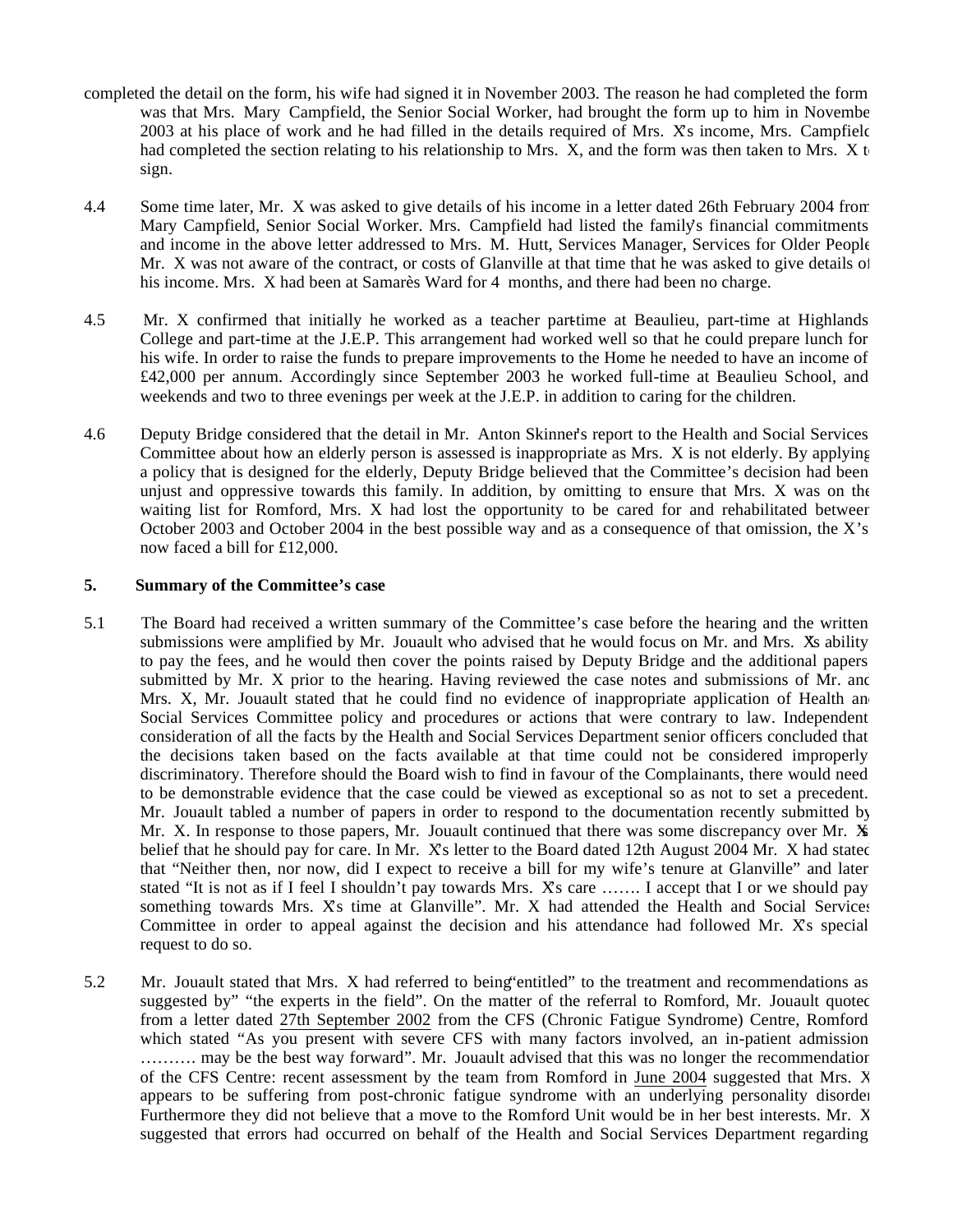completed the detail on the form, his wife had signed it in November 2003. The reason he had completed the form was that Mrs. Mary Campfield, the Senior Social Worker, had brought the form up to him in November 2003 at his place of work and he had filled in the details required of Mrs. X's income, Mrs. Campfield had completed the section relating to his relationship to Mrs. X, and the form was then taken to Mrs. X to sign.

4.4 Some time later, Mr. X was asked to give details of his income in a letter dated 26th February 2004 from Mary Campfield, Senior Social Worker. Mrs. Campfield had listed the family's financial commitments and income in the above letter addressed to Mrs. M. Hutt, Services Manager, Services for Older People. Mr. X was not aware of the contract, or costs of Glanville at that time that he was asked to give details of his income. Mrs. X had been at Samarès Ward for 4 months, and there had been no charge.

4.5 Mr. X confirmed that initially he worked as a teacher part-time at Beaulieu, part-time at Highlands College and part-time at the J.E.P. This arrangement had worked well so that he could prepare lunch for his wife. In order to raise the funds to prepare improvements to the Home he needed to have an income of £42,000 per annum. Accordingly since September 2003 he worked full-time at Beaulieu School, and weekends and two to three evenings per week at the J.E.P. in addition to caring for the children.

4.6 Deputy Bridge considered that the detail in Mr. Anton Skinner's report to the Health and Social Services Committee about how an elderly person is assessed is inappropriate as Mrs. X is not elderly. By applying a policy that is designed for the elderly, Deputy Bridge believed that the Committee's decision had been unjust and oppressive towards this family. In addition, by omitting to ensure that Mrs. X was on the waiting list for Romford, Mrs. X had lost the opportunity to be cared for and rehabilitated between October 2003 and October 2004 in the best possible way and as a consequence of that omission, the X's now faced a bill for £12,000.

**5. Summary of the Committee's case**

5.1 The Board had received a written summary of the Committee's case before the hearing and the written submissions were amplified by Mr. Jouault who advised that he would focus on Mr. and Mrs. X's ability to pay the fees, and he would then cover the points raised by Deputy Bridge and the additional papers submitted by Mr. X prior to the hearing. Having reviewed the case notes and submissions of Mr. and Mrs. X, Mr. Jouault stated that he could find no evidence of inappropriate application of Health and Social Services Committee policy and procedures or actions that were contrary to law. Independent consideration of all the facts by the Health and Social Services Department senior officers concluded that the decisions taken based on the facts available at that time could not be considered improperly discriminatory. Therefore should the Board wish to find in favour of the Complainants, there would need to be demonstrable evidence that the case could be viewed as exceptional so as not to set a precedent. Mr. Jouault tabled a number of papers in order to respond to the documentation recently submitted by Mr. X. In response to those papers, Mr. Jouault continued that there was some discrepancy over Mr. X's belief that he should pay for care. In Mr. X's letter to the Board dated 12th August 2004 Mr. X had stated that "Neither then, nor now, did I expect to receive a bill for my wife's tenure at Glanville" and later stated "It is not as if I feel I shouldn't pay towards Mrs. X's care ……. I accept that I or we should pay something towards Mrs. X's time at Glanville". Mr. X had attended the Health and Social Services Committee in order to appeal against the decision and his attendance had followed Mr. X's special request to do so.

5.2 Mr. Jouault stated that Mrs. X had referred to being "entitled" to the treatment and recommendations as suggested by" "the experts in the field". On the matter of the referral to Romford, Mr. Jouault quoted from a letter dated 27th September 2002 from the CFS (Chronic Fatigue Syndrome) Centre, Romford which stated "As you present with severe CFS with many factors involved, an in-patient admission ………. may be the best way forward". Mr. Jouault advised that this was no longer the recommendation of the CFS Centre: recent assessment by the team from Romford in June 2004 suggested that Mrs. X appears to be suffering from post-chronic fatigue syndrome with an underlying personality disorder. Furthermore they did not believe that a move to the Romford Unit would be in her best interests. Mr. X suggested that errors had occurred on behalf of the Health and Social Services Department regarding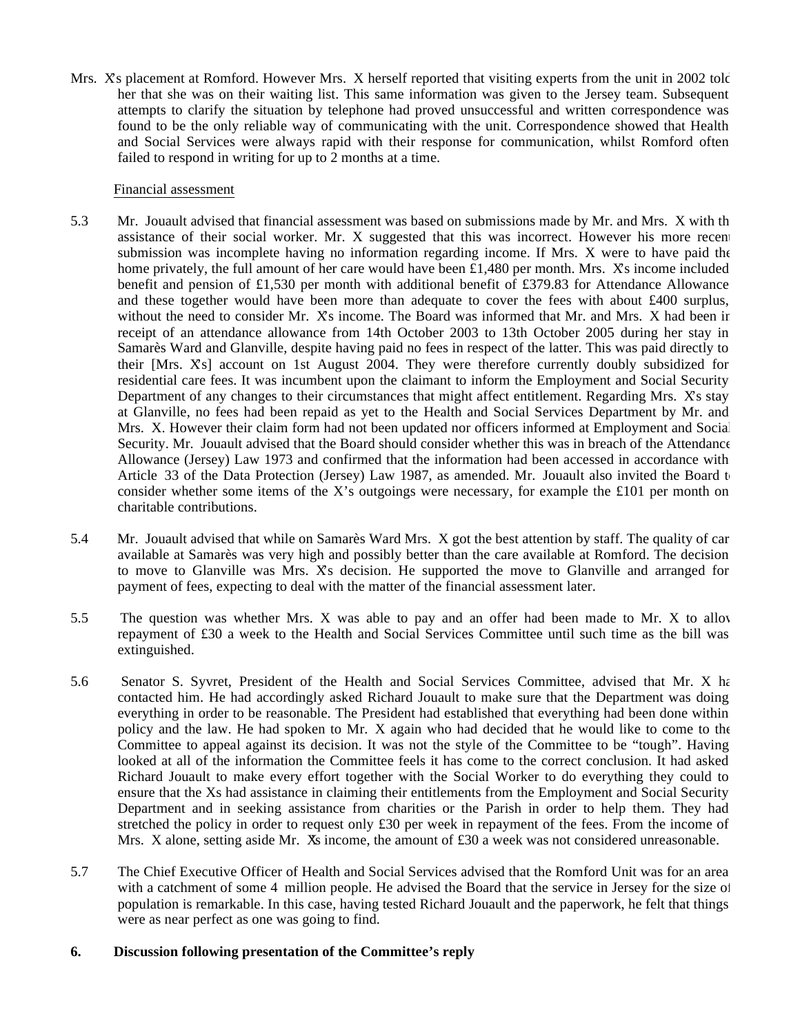Mrs. X's placement at Romford. However Mrs. X herself reported that visiting experts from the unit in 2002 told her that she was on their waiting list. This same information was given to the Jersey team. Subsequent attempts to clarify the situation by telephone had proved unsuccessful and written correspondence was found to be the only reliable way of communicating with the unit. Correspondence showed that Health and Social Services were always rapid with their response for communication, whilst Romford often failed to respond in writing for up to 2 months at a time.

Financial assessment

5.3 Mr. Jouault advised that financial assessment was based on submissions made by Mr. and Mrs. X with the assistance of their social worker. Mr. X suggested that this was incorrect. However his more recent submission was incomplete having no information regarding income. If Mrs. X were to have paid the home privately, the full amount of her care would have been £1,480 per month. Mrs. X's income included benefit and pension of £1,530 per month with additional benefit of £379.83 for Attendance Allowance and these together would have been more than adequate to cover the fees with about £400 surplus, without the need to consider Mr. X's income. The Board was informed that Mr. and Mrs. X had been in receipt of an attendance allowance from 14th October 2003 to 13th October 2005 during her stay in Samarès Ward and Glanville, despite having paid no fees in respect of the latter. This was paid directly to their [Mrs. X's] account on 1st August 2004. They were therefore currently doubly subsidized for residential care fees. It was incumbent upon the claimant to inform the Employment and Social Security Department of any changes to their circumstances that might affect entitlement. Regarding Mrs. X's stay at Glanville, no fees had been repaid as yet to the Health and Social Services Department by Mr. and Mrs. X. However their claim form had not been updated nor officers informed at Employment and Social Security. Mr. Jouault advised that the Board should consider whether this was in breach of the Attendance Allowance (Jersey) Law 1973 and confirmed that the information had been accessed in accordance with Article 33 of the Data Protection (Jersey) Law 1987, as amended. Mr. Jouault also invited the Board to consider whether some items of the X's outgoings were necessary, for example the £101 per month on charitable contributions.

5.4 Mr. Jouault advised that while on Samarès Ward Mrs. X got the best attention by staff. The quality of care available at Samarès was very high and possibly better than the care available at Romford. The decision to move to Glanville was Mrs. X's decision. He supported the move to Glanville and arranged for payment of fees, expecting to deal with the matter of the financial assessment later.

5.5 The question was whether Mrs. X was able to pay and an offer had been made to Mr. X to allow repayment of £30 a week to the Health and Social Services Committee until such time as the bill was extinguished.

5.6 Senator S. Syvret, President of the Health and Social Services Committee, advised that Mr. X had contacted him. He had accordingly asked Richard Jouault to make sure that the Department was doing everything in order to be reasonable. The President had established that everything had been done within policy and the law. He had spoken to Mr. X again who had decided that he would like to come to the Committee to appeal against its decision. It was not the style of the Committee to be "tough". Having looked at all of the information the Committee feels it has come to the correct conclusion. It had asked Richard Jouault to make every effort together with the Social Worker to do everything they could to ensure that the Xs had assistance in claiming their entitlements from the Employment and Social Security Department and in seeking assistance from charities or the Parish in order to help them. They had stretched the policy in order to request only £30 per week in repayment of the fees. From the income of Mrs. X alone, setting aside Mr. X's income, the amount of £30 a week was not considered unreasonable.

5.7 The Chief Executive Officer of Health and Social Services advised that the Romford Unit was for an area with a catchment of some 4 million people. He advised the Board that the service in Jersey for the size of population is remarkable. In this case, having tested Richard Jouault and the paperwork, he felt that things were as near perfect as one was going to find.

**6. Discussion following presentation of the Committee's reply**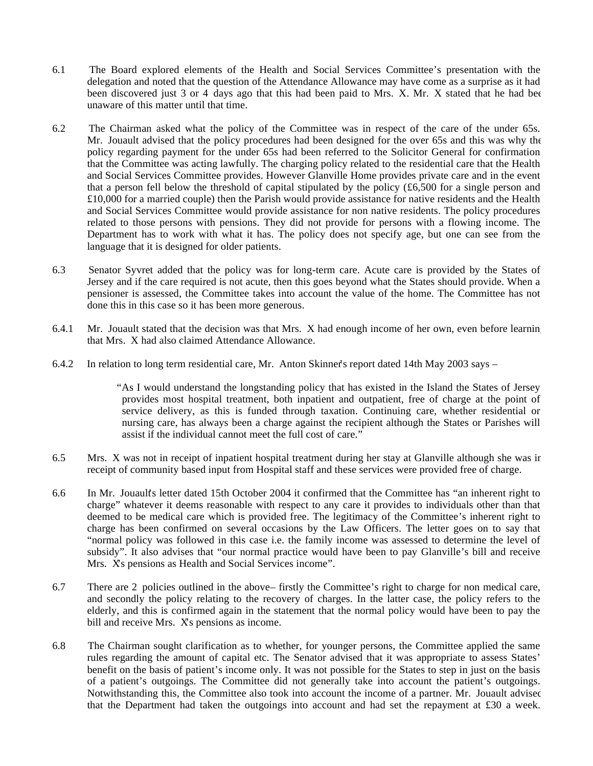6.1 The Board explored elements of the Health and Social Services Committee's presentation with the delegation and noted that the question of the Attendance Allowance may have come as a surprise as it had been discovered just 3 or 4 days ago that this had been paid to Mrs. X. Mr. X stated that he had been unaware of this matter until that time.

6.2 The Chairman asked what the policy of the Committee was in respect of the care of the under 65s. Mr. Jouault advised that the policy procedures had been designed for the over 65s and this was why the policy regarding payment for the under 65s had been referred to the Solicitor General for confirmation that the Committee was acting lawfully. The charging policy related to the residential care that the Health and Social Services Committee provides. However Glanville Home provides private care and in the event that a person fell below the threshold of capital stipulated by the policy (£6,500 for a single person and £10,000 for a married couple) then the Parish would provide assistance for native residents and the Health and Social Services Committee would provide assistance for non native residents. The policy procedures related to those persons with pensions. They did not provide for persons with a flowing income. The Department has to work with what it has. The policy does not specify age, but one can see from the language that it is designed for older patients.

6.3 Senator Syvret added that the policy was for long-term care. Acute care is provided by the States of Jersey and if the care required is not acute, then this goes beyond what the States should provide. When a pensioner is assessed, the Committee takes into account the value of the home. The Committee has not done this in this case so it has been more generous.

6.4.1 Mr. Jouault stated that the decision was that Mrs. X had enough income of her own, even before learning that Mrs. X had also claimed Attendance Allowance.

6.4.2 In relation to long term residential care, Mr. Anton Skinner's report dated 14th May 2003 says –

> "As I would understand the longstanding policy that has existed in the Island the States of Jersey provides most hospital treatment, both inpatient and outpatient, free of charge at the point of service delivery, as this is funded through taxation. Continuing care, whether residential or nursing care, has always been a charge against the recipient although the States or Parishes will assist if the individual cannot meet the full cost of care."

6.5 Mrs. X was not in receipt of inpatient hospital treatment during her stay at Glanville although she was in receipt of community based input from Hospital staff and these services were provided free of charge.

6.6 In Mr. Jouault's letter dated 15th October 2004 it confirmed that the Committee has "an inherent right to charge" whatever it deems reasonable with respect to any care it provides to individuals other than that deemed to be medical care which is provided free. The legitimacy of the Committee's inherent right to charge has been confirmed on several occasions by the Law Officers. The letter goes on to say that "normal policy was followed in this case i.e. the family income was assessed to determine the level of subsidy". It also advises that "our normal practice would have been to pay Glanville's bill and receive Mrs. X's pensions as Health and Social Services income".

6.7 There are 2 policies outlined in the above– firstly the Committee's right to charge for non medical care, and secondly the policy relating to the recovery of charges. In the latter case, the policy refers to the elderly, and this is confirmed again in the statement that the normal policy would have been to pay the bill and receive Mrs. X's pensions as income.

6.8 The Chairman sought clarification as to whether, for younger persons, the Committee applied the same rules regarding the amount of capital etc. The Senator advised that it was appropriate to assess States' benefit on the basis of patient's income only. It was not possible for the States to step in just on the basis of a patient's outgoings. The Committee did not generally take into account the patient's outgoings. Notwithstanding this, the Committee also took into account the income of a partner. Mr. Jouault advised that the Department had taken the outgoings into account and had set the repayment at £30 a week.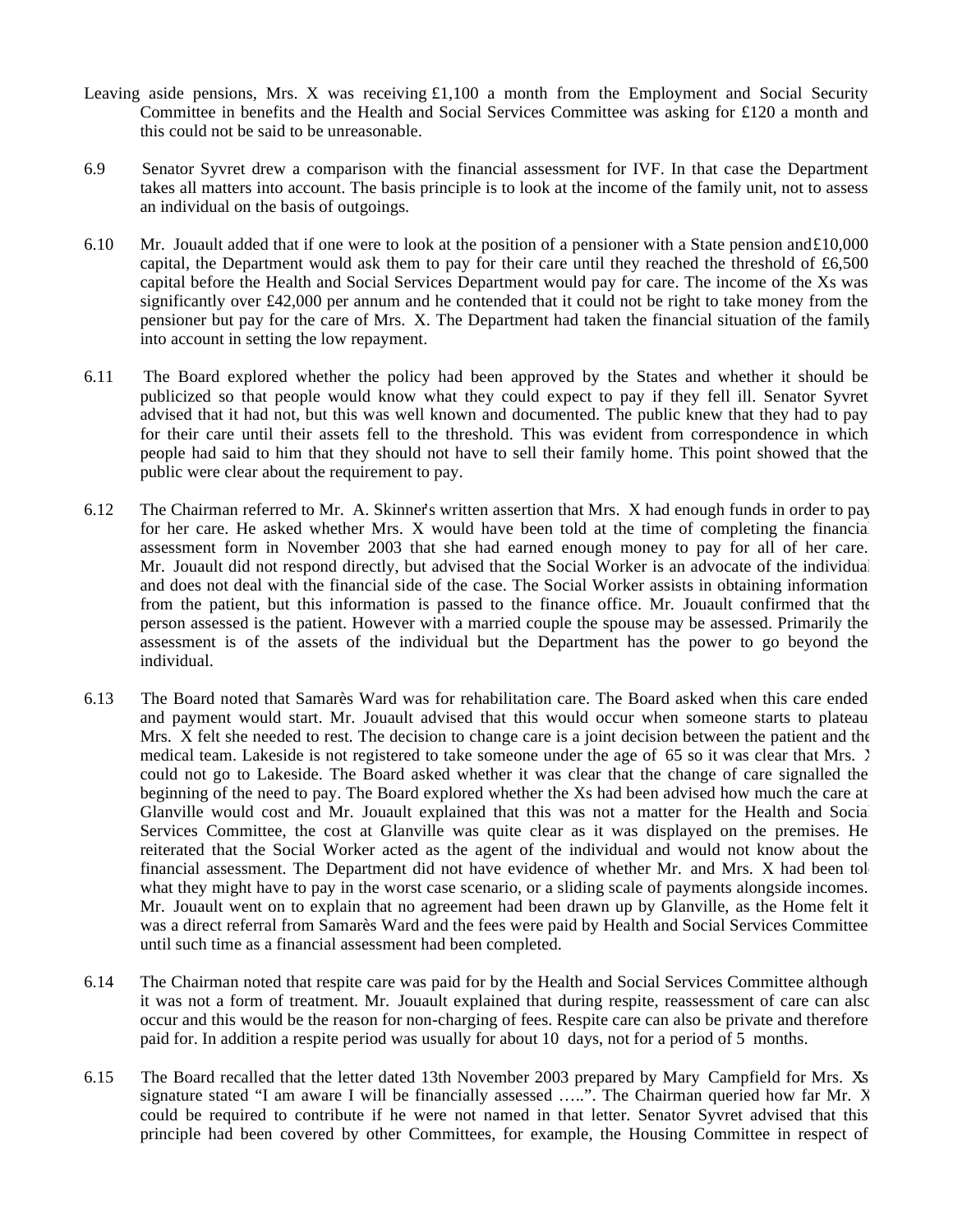Leaving aside pensions, Mrs. X was receiving £1,100 a month from the Employment and Social Security Committee in benefits and the Health and Social Services Committee was asking for £120 a month and this could not be said to be unreasonable.

6.9 Senator Syvret drew a comparison with the financial assessment for IVF. In that case the Department takes all matters into account. The basis principle is to look at the income of the family unit, not to assess an individual on the basis of outgoings.

6.10 Mr. Jouault added that if one were to look at the position of a pensioner with a State pension and £10,000 capital, the Department would ask them to pay for their care until they reached the threshold of £6,500 capital before the Health and Social Services Department would pay for care. The income of the Xs was significantly over £42,000 per annum and he contended that it could not be right to take money from the pensioner but pay for the care of Mrs. X. The Department had taken the financial situation of the family into account in setting the low repayment.

6.11 The Board explored whether the policy had been approved by the States and whether it should be publicized so that people would know what they could expect to pay if they fell ill. Senator Syvret advised that it had not, but this was well known and documented. The public knew that they had to pay for their care until their assets fell to the threshold. This was evident from correspondence in which people had said to him that they should not have to sell their family home. This point showed that the public were clear about the requirement to pay.

6.12 The Chairman referred to Mr. A. Skinner's written assertion that Mrs. X had enough funds in order to pay for her care. He asked whether Mrs. X would have been told at the time of completing the financial assessment form in November 2003 that she had earned enough money to pay for all of her care. Mr. Jouault did not respond directly, but advised that the Social Worker is an advocate of the individual and does not deal with the financial side of the case. The Social Worker assists in obtaining information from the patient, but this information is passed to the finance office. Mr. Jouault confirmed that the person assessed is the patient. However with a married couple the spouse may be assessed. Primarily the assessment is of the assets of the individual but the Department has the power to go beyond the individual.

6.13 The Board noted that Samarès Ward was for rehabilitation care. The Board asked when this care ended and payment would start. Mr. Jouault advised that this would occur when someone starts to plateau. Mrs. X felt she needed to rest. The decision to change care is a joint decision between the patient and the medical team. Lakeside is not registered to take someone under the age of 65 so it was clear that Mrs. X could not go to Lakeside. The Board asked whether it was clear that the change of care signalled the beginning of the need to pay. The Board explored whether the Xs had been advised how much the care at Glanville would cost and Mr. Jouault explained that this was not a matter for the Health and Social Services Committee, the cost at Glanville was quite clear as it was displayed on the premises. He reiterated that the Social Worker acted as the agent of the individual and would not know about the financial assessment. The Department did not have evidence of whether Mr. and Mrs. X had been told what they might have to pay in the worst case scenario, or a sliding scale of payments alongside incomes. Mr. Jouault went on to explain that no agreement had been drawn up by Glanville, as the Home felt it was a direct referral from Samarès Ward and the fees were paid by Health and Social Services Committee until such time as a financial assessment had been completed.

6.14 The Chairman noted that respite care was paid for by the Health and Social Services Committee although it was not a form of treatment. Mr. Jouault explained that during respite, reassessment of care can also occur and this would be the reason for non-charging of fees. Respite care can also be private and therefore paid for. In addition a respite period was usually for about 10 days, not for a period of 5 months.

6.15 The Board recalled that the letter dated 13th November 2003 prepared by Mary Campfield for Mrs. X's signature stated "I am aware I will be financially assessed …..". The Chairman queried how far Mr. X could be required to contribute if he were not named in that letter. Senator Syvret advised that this principle had been covered by other Committees, for example, the Housing Committee in respect of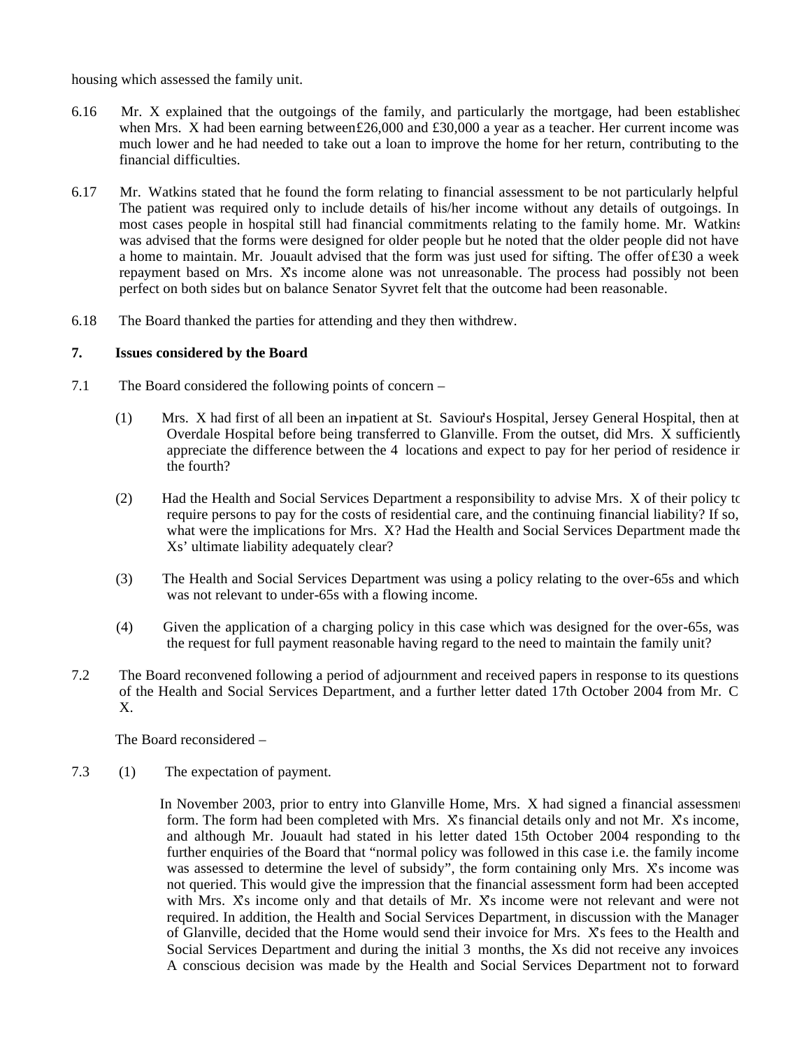housing which assessed the family unit.

6.16 Mr. X explained that the outgoings of the family, and particularly the mortgage, had been established when Mrs. X had been earning between £26,000 and £30,000 a year as a teacher. Her current income was much lower and he had needed to take out a loan to improve the home for her return, contributing to the financial difficulties.

6.17 Mr. Watkins stated that he found the form relating to financial assessment to be not particularly helpful. The patient was required only to include details of his/her income without any details of outgoings. In most cases people in hospital still had financial commitments relating to the family home. Mr. Watkins was advised that the forms were designed for older people but he noted that the older people did not have a home to maintain. Mr. Jouault advised that the form was just used for sifting. The offer of £30 a week repayment based on Mrs. X's income alone was not unreasonable. The process had possibly not been perfect on both sides but on balance Senator Syvret felt that the outcome had been reasonable.

6.18 The Board thanked the parties for attending and they then withdrew.

**7. Issues considered by the Board**

7.1 The Board considered the following points of concern –

(1) Mrs. X had first of all been an in-patient at St. Saviour's Hospital, Jersey General Hospital, then at Overdale Hospital before being transferred to Glanville. From the outset, did Mrs. X sufficiently appreciate the difference between the 4 locations and expect to pay for her period of residence in the fourth?

(2) Had the Health and Social Services Department a responsibility to advise Mrs. X of their policy to require persons to pay for the costs of residential care, and the continuing financial liability? If so, what were the implications for Mrs. X? Had the Health and Social Services Department made the Xs' ultimate liability adequately clear?

(3) The Health and Social Services Department was using a policy relating to the over-65s and which was not relevant to under-65s with a flowing income.

(4) Given the application of a charging policy in this case which was designed for the over-65s, was the request for full payment reasonable having regard to the need to maintain the family unit?

7.2 The Board reconvened following a period of adjournment and received papers in response to its questions of the Health and Social Services Department, and a further letter dated 17th October 2004 from Mr. C X.

The Board reconsidered –

7.3 (1) The expectation of payment.

In November 2003, prior to entry into Glanville Home, Mrs. X had signed a financial assessment form. The form had been completed with Mrs. X's financial details only and not Mr. X's income, and although Mr. Jouault had stated in his letter dated 15th October 2004 responding to the further enquiries of the Board that "normal policy was followed in this case i.e. the family income was assessed to determine the level of subsidy", the form containing only Mrs. X's income was not queried. This would give the impression that the financial assessment form had been accepted with Mrs. X's income only and that details of Mr. X's income were not relevant and were not required. In addition, the Health and Social Services Department, in discussion with the Manager of Glanville, decided that the Home would send their invoice for Mrs. X's fees to the Health and Social Services Department and during the initial 3 months, the Xs did not receive any invoices. A conscious decision was made by the Health and Social Services Department not to forward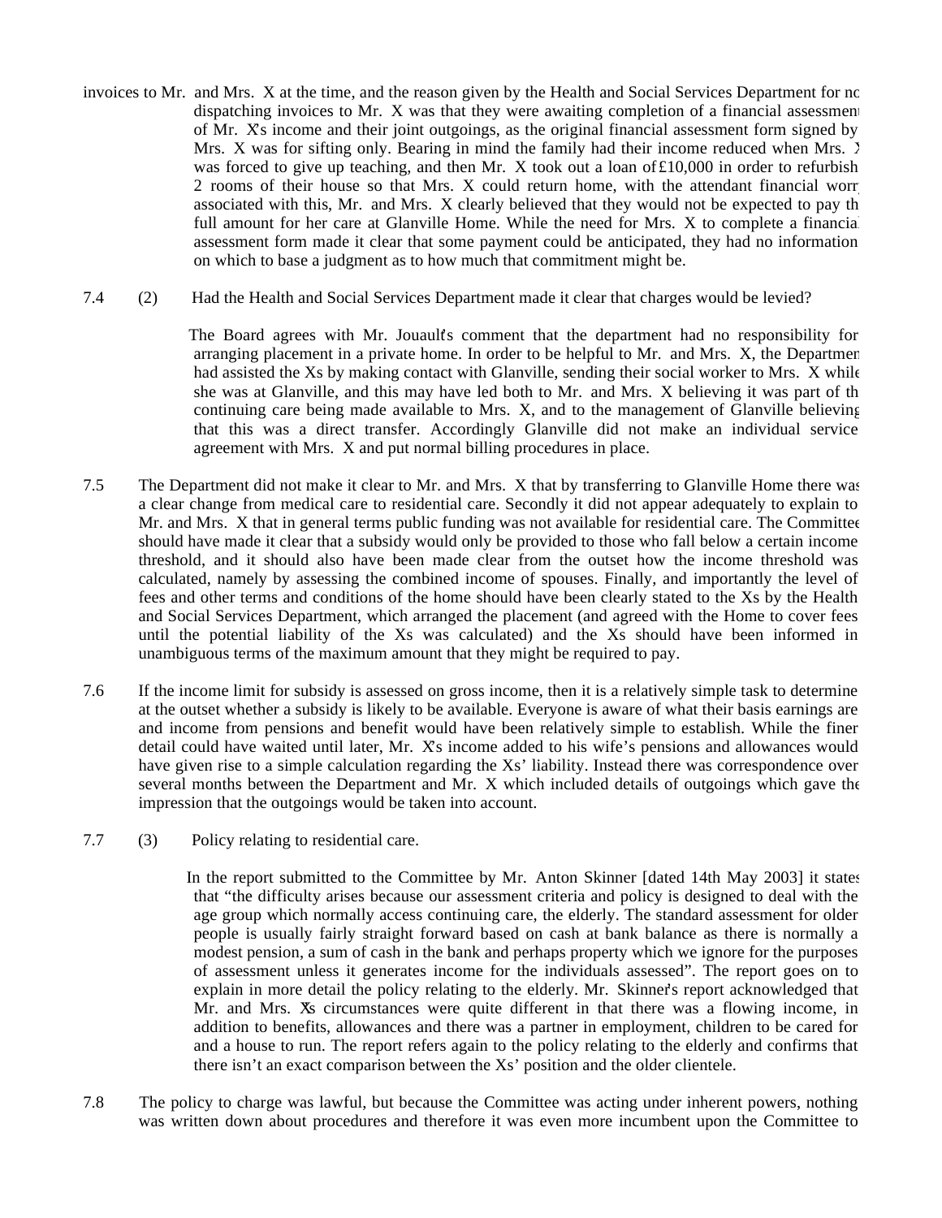invoices to Mr. and Mrs. X at the time, and the reason given by the Health and Social Services Department for not dispatching invoices to Mr. X was that they were awaiting completion of a financial assessment of Mr. X's income and their joint outgoings, as the original financial assessment form signed by Mrs. X was for sifting only. Bearing in mind the family had their income reduced when Mrs. X was forced to give up teaching, and then Mr. X took out a loan of £10,000 in order to refurbish 2 rooms of their house so that Mrs. X could return home, with the attendant financial worry associated with this, Mr. and Mrs. X clearly believed that they would not be expected to pay the full amount for her care at Glanville Home. While the need for Mrs. X to complete a financial assessment form made it clear that some payment could be anticipated, they had no information on which to base a judgment as to how much that commitment might be.

7.4 (2) Had the Health and Social Services Department made it clear that charges would be levied?

The Board agrees with Mr. Jouault's comment that the department had no responsibility for arranging placement in a private home. In order to be helpful to Mr. and Mrs. X, the Department had assisted the Xs by making contact with Glanville, sending their social worker to Mrs. X while she was at Glanville, and this may have led both to Mr. and Mrs. X believing it was part of the continuing care being made available to Mrs. X, and to the management of Glanville believing that this was a direct transfer. Accordingly Glanville did not make an individual service agreement with Mrs. X and put normal billing procedures in place.

7.5 The Department did not make it clear to Mr. and Mrs. X that by transferring to Glanville Home there was a clear change from medical care to residential care. Secondly it did not appear adequately to explain to Mr. and Mrs. X that in general terms public funding was not available for residential care. The Committee should have made it clear that a subsidy would only be provided to those who fall below a certain income threshold, and it should also have been made clear from the outset how the income threshold was calculated, namely by assessing the combined income of spouses. Finally, and importantly the level of fees and other terms and conditions of the home should have been clearly stated to the Xs by the Health and Social Services Department, which arranged the placement (and agreed with the Home to cover fees until the potential liability of the Xs was calculated) and the Xs should have been informed in unambiguous terms of the maximum amount that they might be required to pay.

7.6 If the income limit for subsidy is assessed on gross income, then it is a relatively simple task to determine at the outset whether a subsidy is likely to be available. Everyone is aware of what their basis earnings are and income from pensions and benefit would have been relatively simple to establish. While the finer detail could have waited until later, Mr. X's income added to his wife's pensions and allowances would have given rise to a simple calculation regarding the Xs' liability. Instead there was correspondence over several months between the Department and Mr. X which included details of outgoings which gave the impression that the outgoings would be taken into account.

7.7 (3) Policy relating to residential care.

In the report submitted to the Committee by Mr. Anton Skinner [dated 14th May 2003] it states that "the difficulty arises because our assessment criteria and policy is designed to deal with the age group which normally access continuing care, the elderly. The standard assessment for older people is usually fairly straight forward based on cash at bank balance as there is normally a modest pension, a sum of cash in the bank and perhaps property which we ignore for the purposes of assessment unless it generates income for the individuals assessed". The report goes on to explain in more detail the policy relating to the elderly. Mr. Skinner's report acknowledged that Mr. and Mrs. X's circumstances were quite different in that there was a flowing income, in addition to benefits, allowances and there was a partner in employment, children to be cared for and a house to run. The report refers again to the policy relating to the elderly and confirms that there isn't an exact comparison between the Xs' position and the older clientele.

7.8 The policy to charge was lawful, but because the Committee was acting under inherent powers, nothing was written down about procedures and therefore it was even more incumbent upon the Committee to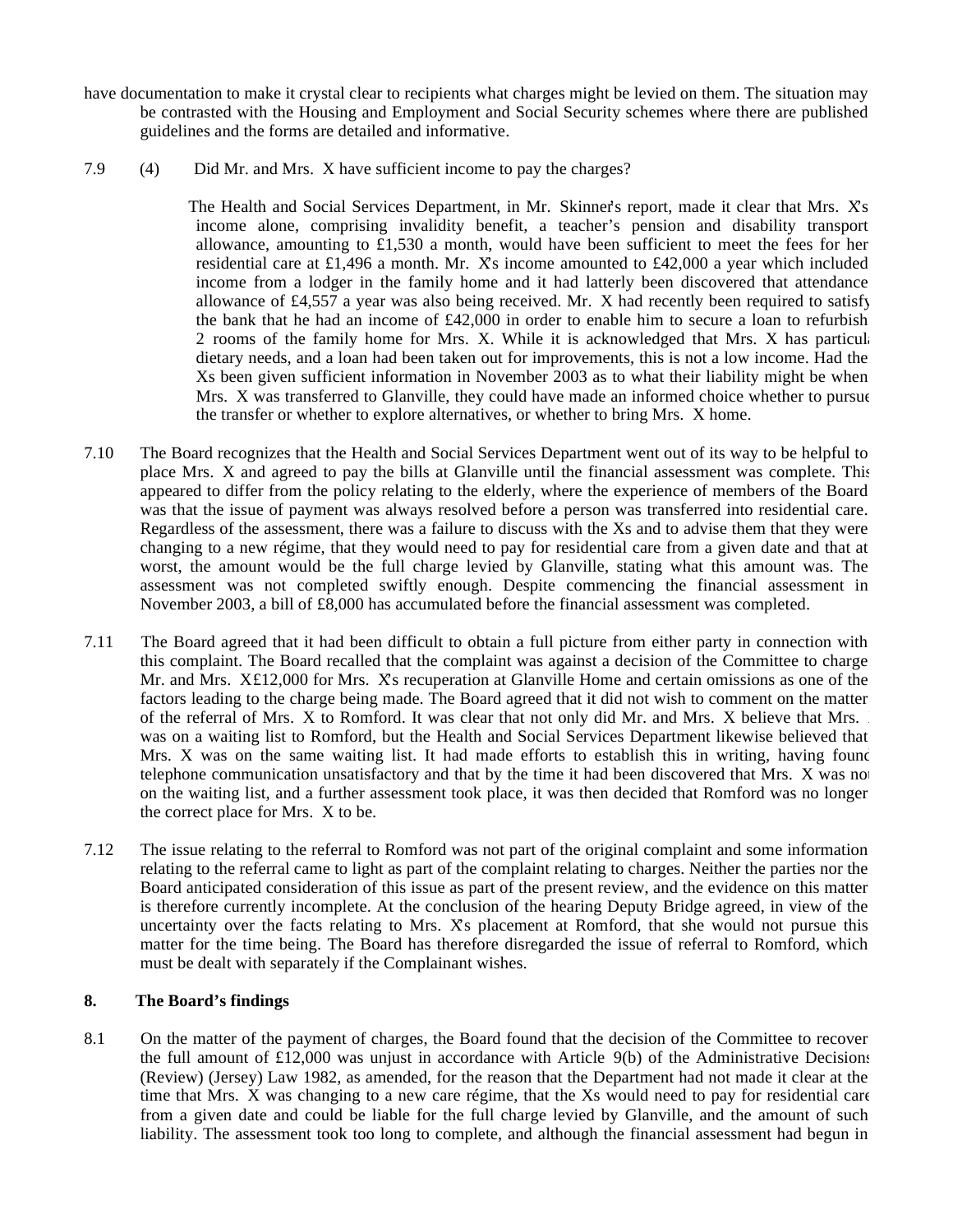have documentation to make it crystal clear to recipients what charges might be levied on them. The situation may be contrasted with the Housing and Employment and Social Security schemes where there are published guidelines and the forms are detailed and informative.

7.9 (4) Did Mr. and Mrs. X have sufficient income to pay the charges?

The Health and Social Services Department, in Mr. Skinner's report, made it clear that Mrs. X's income alone, comprising invalidity benefit, a teacher's pension and disability transport allowance, amounting to £1,530 a month, would have been sufficient to meet the fees for her residential care at £1,496 a month. Mr. X's income amounted to £42,000 a year which included income from a lodger in the family home and it had latterly been discovered that attendance allowance of £4,557 a year was also being received. Mr. X had recently been required to satisfy the bank that he had an income of £42,000 in order to enable him to secure a loan to refurbish 2 rooms of the family home for Mrs. X. While it is acknowledged that Mrs. X has particular dietary needs, and a loan had been taken out for improvements, this is not a low income. Had the Xs been given sufficient information in November 2003 as to what their liability might be when Mrs. X was transferred to Glanville, they could have made an informed choice whether to pursue the transfer or whether to explore alternatives, or whether to bring Mrs. X home.

7.10 The Board recognizes that the Health and Social Services Department went out of its way to be helpful to place Mrs. X and agreed to pay the bills at Glanville until the financial assessment was complete. This appeared to differ from the policy relating to the elderly, where the experience of members of the Board was that the issue of payment was always resolved before a person was transferred into residential care. Regardless of the assessment, there was a failure to discuss with the Xs and to advise them that they were changing to a new régime, that they would need to pay for residential care from a given date and that at worst, the amount would be the full charge levied by Glanville, stating what this amount was. The assessment was not completed swiftly enough. Despite commencing the financial assessment in November 2003, a bill of £8,000 has accumulated before the financial assessment was completed.

7.11 The Board agreed that it had been difficult to obtain a full picture from either party in connection with this complaint. The Board recalled that the complaint was against a decision of the Committee to charge Mr. and Mrs. X £12,000 for Mrs. X's recuperation at Glanville Home and certain omissions as one of the factors leading to the charge being made. The Board agreed that it did not wish to comment on the matter of the referral of Mrs. X to Romford. It was clear that not only did Mr. and Mrs. X believe that Mrs. X was on a waiting list to Romford, but the Health and Social Services Department likewise believed that Mrs. X was on the same waiting list. It had made efforts to establish this in writing, having found telephone communication unsatisfactory and that by the time it had been discovered that Mrs. X was not on the waiting list, and a further assessment took place, it was then decided that Romford was no longer the correct place for Mrs. X to be.

7.12 The issue relating to the referral to Romford was not part of the original complaint and some information relating to the referral came to light as part of the complaint relating to charges. Neither the parties nor the Board anticipated consideration of this issue as part of the present review, and the evidence on this matter is therefore currently incomplete. At the conclusion of the hearing Deputy Bridge agreed, in view of the uncertainty over the facts relating to Mrs. X's placement at Romford, that she would not pursue this matter for the time being. The Board has therefore disregarded the issue of referral to Romford, which must be dealt with separately if the Complainant wishes.

## 8. The Board's findings

8.1 On the matter of the payment of charges, the Board found that the decision of the Committee to recover the full amount of £12,000 was unjust in accordance with Article 9(b) of the Administrative Decisions (Review) (Jersey) Law 1982, as amended, for the reason that the Department had not made it clear at the time that Mrs. X was changing to a new care régime, that the Xs would need to pay for residential care from a given date and could be liable for the full charge levied by Glanville, and the amount of such liability. The assessment took too long to complete, and although the financial assessment had begun in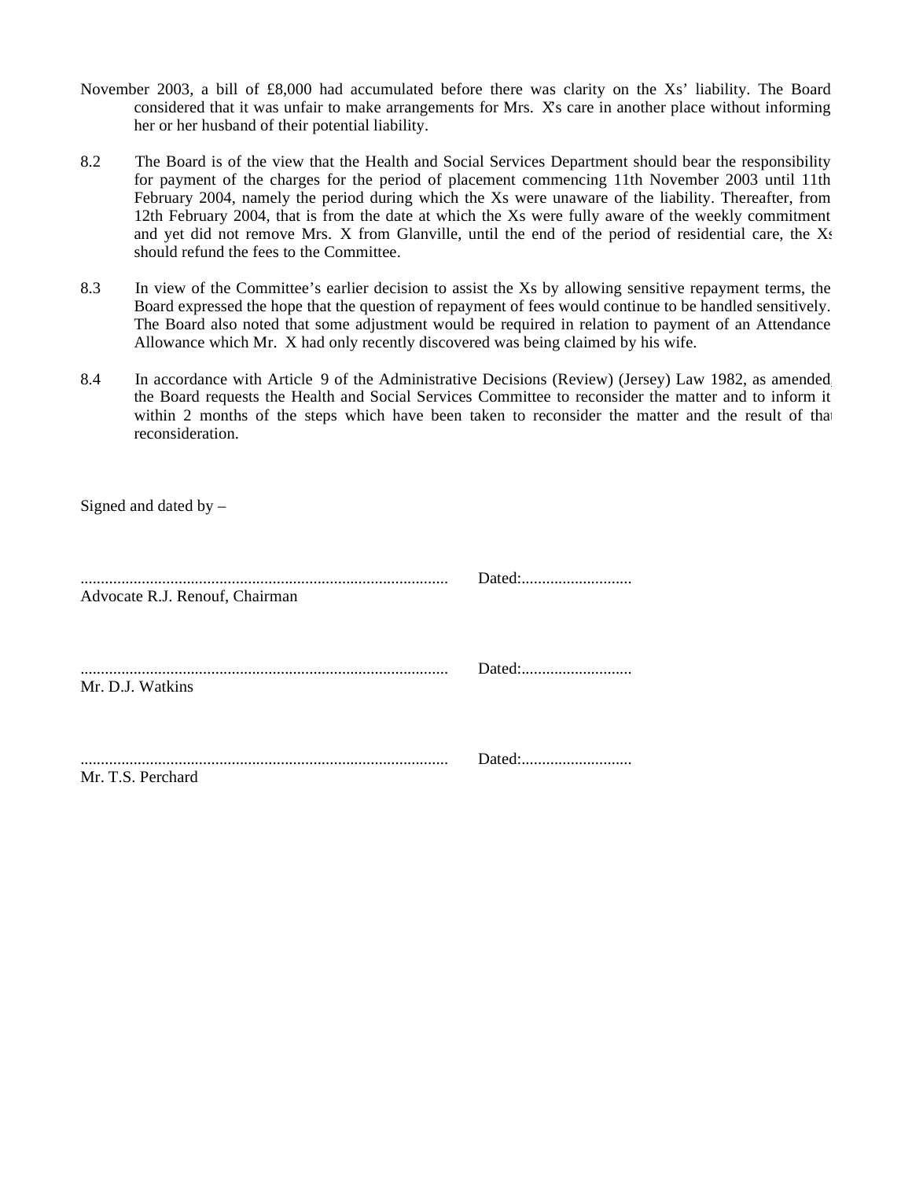November 2003, a bill of £8,000 had accumulated before there was clarity on the Xs' liability. The Board considered that it was unfair to make arrangements for Mrs. X's care in another place without informing her or her husband of their potential liability.

8.2 The Board is of the view that the Health and Social Services Department should bear the responsibility for payment of the charges for the period of placement commencing 11th November 2003 until 11th February 2004, namely the period during which the Xs were unaware of the liability. Thereafter, from 12th February 2004, that is from the date at which the Xs were fully aware of the weekly commitment and yet did not remove Mrs. X from Glanville, until the end of the period of residential care, the Xs should refund the fees to the Committee.

8.3 In view of the Committee's earlier decision to assist the Xs by allowing sensitive repayment terms, the Board expressed the hope that the question of repayment of fees would continue to be handled sensitively. The Board also noted that some adjustment would be required in relation to payment of an Attendance Allowance which Mr. X had only recently discovered was being claimed by his wife.

8.4 In accordance with Article 9 of the Administrative Decisions (Review) (Jersey) Law 1982, as amended, the Board requests the Health and Social Services Committee to reconsider the matter and to inform it within 2 months of the steps which have been taken to reconsider the matter and the result of that reconsideration.

Signed and dated by –

.......................................................................................... Dated:...........................
Advocate R.J. Renouf, Chairman

.......................................................................................... Dated:...........................
Mr. D.J. Watkins

.......................................................................................... Dated:...........................
Mr. T.S. Perchard